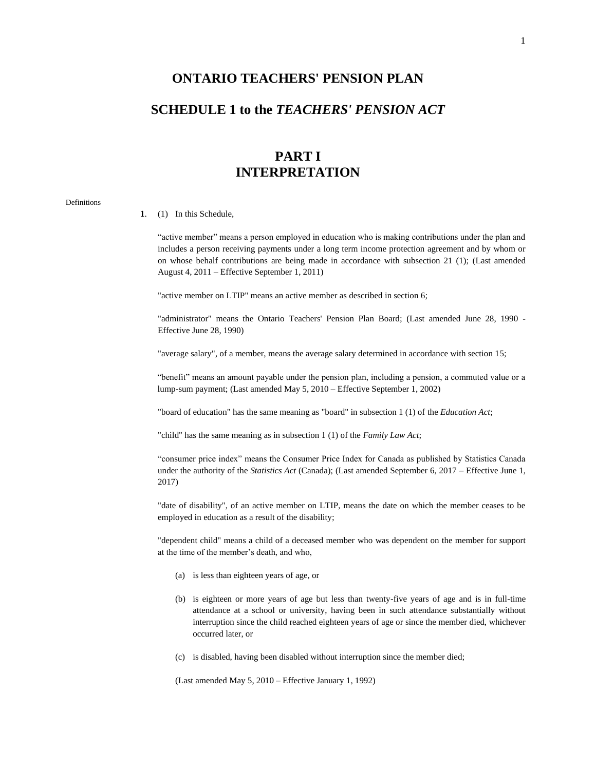# ONTARIO TEACHERS' PENSION PLAN

## SCHEDULE 1 to the *TEACHERS' PENSION ACT*

## PART I
## INTERPRETATION

Definitions

**1**. (1) In this Schedule,

"active member" means a person employed in education who is making contributions under the plan and includes a person receiving payments under a long term income protection agreement and by whom or on whose behalf contributions are being made in accordance with subsection 21 (1); (Last amended August 4, 2011 – Effective September 1, 2011)

"active member on LTIP" means an active member as described in section 6;

"administrator" means the Ontario Teachers' Pension Plan Board; (Last amended June 28, 1990 - Effective June 28, 1990)

"average salary", of a member, means the average salary determined in accordance with section 15;

"benefit" means an amount payable under the pension plan, including a pension, a commuted value or a lump-sum payment; (Last amended May 5, 2010 – Effective September 1, 2002)

"board of education" has the same meaning as "board" in subsection 1 (1) of the *Education Act*;

"child" has the same meaning as in subsection 1 (1) of the *Family Law Act*;

"consumer price index" means the Consumer Price Index for Canada as published by Statistics Canada under the authority of the *Statistics Act* (Canada); (Last amended September 6, 2017 – Effective June 1, 2017)

"date of disability", of an active member on LTIP, means the date on which the member ceases to be employed in education as a result of the disability;

"dependent child" means a child of a deceased member who was dependent on the member for support at the time of the member's death, and who,

(a) is less than eighteen years of age, or

(b) is eighteen or more years of age but less than twenty-five years of age and is in full-time attendance at a school or university, having been in such attendance substantially without interruption since the child reached eighteen years of age or since the member died, whichever occurred later, or

(c) is disabled, having been disabled without interruption since the member died;

(Last amended May 5, 2010 – Effective January 1, 1992)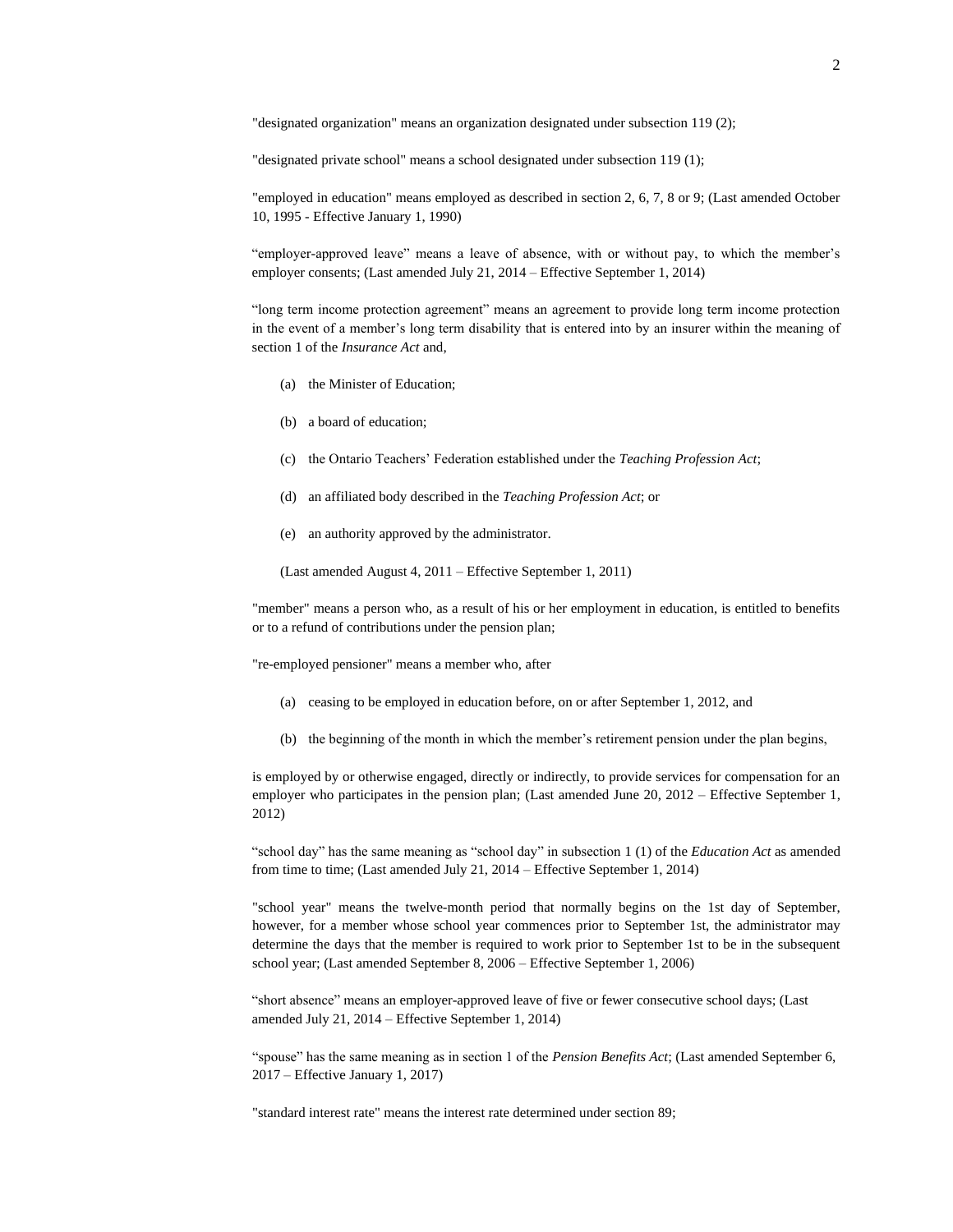"designated organization" means an organization designated under subsection 119 (2);

"designated private school" means a school designated under subsection 119 (1);

"employed in education" means employed as described in section 2, 6, 7, 8 or 9; (Last amended October 10, 1995 - Effective January 1, 1990)

"employer-approved leave" means a leave of absence, with or without pay, to which the member's employer consents; (Last amended July 21, 2014 – Effective September 1, 2014)

"long term income protection agreement" means an agreement to provide long term income protection in the event of a member's long term disability that is entered into by an insurer within the meaning of section 1 of the *Insurance Act* and,

(a) the Minister of Education;

(b) a board of education;

(c) the Ontario Teachers' Federation established under the *Teaching Profession Act*;

(d) an affiliated body described in the *Teaching Profession Act*; or

(e) an authority approved by the administrator.

(Last amended August 4, 2011 – Effective September 1, 2011)

"member" means a person who, as a result of his or her employment in education, is entitled to benefits or to a refund of contributions under the pension plan;

"re-employed pensioner" means a member who, after

(a) ceasing to be employed in education before, on or after September 1, 2012, and

(b) the beginning of the month in which the member's retirement pension under the plan begins,

is employed by or otherwise engaged, directly or indirectly, to provide services for compensation for an employer who participates in the pension plan; (Last amended June 20, 2012 – Effective September 1, 2012)

"school day" has the same meaning as "school day" in subsection 1 (1) of the *Education Act* as amended from time to time; (Last amended July 21, 2014 – Effective September 1, 2014)

"school year" means the twelve-month period that normally begins on the 1st day of September, however, for a member whose school year commences prior to September 1st, the administrator may determine the days that the member is required to work prior to September 1st to be in the subsequent school year; (Last amended September 8, 2006 – Effective September 1, 2006)

"short absence" means an employer-approved leave of five or fewer consecutive school days; (Last amended July 21, 2014 – Effective September 1, 2014)

"spouse" has the same meaning as in section 1 of the *Pension Benefits Act*; (Last amended September 6, 2017 – Effective January 1, 2017)

"standard interest rate" means the interest rate determined under section 89;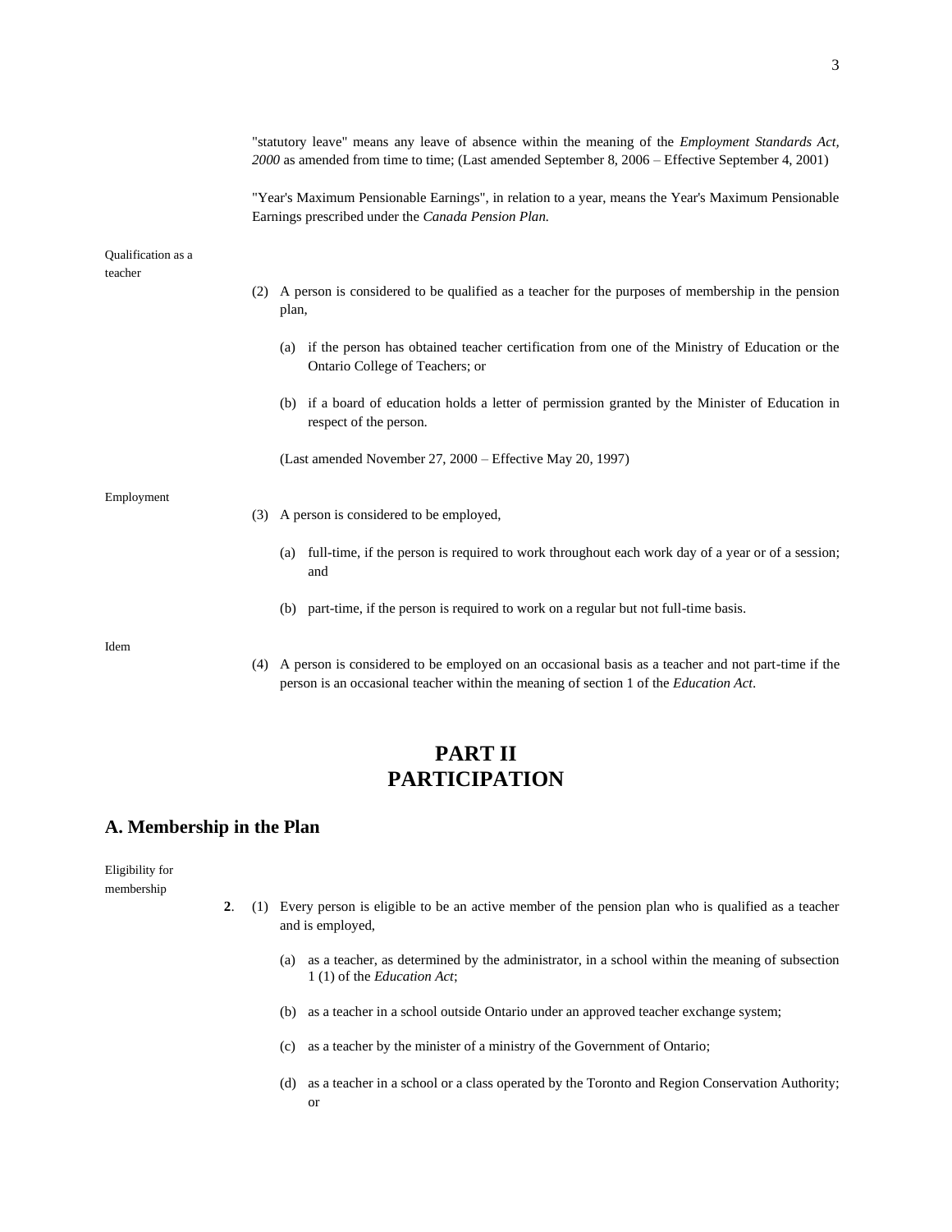"statutory leave" means any leave of absence within the meaning of the *Employment Standards Act, 2000* as amended from time to time; (Last amended September 8, 2006 – Effective September 4, 2001)

"Year's Maximum Pensionable Earnings", in relation to a year, means the Year's Maximum Pensionable Earnings prescribed under the *Canada Pension Plan.*

Qualification as a teacher

(2) A person is considered to be qualified as a teacher for the purposes of membership in the pension plan,

(a) if the person has obtained teacher certification from one of the Ministry of Education or the Ontario College of Teachers; or

(b) if a board of education holds a letter of permission granted by the Minister of Education in respect of the person.

(Last amended November 27, 2000 – Effective May 20, 1997)

Employment

(3) A person is considered to be employed,

(a) full-time, if the person is required to work throughout each work day of a year or of a session; and

(b) part-time, if the person is required to work on a regular but not full-time basis.

Idem

(4) A person is considered to be employed on an occasional basis as a teacher and not part-time if the person is an occasional teacher within the meaning of section 1 of the *Education Act*.

# PART II
# PARTICIPATION

## A. Membership in the Plan

Eligibility for membership

**2**. (1) Every person is eligible to be an active member of the pension plan who is qualified as a teacher and is employed,

(a) as a teacher, as determined by the administrator, in a school within the meaning of subsection 1 (1) of the *Education Act*;

(b) as a teacher in a school outside Ontario under an approved teacher exchange system;

(c) as a teacher by the minister of a ministry of the Government of Ontario;

(d) as a teacher in a school or a class operated by the Toronto and Region Conservation Authority; or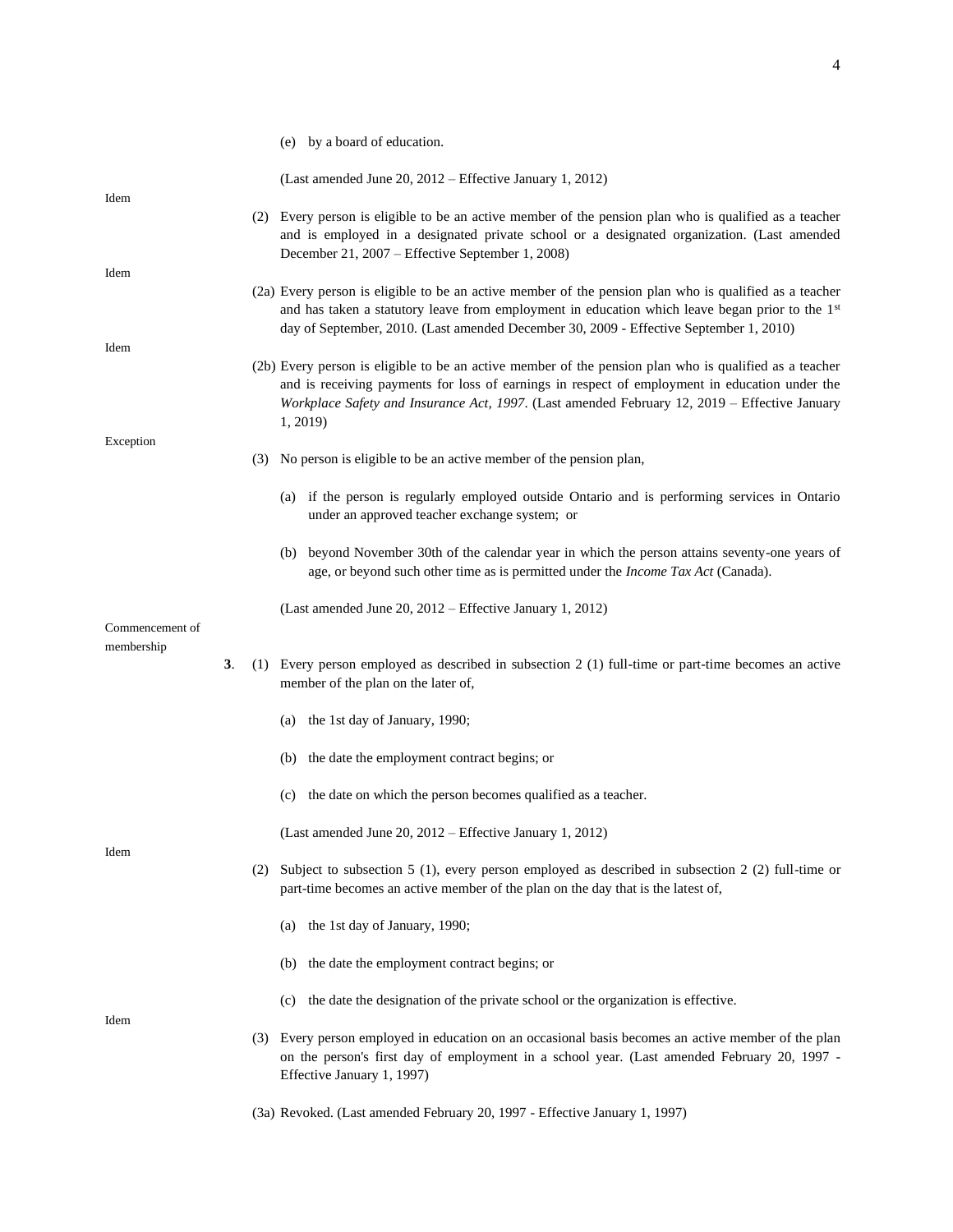(e) by a board of education.

(Last amended June 20, 2012 – Effective January 1, 2012)

Idem

(2) Every person is eligible to be an active member of the pension plan who is qualified as a teacher and is employed in a designated private school or a designated organization. (Last amended December 21, 2007 – Effective September 1, 2008)

Idem

(2a) Every person is eligible to be an active member of the pension plan who is qualified as a teacher and has taken a statutory leave from employment in education which leave began prior to the 1st day of September, 2010. (Last amended December 30, 2009 - Effective September 1, 2010)

Idem

(2b) Every person is eligible to be an active member of the pension plan who is qualified as a teacher and is receiving payments for loss of earnings in respect of employment in education under the *Workplace Safety and Insurance Act, 1997*. (Last amended February 12, 2019 – Effective January 1, 2019)

Exception

(3) No person is eligible to be an active member of the pension plan,

(a) if the person is regularly employed outside Ontario and is performing services in Ontario under an approved teacher exchange system; or

(b) beyond November 30th of the calendar year in which the person attains seventy-one years of age, or beyond such other time as is permitted under the *Income Tax Act* (Canada).

(Last amended June 20, 2012 – Effective January 1, 2012)

Commencement of membership

**3**. (1) Every person employed as described in subsection 2 (1) full-time or part-time becomes an active member of the plan on the later of,

(a) the 1st day of January, 1990;

(b) the date the employment contract begins; or

(c) the date on which the person becomes qualified as a teacher.

(Last amended June 20, 2012 – Effective January 1, 2012)

Idem

(2) Subject to subsection 5 (1), every person employed as described in subsection 2 (2) full-time or part-time becomes an active member of the plan on the day that is the latest of,

(a) the 1st day of January, 1990;

(b) the date the employment contract begins; or

(c) the date the designation of the private school or the organization is effective.

Idem

(3) Every person employed in education on an occasional basis becomes an active member of the plan on the person's first day of employment in a school year. (Last amended February 20, 1997 - Effective January 1, 1997)

(3a) Revoked. (Last amended February 20, 1997 - Effective January 1, 1997)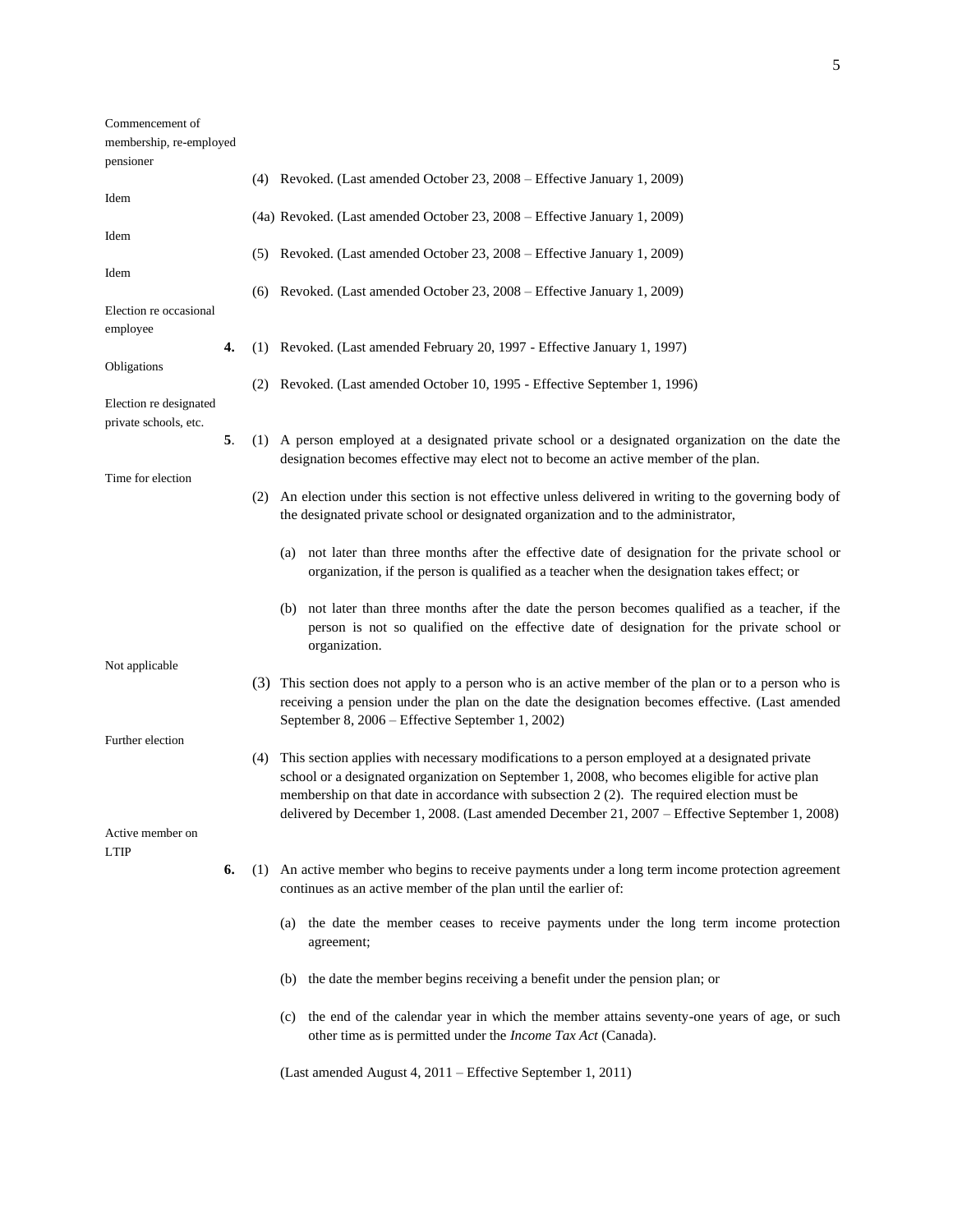Commencement of membership, re-employed pensioner

(4) Revoked. (Last amended October 23, 2008 – Effective January 1, 2009)

Idem

(4a) Revoked. (Last amended October 23, 2008 – Effective January 1, 2009)

Idem

(5) Revoked. (Last amended October 23, 2008 – Effective January 1, 2009)

Idem

(6) Revoked. (Last amended October 23, 2008 – Effective January 1, 2009)

Election re occasional employee

**4.** (1) Revoked. (Last amended February 20, 1997 - Effective January 1, 1997)

Obligations

(2) Revoked. (Last amended October 10, 1995 - Effective September 1, 1996)

Election re designated private schools, etc.

**5**. (1) A person employed at a designated private school or a designated organization on the date the designation becomes effective may elect not to become an active member of the plan.

Time for election

(2) An election under this section is not effective unless delivered in writing to the governing body of the designated private school or designated organization and to the administrator,

(a) not later than three months after the effective date of designation for the private school or organization, if the person is qualified as a teacher when the designation takes effect; or

(b) not later than three months after the date the person becomes qualified as a teacher, if the person is not so qualified on the effective date of designation for the private school or organization.

Not applicable

(3) This section does not apply to a person who is an active member of the plan or to a person who is receiving a pension under the plan on the date the designation becomes effective. (Last amended September 8, 2006 – Effective September 1, 2002)

Further election

(4) This section applies with necessary modifications to a person employed at a designated private school or a designated organization on September 1, 2008, who becomes eligible for active plan membership on that date in accordance with subsection 2 (2). The required election must be delivered by December 1, 2008. (Last amended December 21, 2007 – Effective September 1, 2008)

Active member on LTIP

**6.** (1) An active member who begins to receive payments under a long term income protection agreement continues as an active member of the plan until the earlier of:

(a) the date the member ceases to receive payments under the long term income protection agreement;

(b) the date the member begins receiving a benefit under the pension plan; or

(c) the end of the calendar year in which the member attains seventy-one years of age, or such other time as is permitted under the *Income Tax Act* (Canada).

(Last amended August 4, 2011 – Effective September 1, 2011)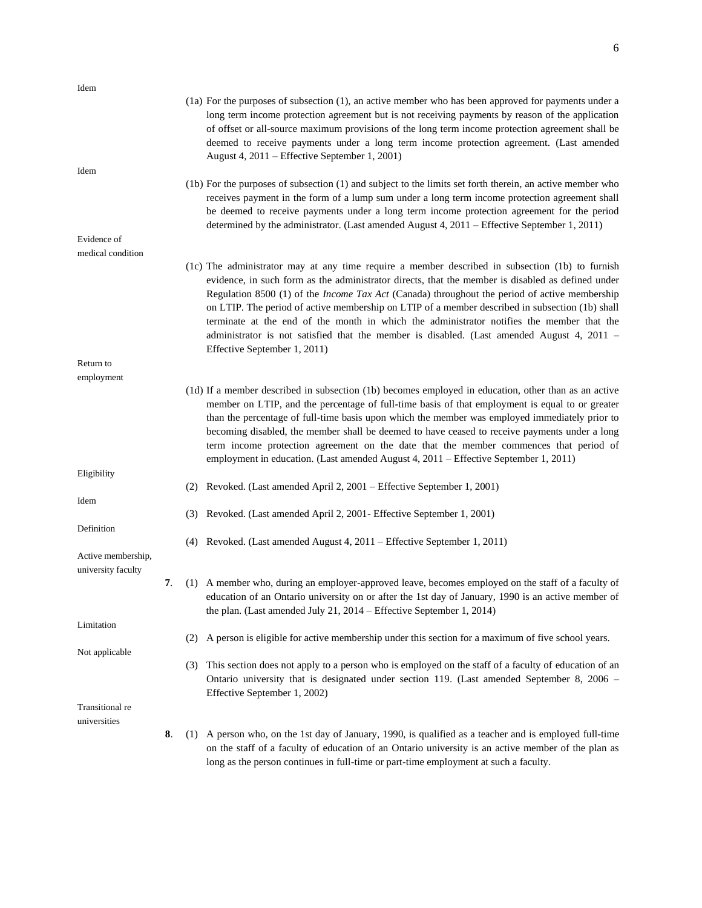Idem

(1a) For the purposes of subsection (1), an active member who has been approved for payments under a long term income protection agreement but is not receiving payments by reason of the application of offset or all-source maximum provisions of the long term income protection agreement shall be deemed to receive payments under a long term income protection agreement. (Last amended August 4, 2011 – Effective September 1, 2001)

Idem

(1b) For the purposes of subsection (1) and subject to the limits set forth therein, an active member who receives payment in the form of a lump sum under a long term income protection agreement shall be deemed to receive payments under a long term income protection agreement for the period determined by the administrator. (Last amended August 4, 2011 – Effective September 1, 2011)

Evidence of medical condition

(1c) The administrator may at any time require a member described in subsection (1b) to furnish evidence, in such form as the administrator directs, that the member is disabled as defined under Regulation 8500 (1) of the *Income Tax Act* (Canada) throughout the period of active membership on LTIP. The period of active membership on LTIP of a member described in subsection (1b) shall terminate at the end of the month in which the administrator notifies the member that the administrator is not satisfied that the member is disabled. (Last amended August 4, 2011 – Effective September 1, 2011)

Return to employment

(1d) If a member described in subsection (1b) becomes employed in education, other than as an active member on LTIP, and the percentage of full-time basis of that employment is equal to or greater than the percentage of full-time basis upon which the member was employed immediately prior to becoming disabled, the member shall be deemed to have ceased to receive payments under a long term income protection agreement on the date that the member commences that period of employment in education. (Last amended August 4, 2011 – Effective September 1, 2011)

Eligibility

(2) Revoked. (Last amended April 2, 2001 – Effective September 1, 2001)

Idem

(3) Revoked. (Last amended April 2, 2001- Effective September 1, 2001)

Definition

(4) Revoked. (Last amended August 4, 2011 – Effective September 1, 2011)

Active membership, university faculty

**7**. (1) A member who, during an employer-approved leave, becomes employed on the staff of a faculty of education of an Ontario university on or after the 1st day of January, 1990 is an active member of the plan. (Last amended July 21, 2014 – Effective September 1, 2014)

Limitation

(2) A person is eligible for active membership under this section for a maximum of five school years.

Not applicable

(3) This section does not apply to a person who is employed on the staff of a faculty of education of an Ontario university that is designated under section 119. (Last amended September 8, 2006 – Effective September 1, 2002)

Transitional re universities

**8**. (1) A person who, on the 1st day of January, 1990, is qualified as a teacher and is employed full-time on the staff of a faculty of education of an Ontario university is an active member of the plan as long as the person continues in full-time or part-time employment at such a faculty.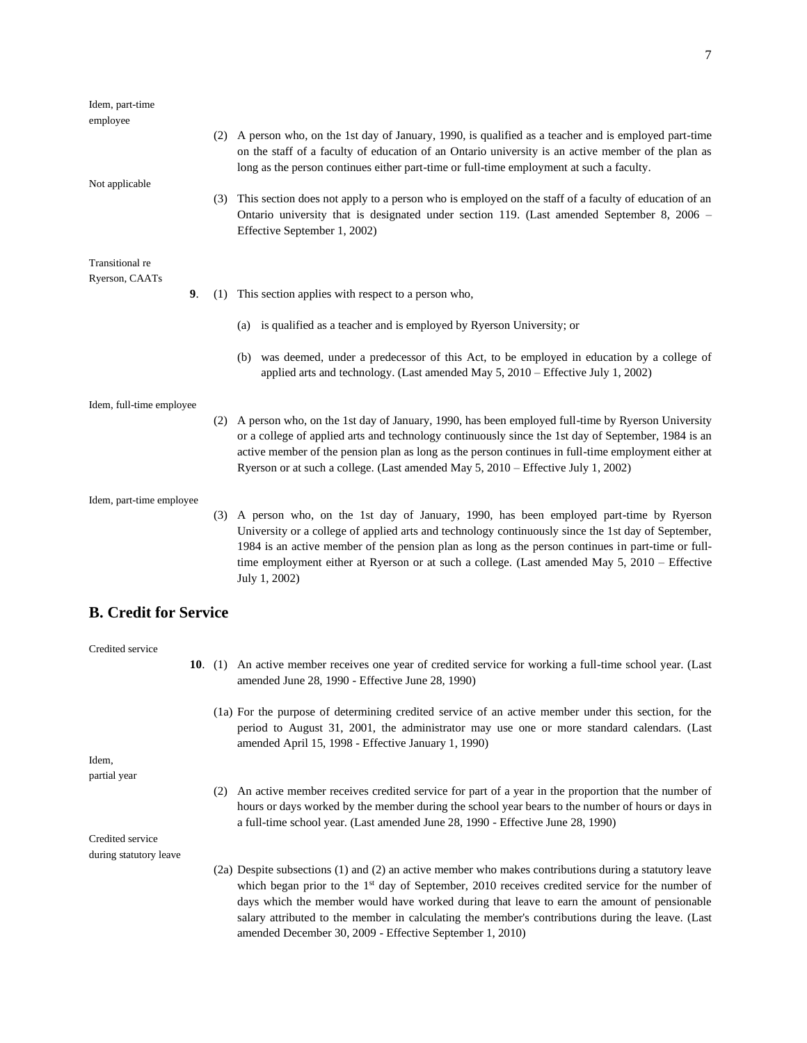Idem, part-time employee

(2) A person who, on the 1st day of January, 1990, is qualified as a teacher and is employed part-time on the staff of a faculty of education of an Ontario university is an active member of the plan as long as the person continues either part-time or full-time employment at such a faculty.

Not applicable

(3) This section does not apply to a person who is employed on the staff of a faculty of education of an Ontario university that is designated under section 119. (Last amended September 8, 2006 – Effective September 1, 2002)

Transitional re Ryerson, CAATs

**9**. (1) This section applies with respect to a person who,

(a) is qualified as a teacher and is employed by Ryerson University; or

(b) was deemed, under a predecessor of this Act, to be employed in education by a college of applied arts and technology. (Last amended May 5, 2010 – Effective July 1, 2002)

Idem, full-time employee

(2) A person who, on the 1st day of January, 1990, has been employed full-time by Ryerson University or a college of applied arts and technology continuously since the 1st day of September, 1984 is an active member of the pension plan as long as the person continues in full-time employment either at Ryerson or at such a college. (Last amended May 5, 2010 – Effective July 1, 2002)

Idem, part-time employee

(3) A person who, on the 1st day of January, 1990, has been employed part-time by Ryerson University or a college of applied arts and technology continuously since the 1st day of September, 1984 is an active member of the pension plan as long as the person continues in part-time or full-time employment either at Ryerson or at such a college. (Last amended May 5, 2010 – Effective July 1, 2002)

## B. Credit for Service

Credited service

**10**. (1) An active member receives one year of credited service for working a full-time school year. (Last amended June 28, 1990 - Effective June 28, 1990)

(1a) For the purpose of determining credited service of an active member under this section, for the period to August 31, 2001, the administrator may use one or more standard calendars. (Last amended April 15, 1998 - Effective January 1, 1990)

Idem, partial year

(2) An active member receives credited service for part of a year in the proportion that the number of hours or days worked by the member during the school year bears to the number of hours or days in a full-time school year. (Last amended June 28, 1990 - Effective June 28, 1990)

Credited service during statutory leave

(2a) Despite subsections (1) and (2) an active member who makes contributions during a statutory leave which began prior to the 1st day of September, 2010 receives credited service for the number of days which the member would have worked during that leave to earn the amount of pensionable salary attributed to the member in calculating the member's contributions during the leave. (Last amended December 30, 2009 - Effective September 1, 2010)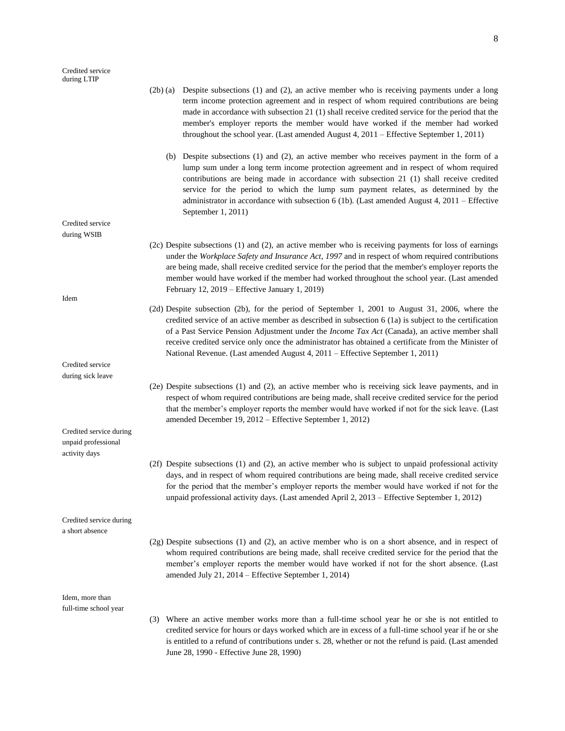Credited service during LTIP

(2b) (a) Despite subsections (1) and (2), an active member who is receiving payments under a long term income protection agreement and in respect of whom required contributions are being made in accordance with subsection 21 (1) shall receive credited service for the period that the member's employer reports the member would have worked if the member had worked throughout the school year. (Last amended August 4, 2011 – Effective September 1, 2011)

(b) Despite subsections (1) and (2), an active member who receives payment in the form of a lump sum under a long term income protection agreement and in respect of whom required contributions are being made in accordance with subsection 21 (1) shall receive credited service for the period to which the lump sum payment relates, as determined by the administrator in accordance with subsection 6 (1b). (Last amended August 4, 2011 – Effective September 1, 2011)

Credited service during WSIB

(2c) Despite subsections (1) and (2), an active member who is receiving payments for loss of earnings under the *Workplace Safety and Insurance Act, 1997* and in respect of whom required contributions are being made, shall receive credited service for the period that the member's employer reports the member would have worked if the member had worked throughout the school year. (Last amended February 12, 2019 – Effective January 1, 2019)

Idem

(2d) Despite subsection (2b), for the period of September 1, 2001 to August 31, 2006, where the credited service of an active member as described in subsection 6 (1a) is subject to the certification of a Past Service Pension Adjustment under the *Income Tax Act* (Canada), an active member shall receive credited service only once the administrator has obtained a certificate from the Minister of National Revenue. (Last amended August 4, 2011 – Effective September 1, 2011)

Credited service during sick leave

(2e) Despite subsections (1) and (2), an active member who is receiving sick leave payments, and in respect of whom required contributions are being made, shall receive credited service for the period that the member's employer reports the member would have worked if not for the sick leave. (Last amended December 19, 2012 – Effective September 1, 2012)

Credited service during unpaid professional activity days

(2f) Despite subsections (1) and (2), an active member who is subject to unpaid professional activity days, and in respect of whom required contributions are being made, shall receive credited service for the period that the member's employer reports the member would have worked if not for the unpaid professional activity days. (Last amended April 2, 2013 – Effective September 1, 2012)

Credited service during a short absence

(2g) Despite subsections (1) and (2), an active member who is on a short absence, and in respect of whom required contributions are being made, shall receive credited service for the period that the member's employer reports the member would have worked if not for the short absence. (Last amended July 21, 2014 – Effective September 1, 2014)

Idem, more than full-time school year

(3) Where an active member works more than a full-time school year he or she is not entitled to credited service for hours or days worked which are in excess of a full-time school year if he or she is entitled to a refund of contributions under s. 28, whether or not the refund is paid. (Last amended June 28, 1990 - Effective June 28, 1990)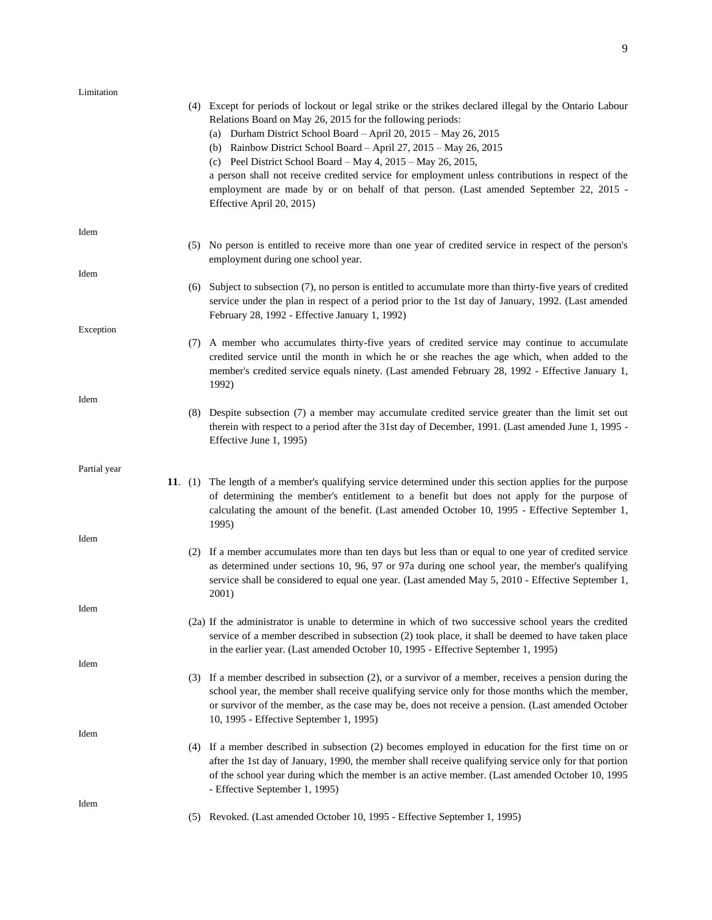Limitation

(4) Except for periods of lockout or legal strike or the strikes declared illegal by the Ontario Labour Relations Board on May 26, 2015 for the following periods:

(a) Durham District School Board – April 20, 2015 – May 26, 2015

(b) Rainbow District School Board – April 27, 2015 – May 26, 2015

(c) Peel District School Board – May 4, 2015 – May 26, 2015,

a person shall not receive credited service for employment unless contributions in respect of the employment are made by or on behalf of that person. (Last amended September 22, 2015 - Effective April 20, 2015)

Idem

(5) No person is entitled to receive more than one year of credited service in respect of the person's employment during one school year.

Idem

(6) Subject to subsection (7), no person is entitled to accumulate more than thirty-five years of credited service under the plan in respect of a period prior to the 1st day of January, 1992. (Last amended February 28, 1992 - Effective January 1, 1992)

Exception

(7) A member who accumulates thirty-five years of credited service may continue to accumulate credited service until the month in which he or she reaches the age which, when added to the member's credited service equals ninety. (Last amended February 28, 1992 - Effective January 1, 1992)

Idem

(8) Despite subsection (7) a member may accumulate credited service greater than the limit set out therein with respect to a period after the 31st day of December, 1991. (Last amended June 1, 1995 - Effective June 1, 1995)

Partial year

**11**. (1) The length of a member's qualifying service determined under this section applies for the purpose of determining the member's entitlement to a benefit but does not apply for the purpose of calculating the amount of the benefit. (Last amended October 10, 1995 - Effective September 1, 1995)

Idem

(2) If a member accumulates more than ten days but less than or equal to one year of credited service as determined under sections 10, 96, 97 or 97a during one school year, the member's qualifying service shall be considered to equal one year. (Last amended May 5, 2010 - Effective September 1, 2001)

Idem

(2a) If the administrator is unable to determine in which of two successive school years the credited service of a member described in subsection (2) took place, it shall be deemed to have taken place in the earlier year. (Last amended October 10, 1995 - Effective September 1, 1995)

Idem

(3) If a member described in subsection (2), or a survivor of a member, receives a pension during the school year, the member shall receive qualifying service only for those months which the member, or survivor of the member, as the case may be, does not receive a pension. (Last amended October 10, 1995 - Effective September 1, 1995)

Idem

(4) If a member described in subsection (2) becomes employed in education for the first time on or after the 1st day of January, 1990, the member shall receive qualifying service only for that portion of the school year during which the member is an active member. (Last amended October 10, 1995 - Effective September 1, 1995)

Idem

(5) Revoked. (Last amended October 10, 1995 - Effective September 1, 1995)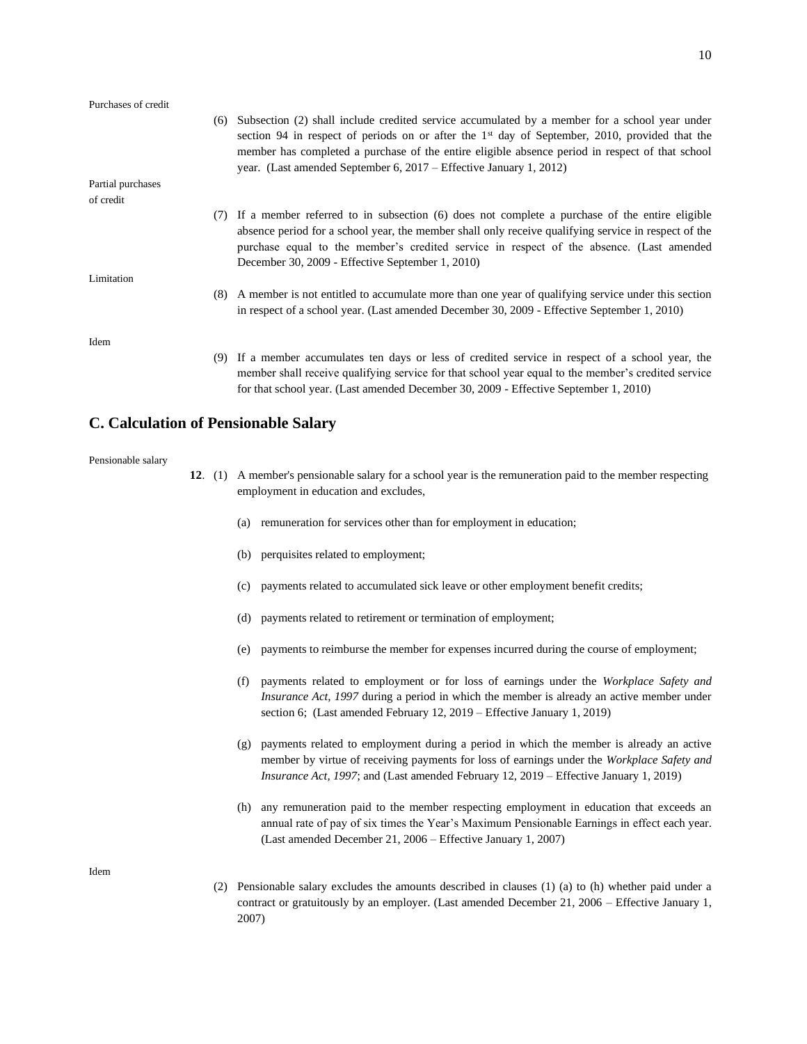Purchases of credit

(6) Subsection (2) shall include credited service accumulated by a member for a school year under section 94 in respect of periods on or after the 1st day of September, 2010, provided that the member has completed a purchase of the entire eligible absence period in respect of that school year. (Last amended September 6, 2017 – Effective January 1, 2012)

Partial purchases of credit

(7) If a member referred to in subsection (6) does not complete a purchase of the entire eligible absence period for a school year, the member shall only receive qualifying service in respect of the purchase equal to the member's credited service in respect of the absence. (Last amended December 30, 2009 - Effective September 1, 2010)

Limitation

(8) A member is not entitled to accumulate more than one year of qualifying service under this section in respect of a school year. (Last amended December 30, 2009 - Effective September 1, 2010)

Idem

(9) If a member accumulates ten days or less of credited service in respect of a school year, the member shall receive qualifying service for that school year equal to the member's credited service for that school year. (Last amended December 30, 2009 - Effective September 1, 2010)

## C. Calculation of Pensionable Salary

Pensionable salary

**12**. (1) A member's pensionable salary for a school year is the remuneration paid to the member respecting employment in education and excludes,

(a) remuneration for services other than for employment in education;

(b) perquisites related to employment;

(c) payments related to accumulated sick leave or other employment benefit credits;

(d) payments related to retirement or termination of employment;

(e) payments to reimburse the member for expenses incurred during the course of employment;

(f) payments related to employment or for loss of earnings under the *Workplace Safety and Insurance Act, 1997* during a period in which the member is already an active member under section 6; (Last amended February 12, 2019 – Effective January 1, 2019)

(g) payments related to employment during a period in which the member is already an active member by virtue of receiving payments for loss of earnings under the *Workplace Safety and Insurance Act, 1997*; and (Last amended February 12, 2019 – Effective January 1, 2019)

(h) any remuneration paid to the member respecting employment in education that exceeds an annual rate of pay of six times the Year's Maximum Pensionable Earnings in effect each year. (Last amended December 21, 2006 – Effective January 1, 2007)

Idem

(2) Pensionable salary excludes the amounts described in clauses (1) (a) to (h) whether paid under a contract or gratuitously by an employer. (Last amended December 21, 2006 – Effective January 1, 2007)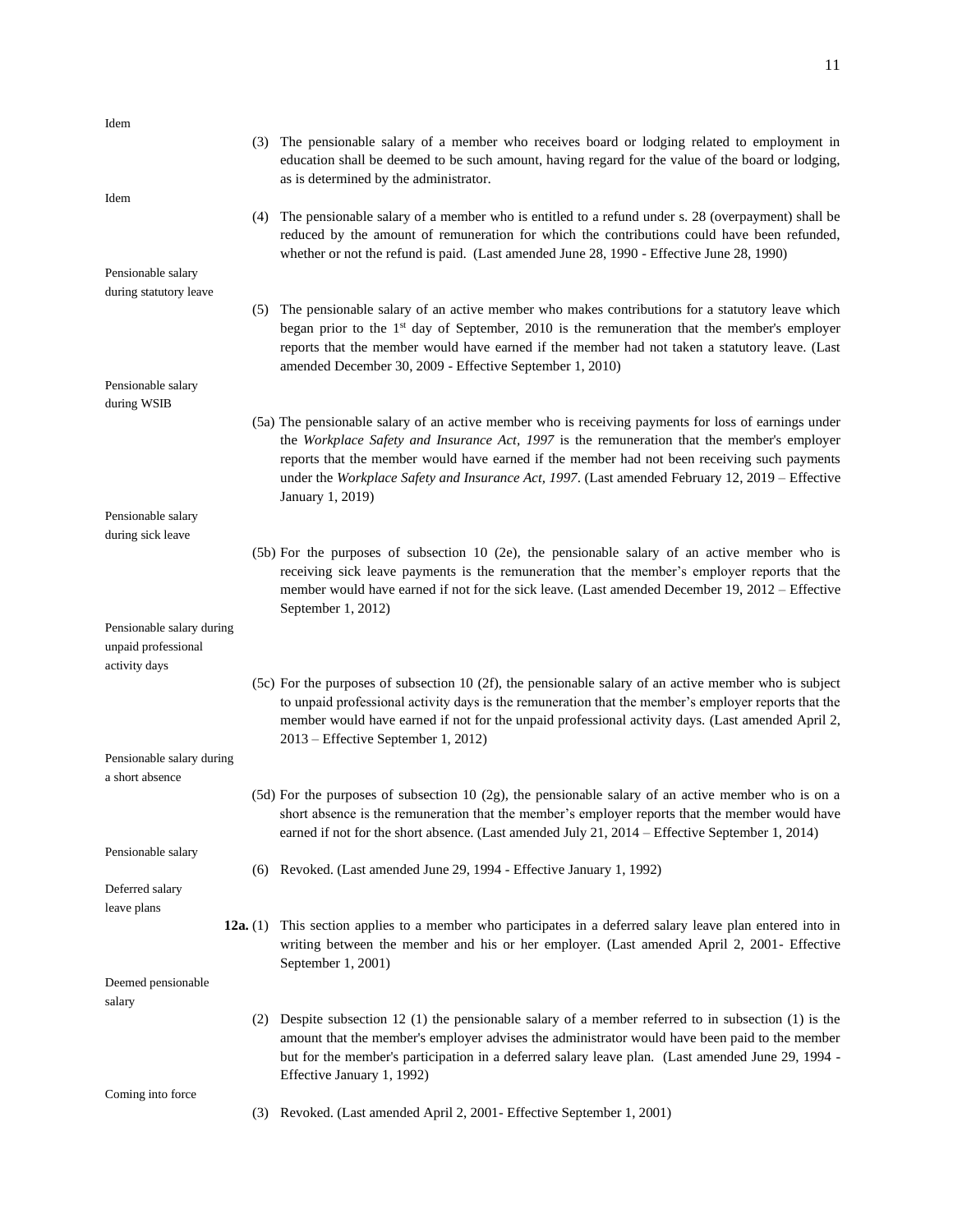Idem

(3) The pensionable salary of a member who receives board or lodging related to employment in education shall be deemed to be such amount, having regard for the value of the board or lodging, as is determined by the administrator.

Idem

(4) The pensionable salary of a member who is entitled to a refund under s. 28 (overpayment) shall be reduced by the amount of remuneration for which the contributions could have been refunded, whether or not the refund is paid. (Last amended June 28, 1990 - Effective June 28, 1990)

Pensionable salary during statutory leave

(5) The pensionable salary of an active member who makes contributions for a statutory leave which began prior to the 1st day of September, 2010 is the remuneration that the member's employer reports that the member would have earned if the member had not taken a statutory leave. (Last amended December 30, 2009 - Effective September 1, 2010)

Pensionable salary during WSIB

(5a) The pensionable salary of an active member who is receiving payments for loss of earnings under the *Workplace Safety and Insurance Act, 1997* is the remuneration that the member's employer reports that the member would have earned if the member had not been receiving such payments under the *Workplace Safety and Insurance Act, 1997*. (Last amended February 12, 2019 – Effective January 1, 2019)

Pensionable salary during sick leave

(5b) For the purposes of subsection 10 (2e), the pensionable salary of an active member who is receiving sick leave payments is the remuneration that the member's employer reports that the member would have earned if not for the sick leave. (Last amended December 19, 2012 – Effective September 1, 2012)

Pensionable salary during unpaid professional activity days

(5c) For the purposes of subsection 10 (2f), the pensionable salary of an active member who is subject to unpaid professional activity days is the remuneration that the member's employer reports that the member would have earned if not for the unpaid professional activity days. (Last amended April 2, 2013 – Effective September 1, 2012)

Pensionable salary during a short absence

(5d) For the purposes of subsection 10 (2g), the pensionable salary of an active member who is on a short absence is the remuneration that the member's employer reports that the member would have earned if not for the short absence. (Last amended July 21, 2014 – Effective September 1, 2014)

Pensionable salary

(6) Revoked. (Last amended June 29, 1994 - Effective January 1, 1992)

Deferred salary leave plans

**12a.** (1) This section applies to a member who participates in a deferred salary leave plan entered into in writing between the member and his or her employer. (Last amended April 2, 2001- Effective September 1, 2001)

Deemed pensionable salary

(2) Despite subsection 12 (1) the pensionable salary of a member referred to in subsection (1) is the amount that the member's employer advises the administrator would have been paid to the member but for the member's participation in a deferred salary leave plan. (Last amended June 29, 1994 - Effective January 1, 1992)

Coming into force

(3) Revoked. (Last amended April 2, 2001- Effective September 1, 2001)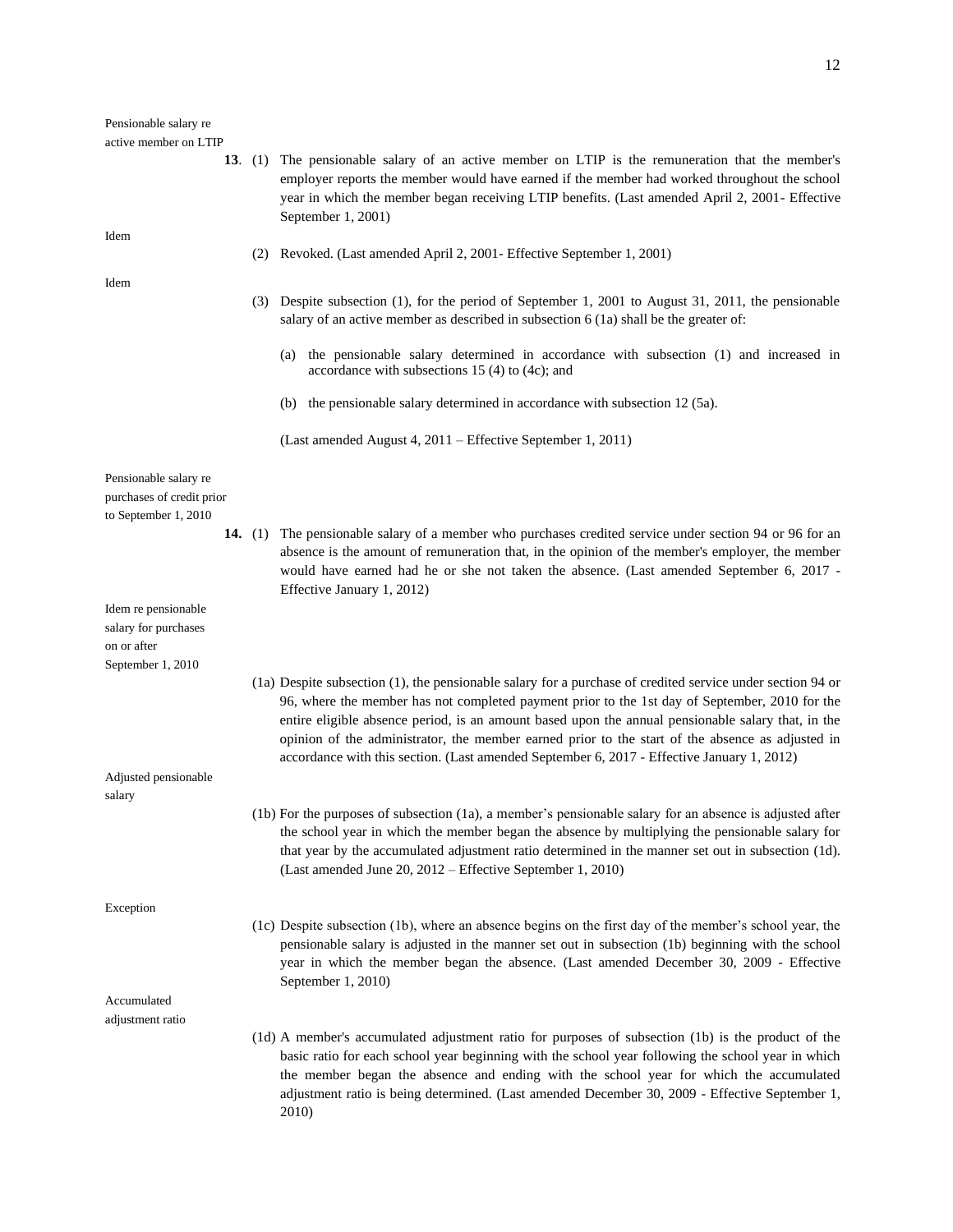Pensionable salary re active member on LTIP

**13**. (1) The pensionable salary of an active member on LTIP is the remuneration that the member's employer reports the member would have earned if the member had worked throughout the school year in which the member began receiving LTIP benefits. (Last amended April 2, 2001- Effective September 1, 2001)

Idem

(2) Revoked. (Last amended April 2, 2001- Effective September 1, 2001)

Idem

(3) Despite subsection (1), for the period of September 1, 2001 to August 31, 2011, the pensionable salary of an active member as described in subsection 6 (1a) shall be the greater of:

(a) the pensionable salary determined in accordance with subsection (1) and increased in accordance with subsections 15 (4) to (4c); and

(b) the pensionable salary determined in accordance with subsection 12 (5a).

(Last amended August 4, 2011 – Effective September 1, 2011)

Pensionable salary re purchases of credit prior to September 1, 2010

**14.** (1) The pensionable salary of a member who purchases credited service under section 94 or 96 for an absence is the amount of remuneration that, in the opinion of the member's employer, the member would have earned had he or she not taken the absence. (Last amended September 6, 2017 - Effective January 1, 2012)

Idem re pensionable salary for purchases on or after September 1, 2010

(1a) Despite subsection (1), the pensionable salary for a purchase of credited service under section 94 or 96, where the member has not completed payment prior to the 1st day of September, 2010 for the entire eligible absence period, is an amount based upon the annual pensionable salary that, in the opinion of the administrator, the member earned prior to the start of the absence as adjusted in accordance with this section. (Last amended September 6, 2017 - Effective January 1, 2012)

Adjusted pensionable salary

(1b) For the purposes of subsection (1a), a member's pensionable salary for an absence is adjusted after the school year in which the member began the absence by multiplying the pensionable salary for that year by the accumulated adjustment ratio determined in the manner set out in subsection (1d). (Last amended June 20, 2012 – Effective September 1, 2010)

Exception

(1c) Despite subsection (1b), where an absence begins on the first day of the member's school year, the pensionable salary is adjusted in the manner set out in subsection (1b) beginning with the school year in which the member began the absence. (Last amended December 30, 2009 - Effective September 1, 2010)

Accumulated adjustment ratio

(1d) A member's accumulated adjustment ratio for purposes of subsection (1b) is the product of the basic ratio for each school year beginning with the school year following the school year in which the member began the absence and ending with the school year for which the accumulated adjustment ratio is being determined. (Last amended December 30, 2009 - Effective September 1, 2010)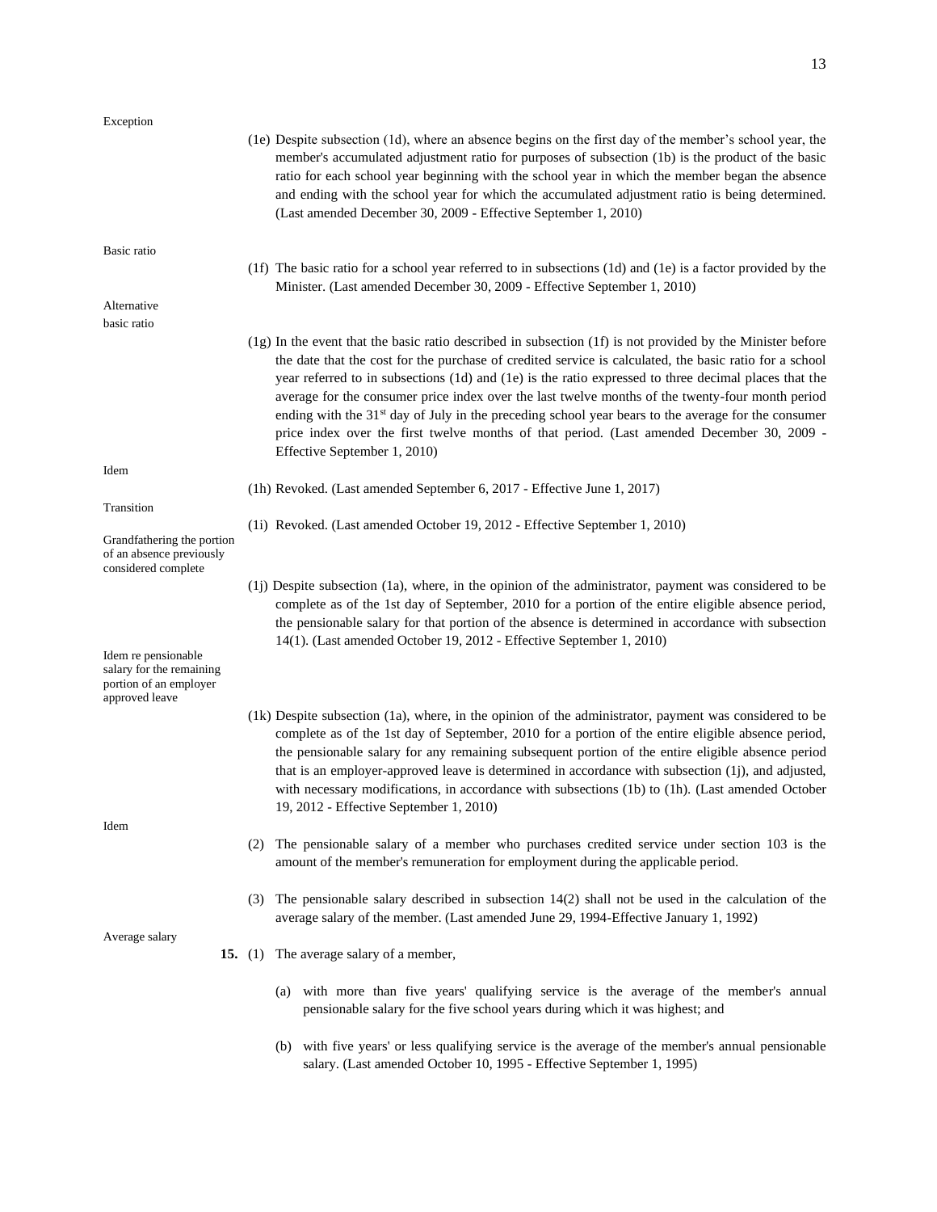Exception

(1e) Despite subsection (1d), where an absence begins on the first day of the member's school year, the member's accumulated adjustment ratio for purposes of subsection (1b) is the product of the basic ratio for each school year beginning with the school year in which the member began the absence and ending with the school year for which the accumulated adjustment ratio is being determined. (Last amended December 30, 2009 - Effective September 1, 2010)

Basic ratio

(1f) The basic ratio for a school year referred to in subsections (1d) and (1e) is a factor provided by the Minister. (Last amended December 30, 2009 - Effective September 1, 2010)

Alternative basic ratio

(1g) In the event that the basic ratio described in subsection (1f) is not provided by the Minister before the date that the cost for the purchase of credited service is calculated, the basic ratio for a school year referred to in subsections (1d) and (1e) is the ratio expressed to three decimal places that the average for the consumer price index over the last twelve months of the twenty-four month period ending with the 31st day of July in the preceding school year bears to the average for the consumer price index over the first twelve months of that period. (Last amended December 30, 2009 - Effective September 1, 2010)

Idem

(1h) Revoked. (Last amended September 6, 2017 - Effective June 1, 2017)

Transition

(1i) Revoked. (Last amended October 19, 2012 - Effective September 1, 2010)

Grandfathering the portion of an absence previously considered complete

(1j) Despite subsection (1a), where, in the opinion of the administrator, payment was considered to be complete as of the 1st day of September, 2010 for a portion of the entire eligible absence period, the pensionable salary for that portion of the absence is determined in accordance with subsection 14(1). (Last amended October 19, 2012 - Effective September 1, 2010)

Idem re pensionable salary for the remaining portion of an employer approved leave

(1k) Despite subsection (1a), where, in the opinion of the administrator, payment was considered to be complete as of the 1st day of September, 2010 for a portion of the entire eligible absence period, the pensionable salary for any remaining subsequent portion of the entire eligible absence period that is an employer-approved leave is determined in accordance with subsection (1j), and adjusted, with necessary modifications, in accordance with subsections (1b) to (1h). (Last amended October 19, 2012 - Effective September 1, 2010)

Idem

(2) The pensionable salary of a member who purchases credited service under section 103 is the amount of the member's remuneration for employment during the applicable period.

(3) The pensionable salary described in subsection 14(2) shall not be used in the calculation of the average salary of the member. (Last amended June 29, 1994-Effective January 1, 1992)

Average salary

**15.** (1) The average salary of a member,

(a) with more than five years' qualifying service is the average of the member's annual pensionable salary for the five school years during which it was highest; and

(b) with five years' or less qualifying service is the average of the member's annual pensionable salary. (Last amended October 10, 1995 - Effective September 1, 1995)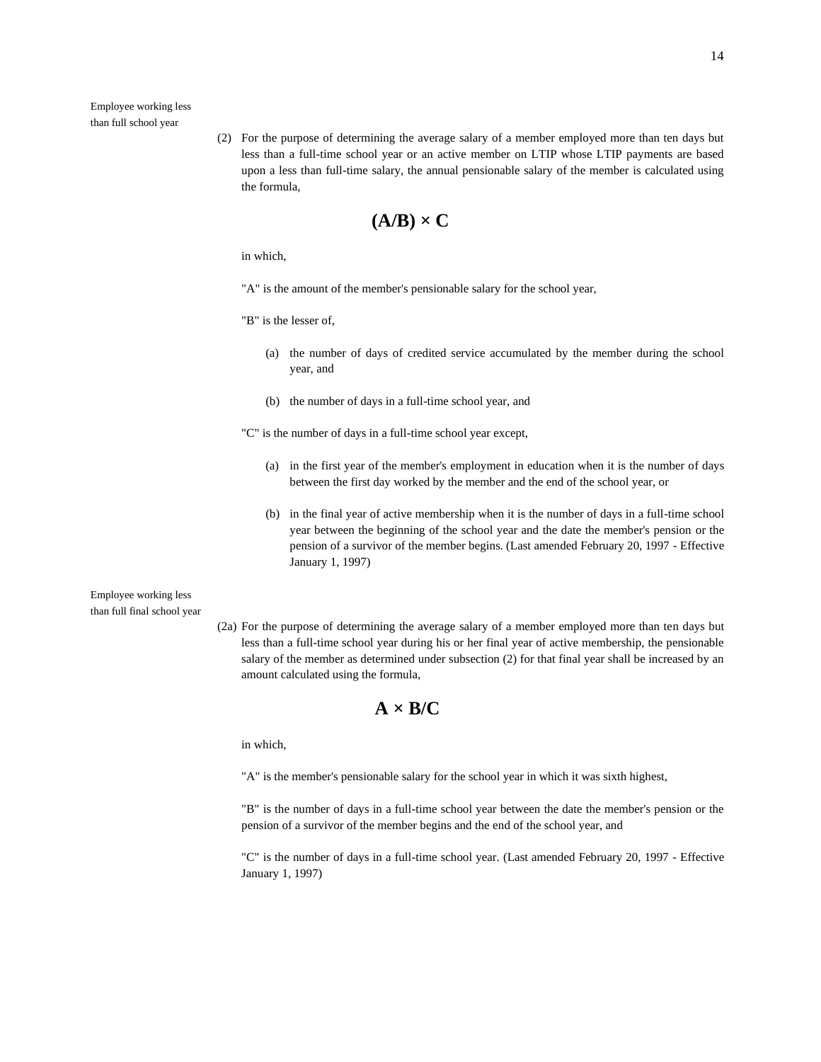Employee working less than full school year

(2) For the purpose of determining the average salary of a member employed more than ten days but less than a full-time school year or an active member on LTIP whose LTIP payments are based upon a less than full-time salary, the annual pensionable salary of the member is calculated using the formula,

$$(A/B) \times C$$

in which,

"A" is the amount of the member's pensionable salary for the school year,

"B" is the lesser of,

(a) the number of days of credited service accumulated by the member during the school year, and

(b) the number of days in a full-time school year, and

"C" is the number of days in a full-time school year except,

(a) in the first year of the member's employment in education when it is the number of days between the first day worked by the member and the end of the school year, or

(b) in the final year of active membership when it is the number of days in a full-time school year between the beginning of the school year and the date the member's pension or the pension of a survivor of the member begins. (Last amended February 20, 1997 - Effective January 1, 1997)

Employee working less than full final school year

(2a) For the purpose of determining the average salary of a member employed more than ten days but less than a full-time school year during his or her final year of active membership, the pensionable salary of the member as determined under subsection (2) for that final year shall be increased by an amount calculated using the formula,

$$A \times B/C$$

in which,

"A" is the member's pensionable salary for the school year in which it was sixth highest,

"B" is the number of days in a full-time school year between the date the member's pension or the pension of a survivor of the member begins and the end of the school year, and

"C" is the number of days in a full-time school year. (Last amended February 20, 1997 - Effective January 1, 1997)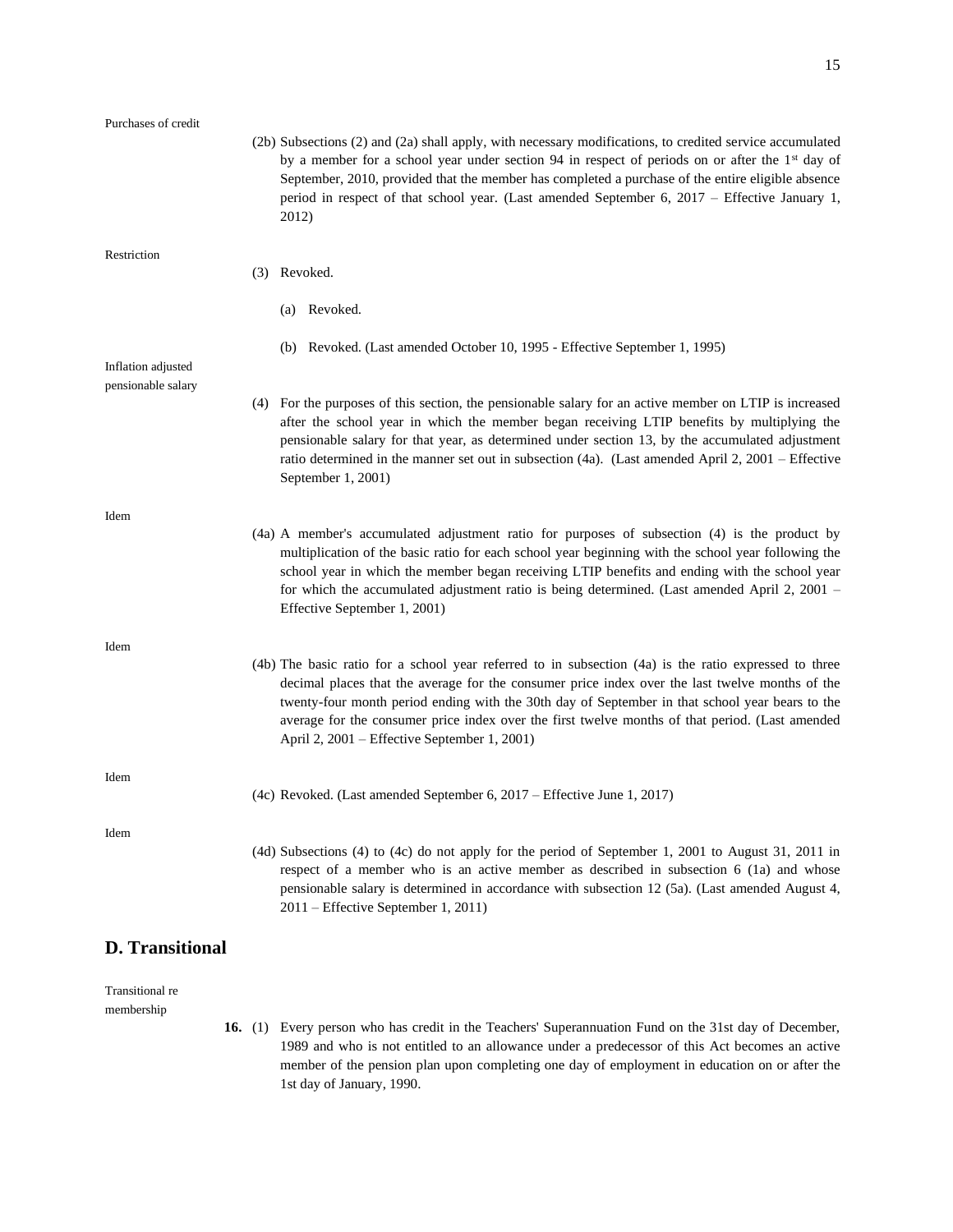Purchases of credit

(2b) Subsections (2) and (2a) shall apply, with necessary modifications, to credited service accumulated by a member for a school year under section 94 in respect of periods on or after the 1st day of September, 2010, provided that the member has completed a purchase of the entire eligible absence period in respect of that school year. (Last amended September 6, 2017 – Effective January 1, 2012)

Restriction

(3) Revoked.

(a) Revoked.

(b) Revoked. (Last amended October 10, 1995 - Effective September 1, 1995)

Inflation adjusted pensionable salary

(4) For the purposes of this section, the pensionable salary for an active member on LTIP is increased after the school year in which the member began receiving LTIP benefits by multiplying the pensionable salary for that year, as determined under section 13, by the accumulated adjustment ratio determined in the manner set out in subsection (4a). (Last amended April 2, 2001 – Effective September 1, 2001)

Idem

(4a) A member's accumulated adjustment ratio for purposes of subsection (4) is the product by multiplication of the basic ratio for each school year beginning with the school year following the school year in which the member began receiving LTIP benefits and ending with the school year for which the accumulated adjustment ratio is being determined. (Last amended April 2, 2001 – Effective September 1, 2001)

Idem

(4b) The basic ratio for a school year referred to in subsection (4a) is the ratio expressed to three decimal places that the average for the consumer price index over the last twelve months of the twenty-four month period ending with the 30th day of September in that school year bears to the average for the consumer price index over the first twelve months of that period. (Last amended April 2, 2001 – Effective September 1, 2001)

Idem

(4c) Revoked. (Last amended September 6, 2017 – Effective June 1, 2017)

Idem

(4d) Subsections (4) to (4c) do not apply for the period of September 1, 2001 to August 31, 2011 in respect of a member who is an active member as described in subsection 6 (1a) and whose pensionable salary is determined in accordance with subsection 12 (5a). (Last amended August 4, 2011 – Effective September 1, 2011)

## D. Transitional

Transitional re membership

**16.** (1) Every person who has credit in the Teachers' Superannuation Fund on the 31st day of December, 1989 and who is not entitled to an allowance under a predecessor of this Act becomes an active member of the pension plan upon completing one day of employment in education on or after the 1st day of January, 1990.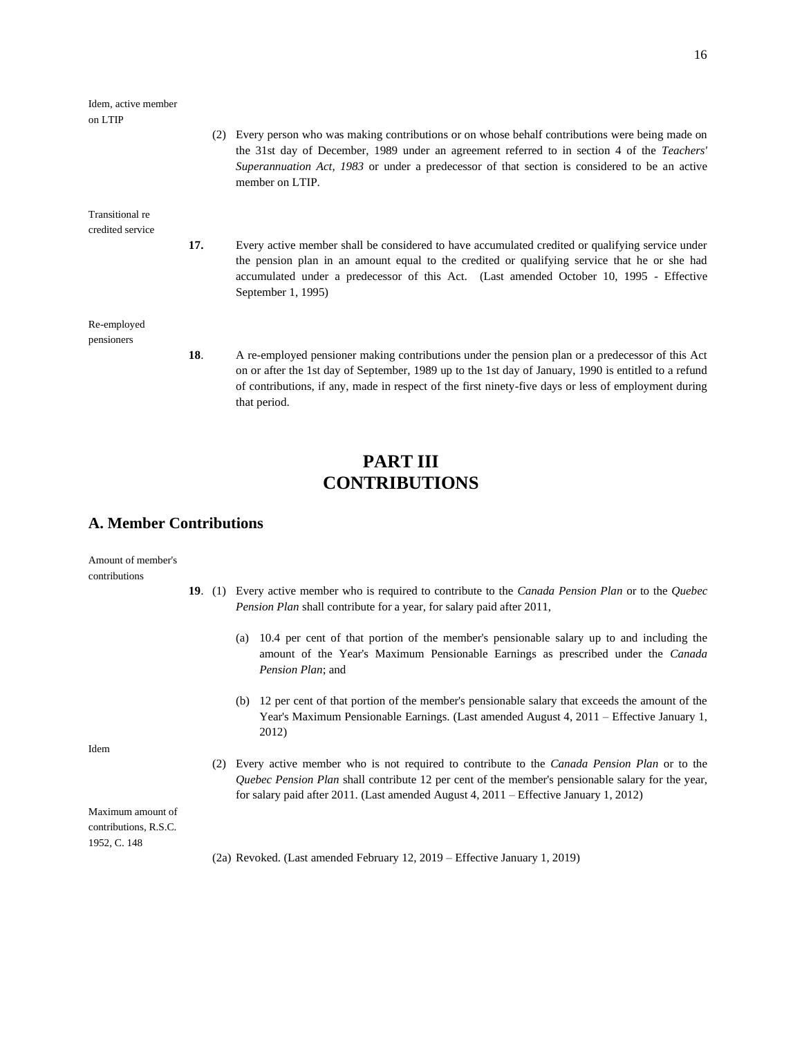Idem, active member on LTIP

(2) Every person who was making contributions or on whose behalf contributions were being made on the 31st day of December, 1989 under an agreement referred to in section 4 of the *Teachers' Superannuation Act, 1983* or under a predecessor of that section is considered to be an active member on LTIP.

Transitional re credited service

**17.** Every active member shall be considered to have accumulated credited or qualifying service under the pension plan in an amount equal to the credited or qualifying service that he or she had accumulated under a predecessor of this Act. (Last amended October 10, 1995 - Effective September 1, 1995)

Re-employed pensioners

**18**. A re-employed pensioner making contributions under the pension plan or a predecessor of this Act on or after the 1st day of September, 1989 up to the 1st day of January, 1990 is entitled to a refund of contributions, if any, made in respect of the first ninety-five days or less of employment during that period.

# PART III
# CONTRIBUTIONS

## A. Member Contributions

Amount of member's contributions

**19**. (1) Every active member who is required to contribute to the *Canada Pension Plan* or to the *Quebec Pension Plan* shall contribute for a year, for salary paid after 2011,

(a) 10.4 per cent of that portion of the member's pensionable salary up to and including the amount of the Year's Maximum Pensionable Earnings as prescribed under the *Canada Pension Plan*; and

(b) 12 per cent of that portion of the member's pensionable salary that exceeds the amount of the Year's Maximum Pensionable Earnings. (Last amended August 4, 2011 – Effective January 1, 2012)

Idem

(2) Every active member who is not required to contribute to the *Canada Pension Plan* or to the *Quebec Pension Plan* shall contribute 12 per cent of the member's pensionable salary for the year, for salary paid after 2011. (Last amended August 4, 2011 – Effective January 1, 2012)

Maximum amount of contributions, R.S.C. 1952, C. 148

(2a) Revoked. (Last amended February 12, 2019 – Effective January 1, 2019)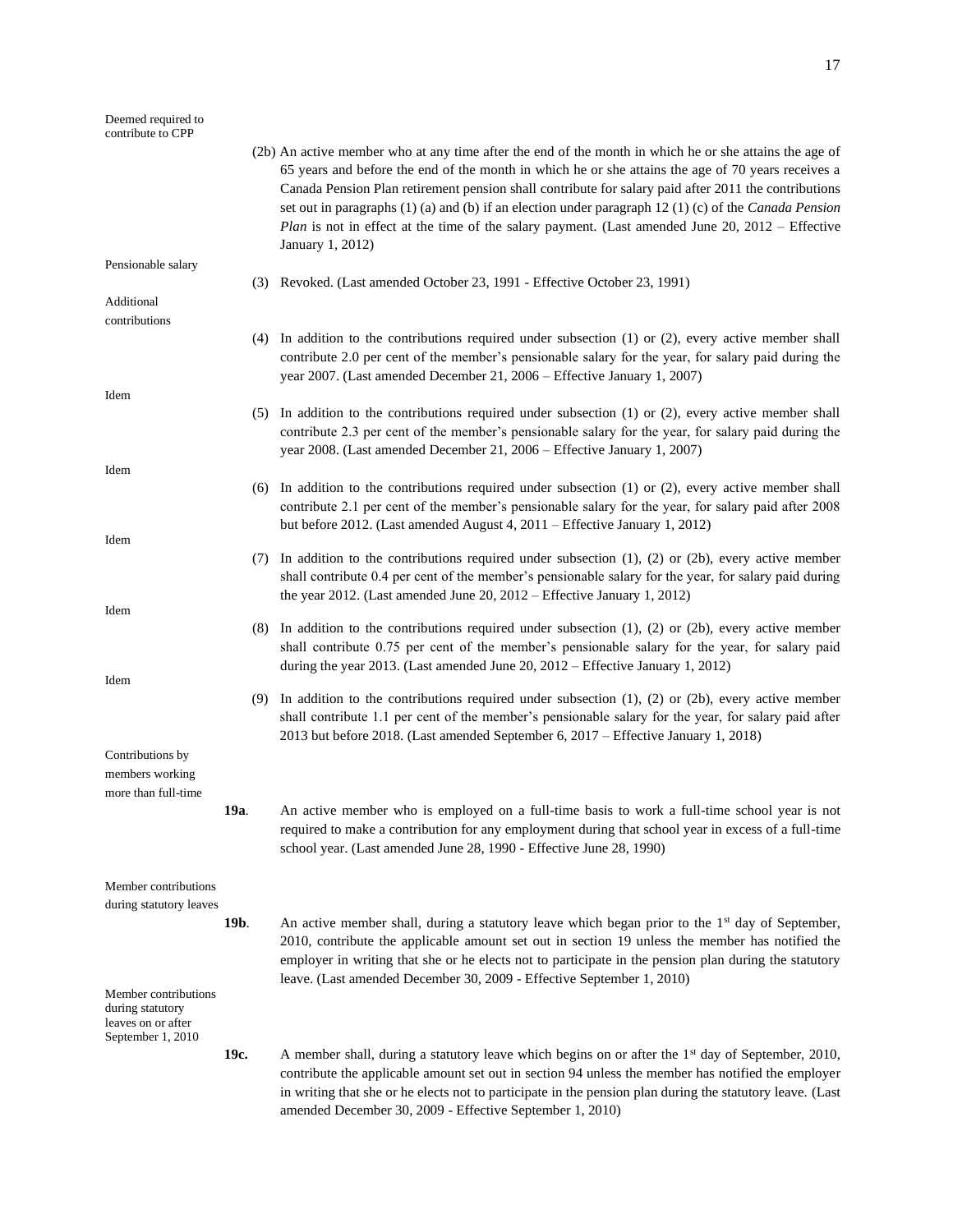Deemed required to contribute to CPP

(2b) An active member who at any time after the end of the month in which he or she attains the age of 65 years and before the end of the month in which he or she attains the age of 70 years receives a Canada Pension Plan retirement pension shall contribute for salary paid after 2011 the contributions set out in paragraphs (1) (a) and (b) if an election under paragraph 12 (1) (c) of the *Canada Pension Plan* is not in effect at the time of the salary payment. (Last amended June 20, 2012 – Effective January 1, 2012)

Pensionable salary

(3) Revoked. (Last amended October 23, 1991 - Effective October 23, 1991)

Additional contributions

(4) In addition to the contributions required under subsection (1) or (2), every active member shall contribute 2.0 per cent of the member's pensionable salary for the year, for salary paid during the year 2007. (Last amended December 21, 2006 – Effective January 1, 2007)

Idem

(5) In addition to the contributions required under subsection (1) or (2), every active member shall contribute 2.3 per cent of the member's pensionable salary for the year, for salary paid during the year 2008. (Last amended December 21, 2006 – Effective January 1, 2007)

Idem

(6) In addition to the contributions required under subsection (1) or (2), every active member shall contribute 2.1 per cent of the member's pensionable salary for the year, for salary paid after 2008 but before 2012. (Last amended August 4, 2011 – Effective January 1, 2012)

Idem

(7) In addition to the contributions required under subsection (1), (2) or (2b), every active member shall contribute 0.4 per cent of the member's pensionable salary for the year, for salary paid during the year 2012. (Last amended June 20, 2012 – Effective January 1, 2012)

Idem

(8) In addition to the contributions required under subsection (1), (2) or (2b), every active member shall contribute 0.75 per cent of the member's pensionable salary for the year, for salary paid during the year 2013. (Last amended June 20, 2012 – Effective January 1, 2012)

Idem

(9) In addition to the contributions required under subsection (1), (2) or (2b), every active member shall contribute 1.1 per cent of the member's pensionable salary for the year, for salary paid after 2013 but before 2018. (Last amended September 6, 2017 – Effective January 1, 2018)

Contributions by members working more than full-time

**19a**. An active member who is employed on a full-time basis to work a full-time school year is not required to make a contribution for any employment during that school year in excess of a full-time school year. (Last amended June 28, 1990 - Effective June 28, 1990)

Member contributions during statutory leaves

**19b**. An active member shall, during a statutory leave which began prior to the 1st day of September, 2010, contribute the applicable amount set out in section 19 unless the member has notified the employer in writing that she or he elects not to participate in the pension plan during the statutory leave. (Last amended December 30, 2009 - Effective September 1, 2010)

Member contributions during statutory leaves on or after September 1, 2010

**19c.** A member shall, during a statutory leave which begins on or after the 1st day of September, 2010, contribute the applicable amount set out in section 94 unless the member has notified the employer in writing that she or he elects not to participate in the pension plan during the statutory leave. (Last amended December 30, 2009 - Effective September 1, 2010)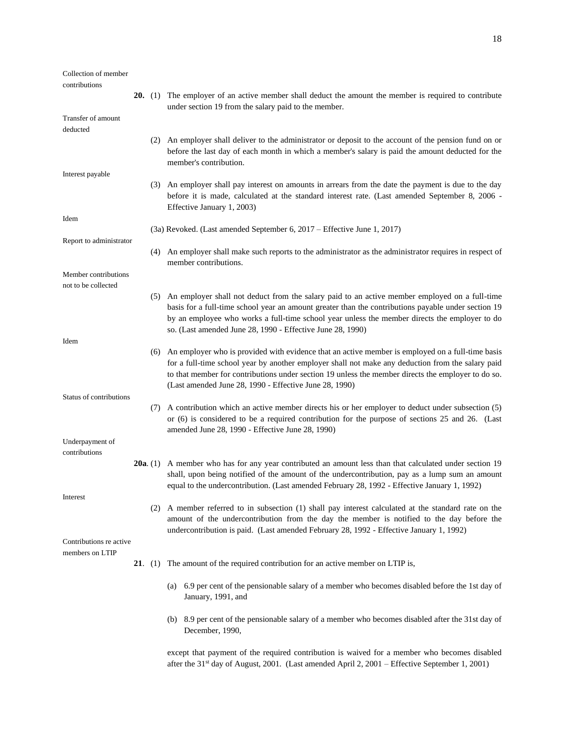Collection of member contributions

**20.** (1) The employer of an active member shall deduct the amount the member is required to contribute under section 19 from the salary paid to the member.

Transfer of amount deducted

(2) An employer shall deliver to the administrator or deposit to the account of the pension fund on or before the last day of each month in which a member's salary is paid the amount deducted for the member's contribution.

Interest payable

(3) An employer shall pay interest on amounts in arrears from the date the payment is due to the day before it is made, calculated at the standard interest rate. (Last amended September 8, 2006 - Effective January 1, 2003)

Idem

(3a) Revoked. (Last amended September 6, 2017 – Effective June 1, 2017)

Report to administrator

(4) An employer shall make such reports to the administrator as the administrator requires in respect of member contributions.

Member contributions not to be collected

(5) An employer shall not deduct from the salary paid to an active member employed on a full-time basis for a full-time school year an amount greater than the contributions payable under section 19 by an employee who works a full-time school year unless the member directs the employer to do so. (Last amended June 28, 1990 - Effective June 28, 1990)

Idem

(6) An employer who is provided with evidence that an active member is employed on a full-time basis for a full-time school year by another employer shall not make any deduction from the salary paid to that member for contributions under section 19 unless the member directs the employer to do so. (Last amended June 28, 1990 - Effective June 28, 1990)

Status of contributions

(7) A contribution which an active member directs his or her employer to deduct under subsection (5) or (6) is considered to be a required contribution for the purpose of sections 25 and 26. (Last amended June 28, 1990 - Effective June 28, 1990)

Underpayment of contributions

**20a**. (1) A member who has for any year contributed an amount less than that calculated under section 19 shall, upon being notified of the amount of the undercontribution, pay as a lump sum an amount equal to the undercontribution. (Last amended February 28, 1992 - Effective January 1, 1992)

Interest

(2) A member referred to in subsection (1) shall pay interest calculated at the standard rate on the amount of the undercontribution from the day the member is notified to the day before the undercontribution is paid. (Last amended February 28, 1992 - Effective January 1, 1992)

Contributions re active members on LTIP

**21**. (1) The amount of the required contribution for an active member on LTIP is,

(a) 6.9 per cent of the pensionable salary of a member who becomes disabled before the 1st day of January, 1991, and

(b) 8.9 per cent of the pensionable salary of a member who becomes disabled after the 31st day of December, 1990,

except that payment of the required contribution is waived for a member who becomes disabled after the 31st day of August, 2001. (Last amended April 2, 2001 – Effective September 1, 2001)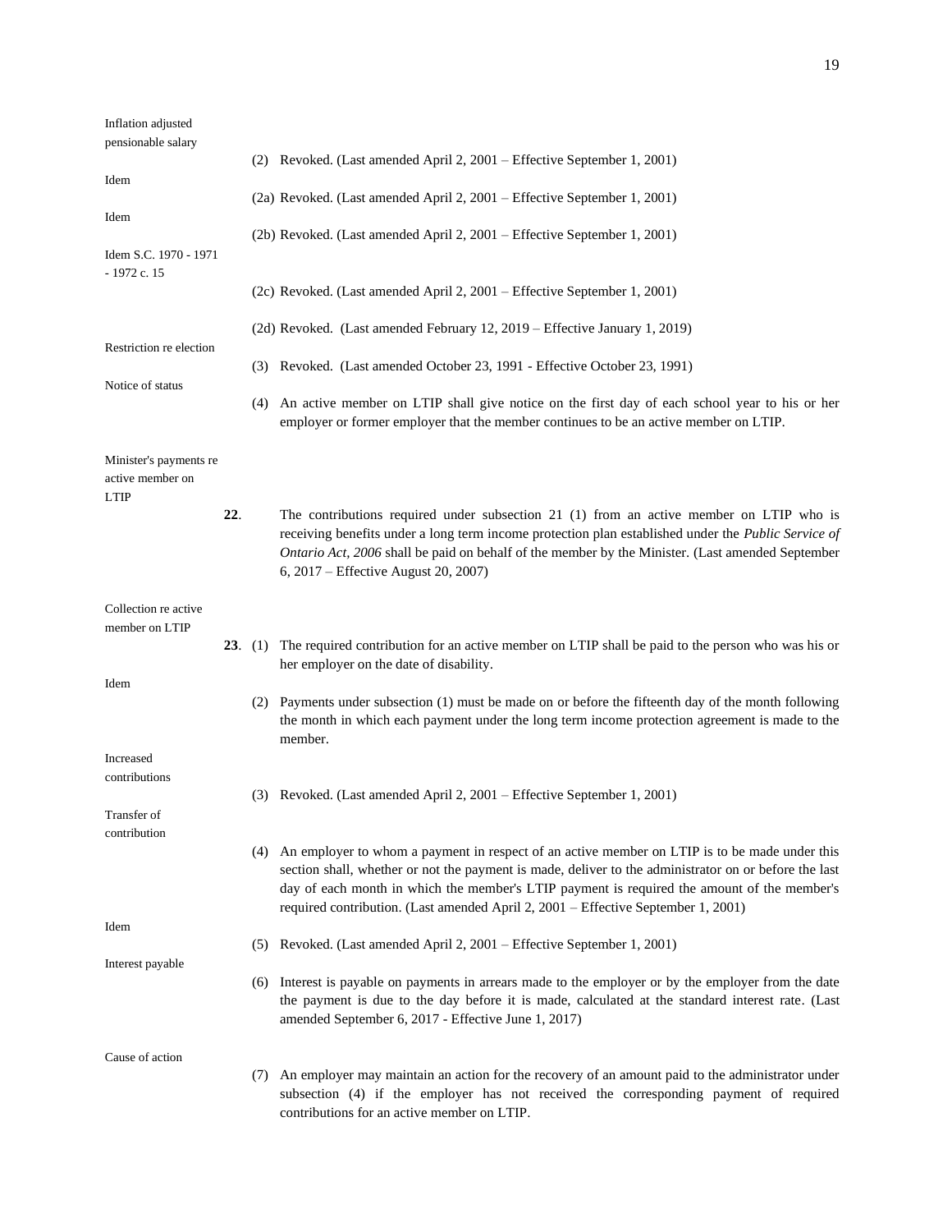Inflation adjusted pensionable salary

(2) Revoked. (Last amended April 2, 2001 – Effective September 1, 2001)

Idem

(2a) Revoked. (Last amended April 2, 2001 – Effective September 1, 2001)

Idem

(2b) Revoked. (Last amended April 2, 2001 – Effective September 1, 2001)

Idem S.C. 1970 - 1971 - 1972 c. 15

(2c) Revoked. (Last amended April 2, 2001 – Effective September 1, 2001)

(2d) Revoked. (Last amended February 12, 2019 – Effective January 1, 2019)

Restriction re election

(3) Revoked. (Last amended October 23, 1991 - Effective October 23, 1991)

Notice of status

(4) An active member on LTIP shall give notice on the first day of each school year to his or her employer or former employer that the member continues to be an active member on LTIP.

Minister's payments re active member on LTIP

**22**. The contributions required under subsection 21 (1) from an active member on LTIP who is receiving benefits under a long term income protection plan established under the *Public Service of Ontario Act, 2006* shall be paid on behalf of the member by the Minister. (Last amended September 6, 2017 – Effective August 20, 2007)

Collection re active member on LTIP

**23**. (1) The required contribution for an active member on LTIP shall be paid to the person who was his or her employer on the date of disability.

Idem

(2) Payments under subsection (1) must be made on or before the fifteenth day of the month following the month in which each payment under the long term income protection agreement is made to the member.

Increased contributions

(3) Revoked. (Last amended April 2, 2001 – Effective September 1, 2001)

Transfer of contribution

(4) An employer to whom a payment in respect of an active member on LTIP is to be made under this section shall, whether or not the payment is made, deliver to the administrator on or before the last day of each month in which the member's LTIP payment is required the amount of the member's required contribution. (Last amended April 2, 2001 – Effective September 1, 2001)

Idem

(5) Revoked. (Last amended April 2, 2001 – Effective September 1, 2001)

Interest payable

(6) Interest is payable on payments in arrears made to the employer or by the employer from the date the payment is due to the day before it is made, calculated at the standard interest rate. (Last amended September 6, 2017 - Effective June 1, 2017)

Cause of action

(7) An employer may maintain an action for the recovery of an amount paid to the administrator under subsection (4) if the employer has not received the corresponding payment of required contributions for an active member on LTIP.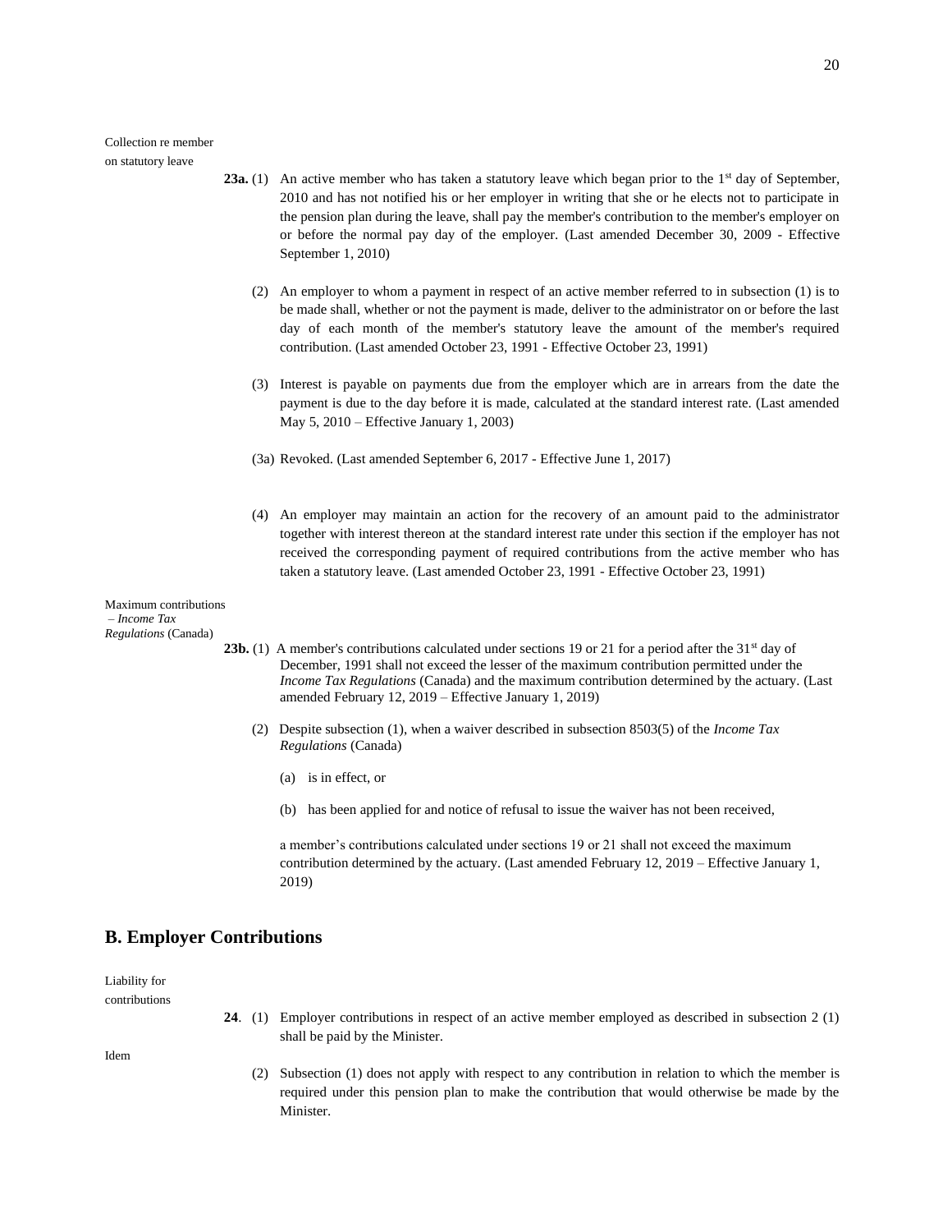Collection re member on statutory leave

**23a.** (1) An active member who has taken a statutory leave which began prior to the 1st day of September, 2010 and has not notified his or her employer in writing that she or he elects not to participate in the pension plan during the leave, shall pay the member's contribution to the member's employer on or before the normal pay day of the employer. (Last amended December 30, 2009 - Effective September 1, 2010)

(2) An employer to whom a payment in respect of an active member referred to in subsection (1) is to be made shall, whether or not the payment is made, deliver to the administrator on or before the last day of each month of the member's statutory leave the amount of the member's required contribution. (Last amended October 23, 1991 - Effective October 23, 1991)

(3) Interest is payable on payments due from the employer which are in arrears from the date the payment is due to the day before it is made, calculated at the standard interest rate. (Last amended May 5, 2010 – Effective January 1, 2003)

(3a) Revoked. (Last amended September 6, 2017 - Effective June 1, 2017)

(4) An employer may maintain an action for the recovery of an amount paid to the administrator together with interest thereon at the standard interest rate under this section if the employer has not received the corresponding payment of required contributions from the active member who has taken a statutory leave. (Last amended October 23, 1991 - Effective October 23, 1991)

Maximum contributions – *Income Tax Regulations* (Canada)

**23b.** (1) A member's contributions calculated under sections 19 or 21 for a period after the 31st day of December, 1991 shall not exceed the lesser of the maximum contribution permitted under the *Income Tax Regulations* (Canada) and the maximum contribution determined by the actuary. (Last amended February 12, 2019 – Effective January 1, 2019)

(2) Despite subsection (1), when a waiver described in subsection 8503(5) of the *Income Tax Regulations* (Canada)

(a) is in effect, or

(b) has been applied for and notice of refusal to issue the waiver has not been received,

a member's contributions calculated under sections 19 or 21 shall not exceed the maximum contribution determined by the actuary. (Last amended February 12, 2019 – Effective January 1, 2019)

## B. Employer Contributions

Liability for contributions

**24**. (1) Employer contributions in respect of an active member employed as described in subsection 2 (1) shall be paid by the Minister.

Idem

(2) Subsection (1) does not apply with respect to any contribution in relation to which the member is required under this pension plan to make the contribution that would otherwise be made by the Minister.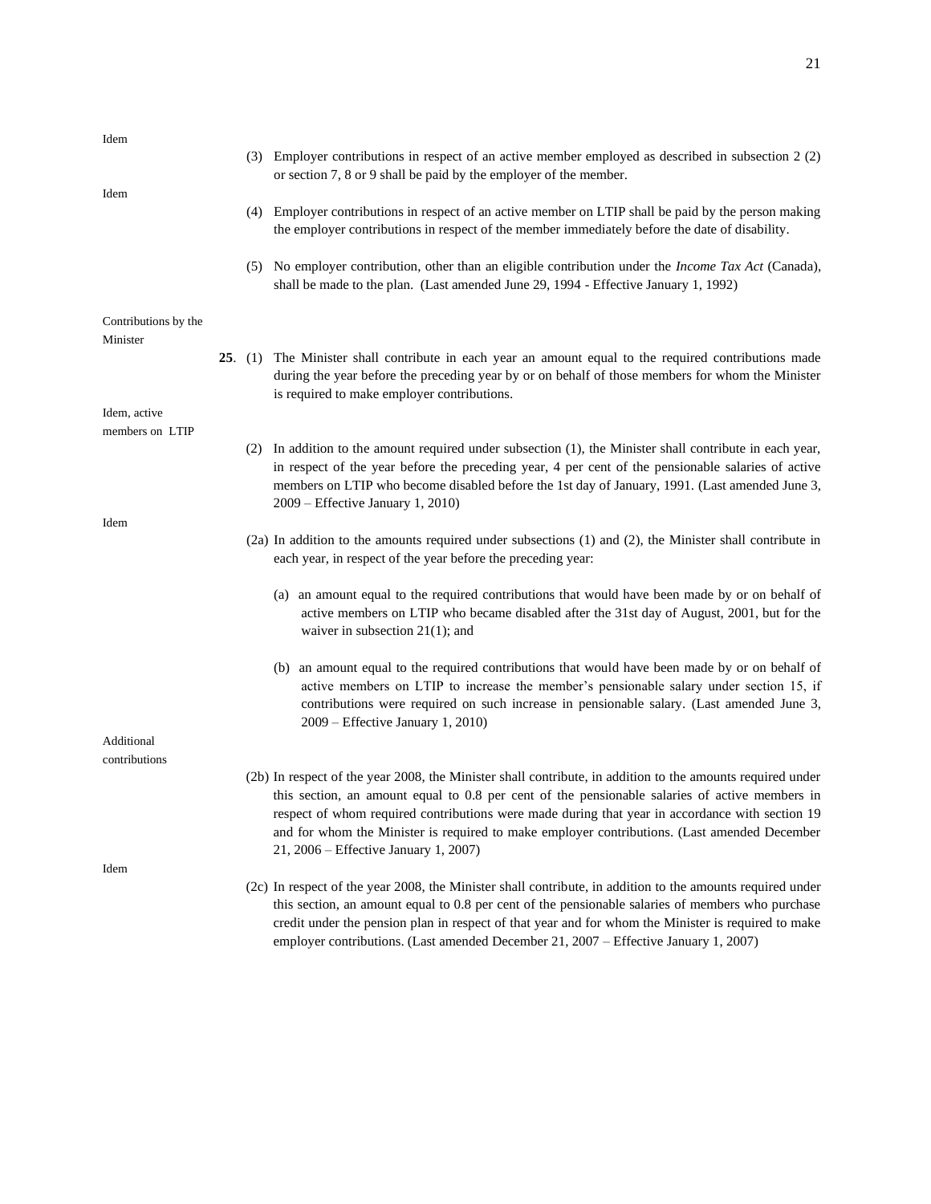Idem

(3) Employer contributions in respect of an active member employed as described in subsection 2 (2) or section 7, 8 or 9 shall be paid by the employer of the member.

Idem

(4) Employer contributions in respect of an active member on LTIP shall be paid by the person making the employer contributions in respect of the member immediately before the date of disability.

(5) No employer contribution, other than an eligible contribution under the *Income Tax Act* (Canada), shall be made to the plan. (Last amended June 29, 1994 - Effective January 1, 1992)

Contributions by the Minister

**25**. (1) The Minister shall contribute in each year an amount equal to the required contributions made during the year before the preceding year by or on behalf of those members for whom the Minister is required to make employer contributions.

Idem, active members on LTIP

(2) In addition to the amount required under subsection (1), the Minister shall contribute in each year, in respect of the year before the preceding year, 4 per cent of the pensionable salaries of active members on LTIP who become disabled before the 1st day of January, 1991. (Last amended June 3, 2009 – Effective January 1, 2010)

Idem

(2a) In addition to the amounts required under subsections (1) and (2), the Minister shall contribute in each year, in respect of the year before the preceding year:

(a) an amount equal to the required contributions that would have been made by or on behalf of active members on LTIP who became disabled after the 31st day of August, 2001, but for the waiver in subsection 21(1); and

(b) an amount equal to the required contributions that would have been made by or on behalf of active members on LTIP to increase the member's pensionable salary under section 15, if contributions were required on such increase in pensionable salary. (Last amended June 3, 2009 – Effective January 1, 2010)

Additional contributions

(2b) In respect of the year 2008, the Minister shall contribute, in addition to the amounts required under this section, an amount equal to 0.8 per cent of the pensionable salaries of active members in respect of whom required contributions were made during that year in accordance with section 19 and for whom the Minister is required to make employer contributions. (Last amended December 21, 2006 – Effective January 1, 2007)

Idem

(2c) In respect of the year 2008, the Minister shall contribute, in addition to the amounts required under this section, an amount equal to 0.8 per cent of the pensionable salaries of members who purchase credit under the pension plan in respect of that year and for whom the Minister is required to make employer contributions. (Last amended December 21, 2007 – Effective January 1, 2007)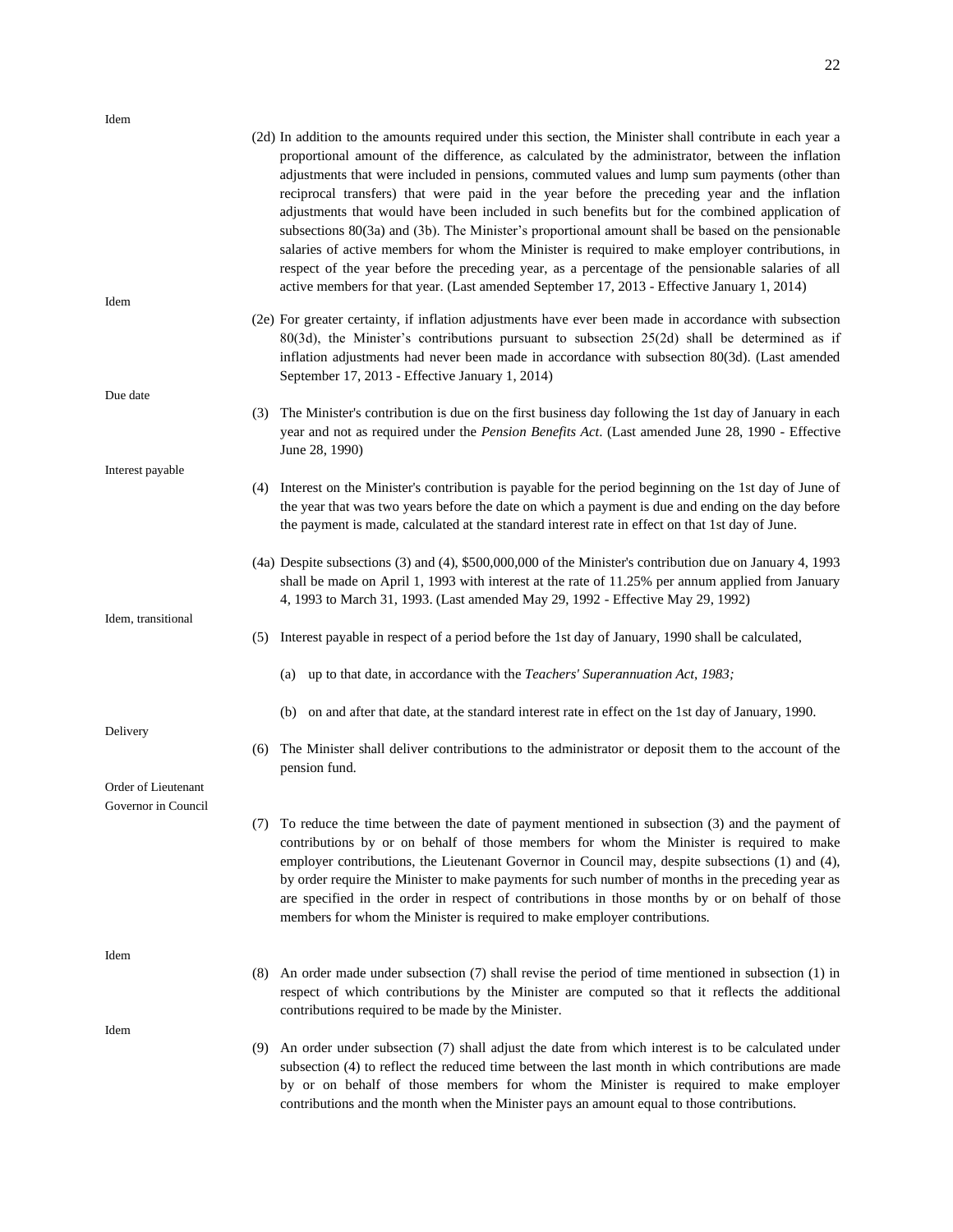Idem

(2d) In addition to the amounts required under this section, the Minister shall contribute in each year a proportional amount of the difference, as calculated by the administrator, between the inflation adjustments that were included in pensions, commuted values and lump sum payments (other than reciprocal transfers) that were paid in the year before the preceding year and the inflation adjustments that would have been included in such benefits but for the combined application of subsections 80(3a) and (3b). The Minister's proportional amount shall be based on the pensionable salaries of active members for whom the Minister is required to make employer contributions, in respect of the year before the preceding year, as a percentage of the pensionable salaries of all active members for that year. (Last amended September 17, 2013 - Effective January 1, 2014)

Idem

(2e) For greater certainty, if inflation adjustments have ever been made in accordance with subsection 80(3d), the Minister's contributions pursuant to subsection 25(2d) shall be determined as if inflation adjustments had never been made in accordance with subsection 80(3d). (Last amended September 17, 2013 - Effective January 1, 2014)

Due date

(3) The Minister's contribution is due on the first business day following the 1st day of January in each year and not as required under the *Pension Benefits Act*. (Last amended June 28, 1990 - Effective June 28, 1990)

Interest payable

(4) Interest on the Minister's contribution is payable for the period beginning on the 1st day of June of the year that was two years before the date on which a payment is due and ending on the day before the payment is made, calculated at the standard interest rate in effect on that 1st day of June.

(4a) Despite subsections (3) and (4), $500,000,000 of the Minister's contribution due on January 4, 1993 shall be made on April 1, 1993 with interest at the rate of 11.25% per annum applied from January 4, 1993 to March 31, 1993. (Last amended May 29, 1992 - Effective May 29, 1992)

Idem, transitional

(5) Interest payable in respect of a period before the 1st day of January, 1990 shall be calculated,

(a) up to that date, in accordance with the *Teachers' Superannuation Act, 1983;*

(b) on and after that date, at the standard interest rate in effect on the 1st day of January, 1990.

Delivery

(6) The Minister shall deliver contributions to the administrator or deposit them to the account of the pension fund.

Order of Lieutenant Governor in Council

(7) To reduce the time between the date of payment mentioned in subsection (3) and the payment of contributions by or on behalf of those members for whom the Minister is required to make employer contributions, the Lieutenant Governor in Council may, despite subsections (1) and (4), by order require the Minister to make payments for such number of months in the preceding year as are specified in the order in respect of contributions in those months by or on behalf of those members for whom the Minister is required to make employer contributions.

Idem

(8) An order made under subsection (7) shall revise the period of time mentioned in subsection (1) in respect of which contributions by the Minister are computed so that it reflects the additional contributions required to be made by the Minister.

Idem

(9) An order under subsection (7) shall adjust the date from which interest is to be calculated under subsection (4) to reflect the reduced time between the last month in which contributions are made by or on behalf of those members for whom the Minister is required to make employer contributions and the month when the Minister pays an amount equal to those contributions.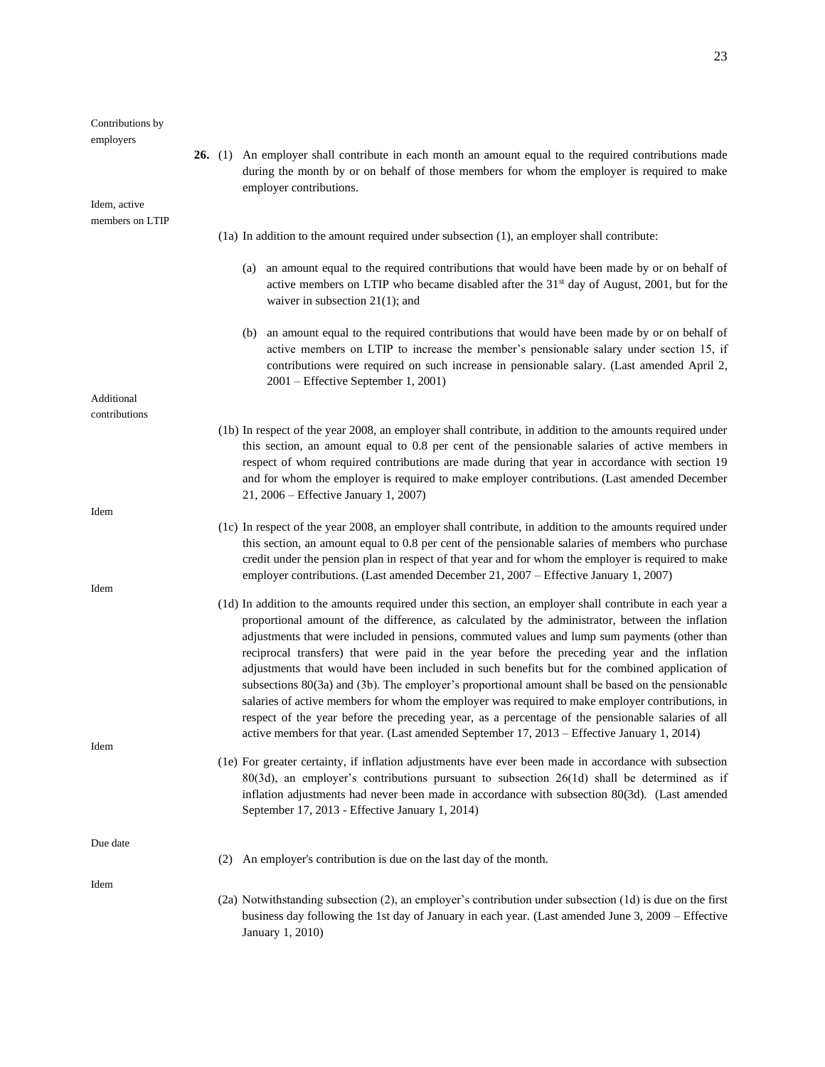Contributions by employers

**26.** (1) An employer shall contribute in each month an amount equal to the required contributions made during the month by or on behalf of those members for whom the employer is required to make employer contributions.

Idem, active members on LTIP

(1a) In addition to the amount required under subsection (1), an employer shall contribute:

(a) an amount equal to the required contributions that would have been made by or on behalf of active members on LTIP who became disabled after the 31st day of August, 2001, but for the waiver in subsection 21(1); and

(b) an amount equal to the required contributions that would have been made by or on behalf of active members on LTIP to increase the member's pensionable salary under section 15, if contributions were required on such increase in pensionable salary. (Last amended April 2, 2001 – Effective September 1, 2001)

Additional contributions

(1b) In respect of the year 2008, an employer shall contribute, in addition to the amounts required under this section, an amount equal to 0.8 per cent of the pensionable salaries of active members in respect of whom required contributions are made during that year in accordance with section 19 and for whom the employer is required to make employer contributions. (Last amended December 21, 2006 – Effective January 1, 2007)

Idem

(1c) In respect of the year 2008, an employer shall contribute, in addition to the amounts required under this section, an amount equal to 0.8 per cent of the pensionable salaries of members who purchase credit under the pension plan in respect of that year and for whom the employer is required to make employer contributions. (Last amended December 21, 2007 – Effective January 1, 2007)

Idem

(1d) In addition to the amounts required under this section, an employer shall contribute in each year a proportional amount of the difference, as calculated by the administrator, between the inflation adjustments that were included in pensions, commuted values and lump sum payments (other than reciprocal transfers) that were paid in the year before the preceding year and the inflation adjustments that would have been included in such benefits but for the combined application of subsections 80(3a) and (3b). The employer's proportional amount shall be based on the pensionable salaries of active members for whom the employer was required to make employer contributions, in respect of the year before the preceding year, as a percentage of the pensionable salaries of all active members for that year. (Last amended September 17, 2013 – Effective January 1, 2014)

Idem

(1e) For greater certainty, if inflation adjustments have ever been made in accordance with subsection 80(3d), an employer's contributions pursuant to subsection 26(1d) shall be determined as if inflation adjustments had never been made in accordance with subsection 80(3d). (Last amended September 17, 2013 - Effective January 1, 2014)

Due date

(2) An employer's contribution is due on the last day of the month.

Idem

(2a) Notwithstanding subsection (2), an employer's contribution under subsection (1d) is due on the first business day following the 1st day of January in each year. (Last amended June 3, 2009 – Effective January 1, 2010)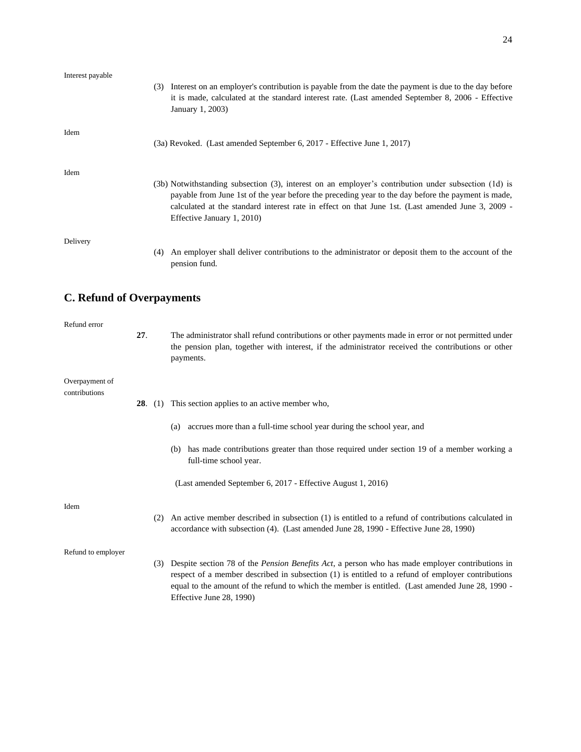Interest payable

(3) Interest on an employer's contribution is payable from the date the payment is due to the day before it is made, calculated at the standard interest rate. (Last amended September 8, 2006 - Effective January 1, 2003)

Idem

(3a) Revoked. (Last amended September 6, 2017 - Effective June 1, 2017)

Idem

(3b) Notwithstanding subsection (3), interest on an employer's contribution under subsection (1d) is payable from June 1st of the year before the preceding year to the day before the payment is made, calculated at the standard interest rate in effect on that June 1st. (Last amended June 3, 2009 - Effective January 1, 2010)

Delivery

(4) An employer shall deliver contributions to the administrator or deposit them to the account of the pension fund.

## C. Refund of Overpayments

Refund error

**27**. The administrator shall refund contributions or other payments made in error or not permitted under the pension plan, together with interest, if the administrator received the contributions or other payments.

Overpayment of contributions

**28**. (1) This section applies to an active member who,

(a) accrues more than a full-time school year during the school year, and

(b) has made contributions greater than those required under section 19 of a member working a full-time school year.

(Last amended September 6, 2017 - Effective August 1, 2016)

Idem

(2) An active member described in subsection (1) is entitled to a refund of contributions calculated in accordance with subsection (4). (Last amended June 28, 1990 - Effective June 28, 1990)

Refund to employer

(3) Despite section 78 of the *Pension Benefits Act*, a person who has made employer contributions in respect of a member described in subsection (1) is entitled to a refund of employer contributions equal to the amount of the refund to which the member is entitled. (Last amended June 28, 1990 - Effective June 28, 1990)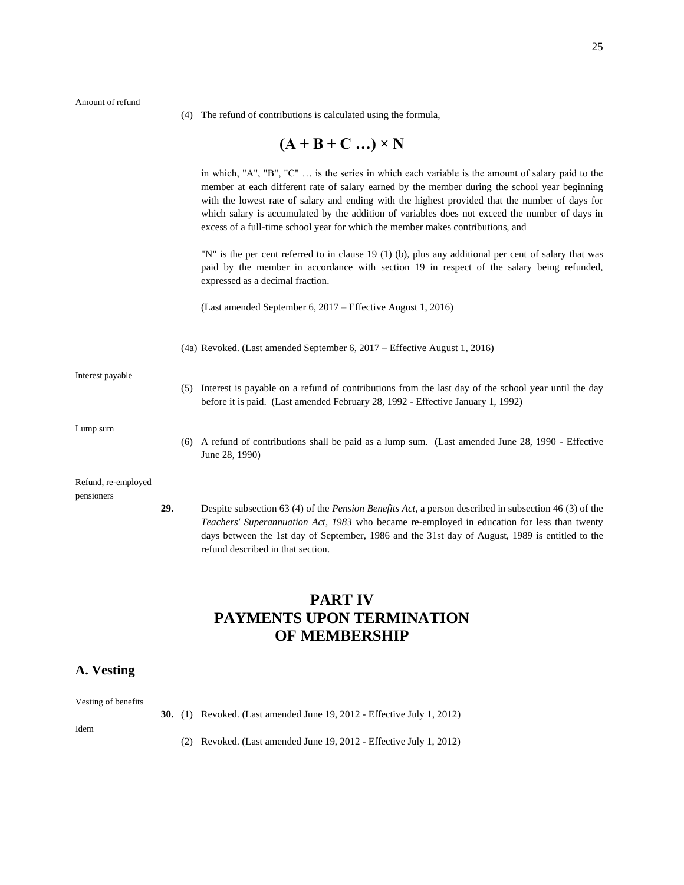Amount of refund

(4) The refund of contributions is calculated using the formula,

$$\mathbf{(A + B + C \ldots) \times N}$$

in which, "A", "B", "C" … is the series in which each variable is the amount of salary paid to the member at each different rate of salary earned by the member during the school year beginning with the lowest rate of salary and ending with the highest provided that the number of days for which salary is accumulated by the addition of variables does not exceed the number of days in excess of a full-time school year for which the member makes contributions, and

"N" is the per cent referred to in clause 19 (1) (b), plus any additional per cent of salary that was paid by the member in accordance with section 19 in respect of the salary being refunded, expressed as a decimal fraction.

(Last amended September 6, 2017 – Effective August 1, 2016)

(4a) Revoked. (Last amended September 6, 2017 – Effective August 1, 2016)

Interest payable

(5) Interest is payable on a refund of contributions from the last day of the school year until the day before it is paid. (Last amended February 28, 1992 - Effective January 1, 1992)

Lump sum

(6) A refund of contributions shall be paid as a lump sum. (Last amended June 28, 1990 - Effective June 28, 1990)

Refund, re-employed pensioners

**29.** Despite subsection 63 (4) of the *Pension Benefits Act*, a person described in subsection 46 (3) of the *Teachers' Superannuation Act, 1983* who became re-employed in education for less than twenty days between the 1st day of September, 1986 and the 31st day of August, 1989 is entitled to the refund described in that section.

# PART IV PAYMENTS UPON TERMINATION OF MEMBERSHIP

## A. Vesting

Vesting of benefits

**30.** (1) Revoked. (Last amended June 19, 2012 - Effective July 1, 2012)

Idem

(2) Revoked. (Last amended June 19, 2012 - Effective July 1, 2012)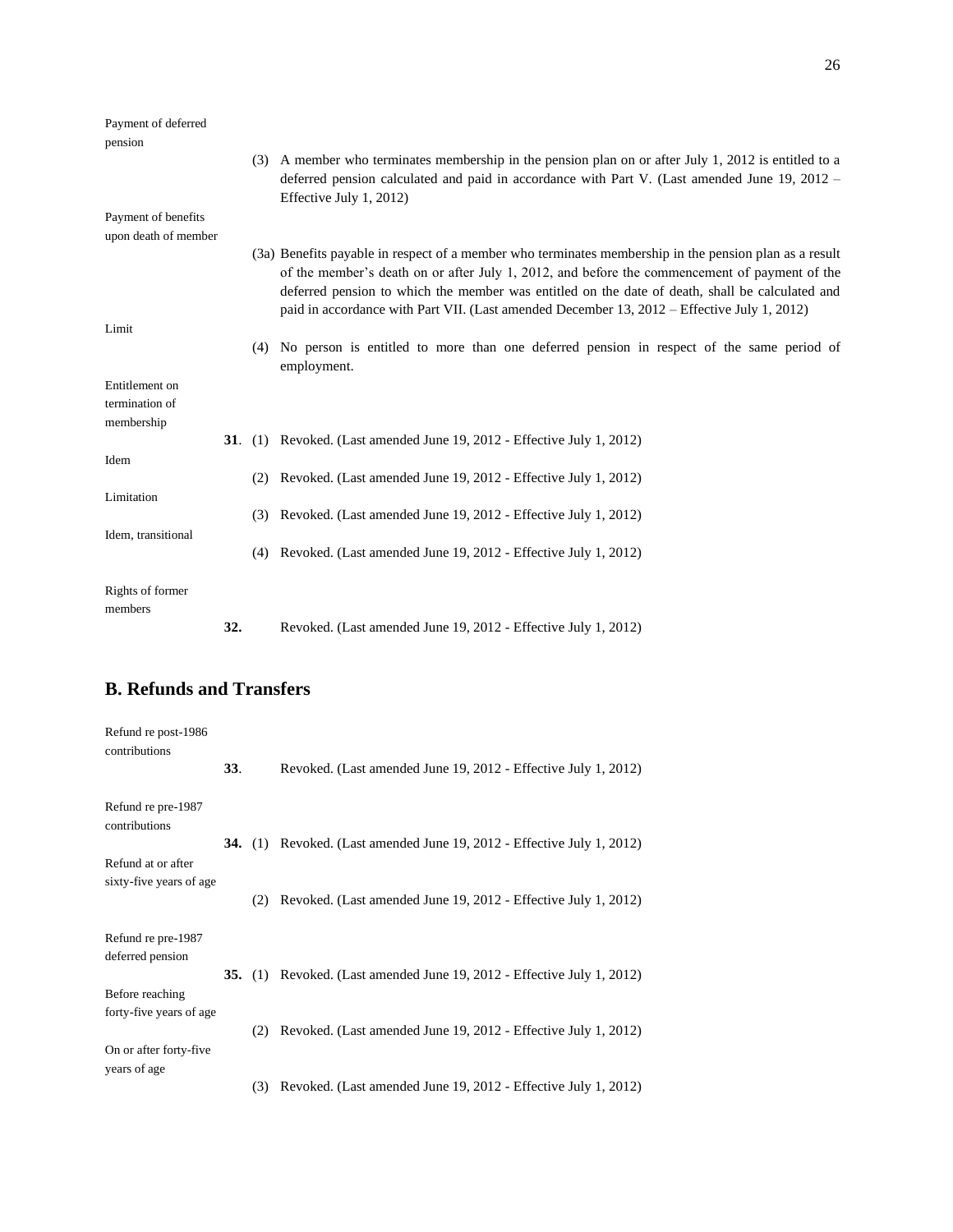Payment of deferred pension

(3) A member who terminates membership in the pension plan on or after July 1, 2012 is entitled to a deferred pension calculated and paid in accordance with Part V. (Last amended June 19, 2012 – Effective July 1, 2012)

Payment of benefits upon death of member

(3a) Benefits payable in respect of a member who terminates membership in the pension plan as a result of the member's death on or after July 1, 2012, and before the commencement of payment of the deferred pension to which the member was entitled on the date of death, shall be calculated and paid in accordance with Part VII. (Last amended December 13, 2012 – Effective July 1, 2012)

Limit

(4) No person is entitled to more than one deferred pension in respect of the same period of employment.

Entitlement on termination of membership

**31**. (1) Revoked. (Last amended June 19, 2012 - Effective July 1, 2012)

Idem

(2) Revoked. (Last amended June 19, 2012 - Effective July 1, 2012)

Limitation

(3) Revoked. (Last amended June 19, 2012 - Effective July 1, 2012)

Idem, transitional

(4) Revoked. (Last amended June 19, 2012 - Effective July 1, 2012)

Rights of former members

**32.** Revoked. (Last amended June 19, 2012 - Effective July 1, 2012)

## B. Refunds and Transfers

Refund re post-1986 contributions

**33**. Revoked. (Last amended June 19, 2012 - Effective July 1, 2012)

Refund re pre-1987 contributions

**34.** (1) Revoked. (Last amended June 19, 2012 - Effective July 1, 2012)

Refund at or after sixty-five years of age

(2) Revoked. (Last amended June 19, 2012 - Effective July 1, 2012)

Refund re pre-1987 deferred pension

**35.** (1) Revoked. (Last amended June 19, 2012 - Effective July 1, 2012)

Before reaching forty-five years of age

(2) Revoked. (Last amended June 19, 2012 - Effective July 1, 2012)

On or after forty-five years of age

(3) Revoked. (Last amended June 19, 2012 - Effective July 1, 2012)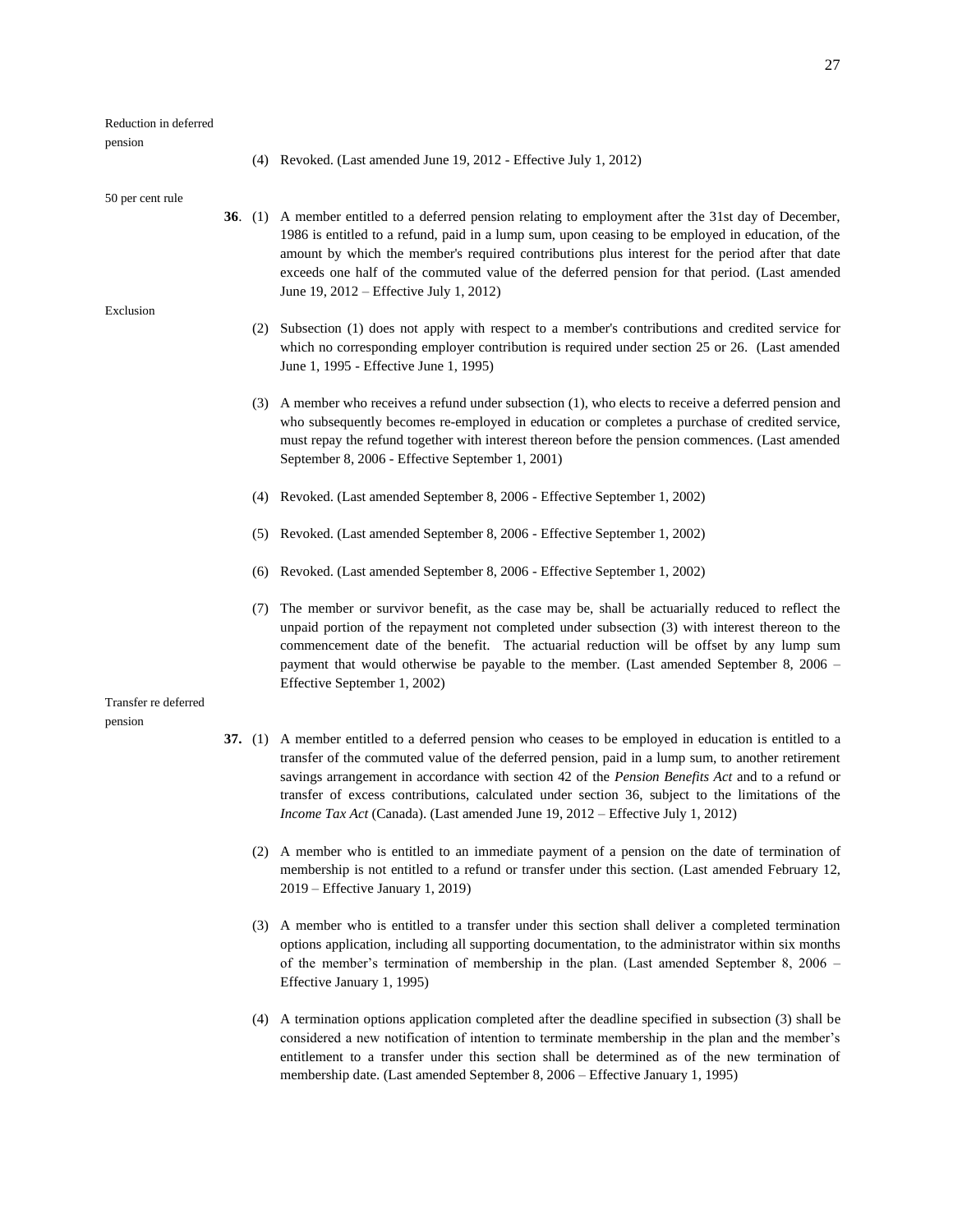Reduction in deferred pension

(4) Revoked. (Last amended June 19, 2012 - Effective July 1, 2012)

50 per cent rule

**36**. (1) A member entitled to a deferred pension relating to employment after the 31st day of December, 1986 is entitled to a refund, paid in a lump sum, upon ceasing to be employed in education, of the amount by which the member's required contributions plus interest for the period after that date exceeds one half of the commuted value of the deferred pension for that period. (Last amended June 19, 2012 – Effective July 1, 2012)

Exclusion

(2) Subsection (1) does not apply with respect to a member's contributions and credited service for which no corresponding employer contribution is required under section 25 or 26. (Last amended June 1, 1995 - Effective June 1, 1995)

(3) A member who receives a refund under subsection (1), who elects to receive a deferred pension and who subsequently becomes re-employed in education or completes a purchase of credited service, must repay the refund together with interest thereon before the pension commences. (Last amended September 8, 2006 - Effective September 1, 2001)

(4) Revoked. (Last amended September 8, 2006 - Effective September 1, 2002)

(5) Revoked. (Last amended September 8, 2006 - Effective September 1, 2002)

(6) Revoked. (Last amended September 8, 2006 - Effective September 1, 2002)

(7) The member or survivor benefit, as the case may be, shall be actuarially reduced to reflect the unpaid portion of the repayment not completed under subsection (3) with interest thereon to the commencement date of the benefit. The actuarial reduction will be offset by any lump sum payment that would otherwise be payable to the member. (Last amended September 8, 2006 – Effective September 1, 2002)

Transfer re deferred pension

**37.** (1) A member entitled to a deferred pension who ceases to be employed in education is entitled to a transfer of the commuted value of the deferred pension, paid in a lump sum, to another retirement savings arrangement in accordance with section 42 of the *Pension Benefits Act* and to a refund or transfer of excess contributions, calculated under section 36, subject to the limitations of the *Income Tax Act* (Canada). (Last amended June 19, 2012 – Effective July 1, 2012)

(2) A member who is entitled to an immediate payment of a pension on the date of termination of membership is not entitled to a refund or transfer under this section. (Last amended February 12, 2019 – Effective January 1, 2019)

(3) A member who is entitled to a transfer under this section shall deliver a completed termination options application, including all supporting documentation, to the administrator within six months of the member's termination of membership in the plan. (Last amended September 8, 2006 – Effective January 1, 1995)

(4) A termination options application completed after the deadline specified in subsection (3) shall be considered a new notification of intention to terminate membership in the plan and the member's entitlement to a transfer under this section shall be determined as of the new termination of membership date. (Last amended September 8, 2006 – Effective January 1, 1995)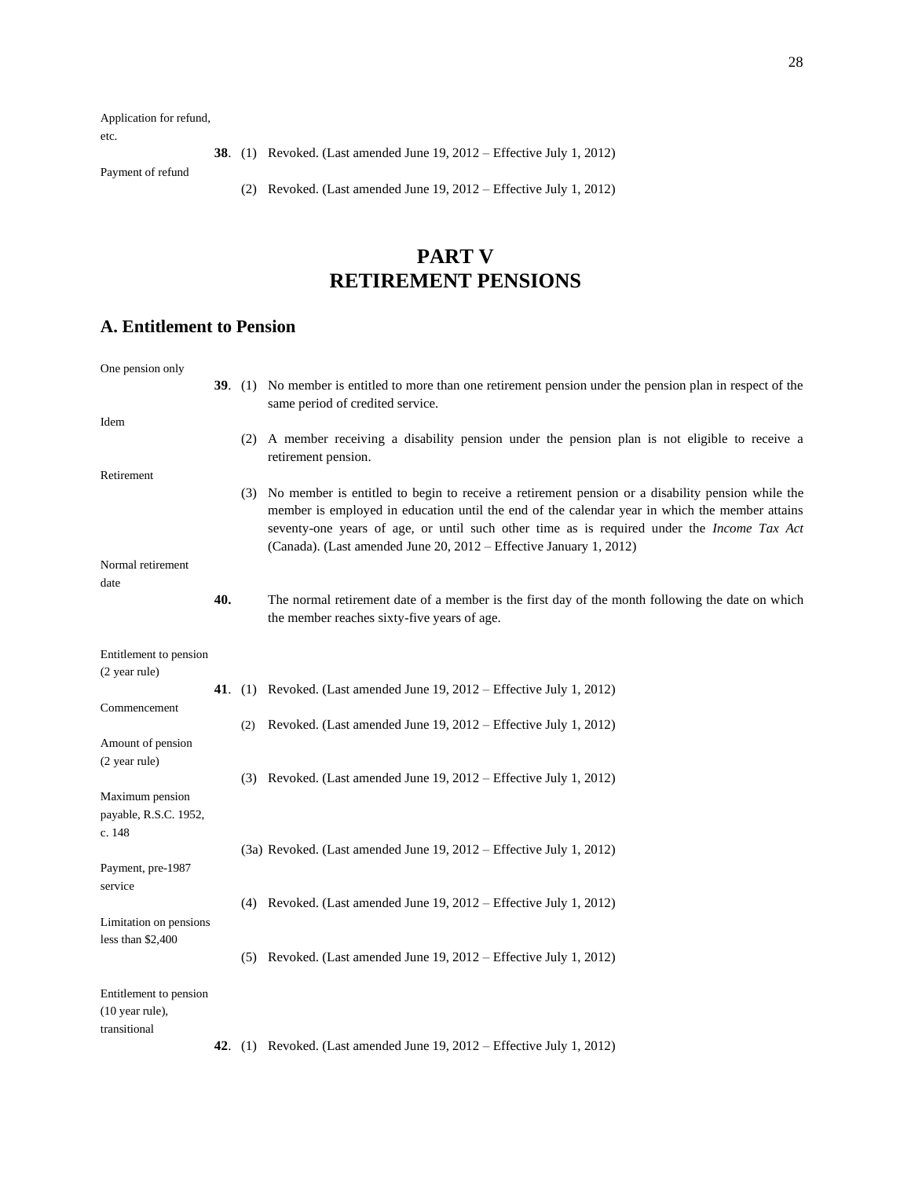Application for refund, etc.

**38**. (1) Revoked. (Last amended June 19, 2012 – Effective July 1, 2012)

Payment of refund

(2) Revoked. (Last amended June 19, 2012 – Effective July 1, 2012)

# PART V RETIREMENT PENSIONS

## A. Entitlement to Pension

One pension only

**39**. (1) No member is entitled to more than one retirement pension under the pension plan in respect of the same period of credited service.

Idem

(2) A member receiving a disability pension under the pension plan is not eligible to receive a retirement pension.

Retirement

(3) No member is entitled to begin to receive a retirement pension or a disability pension while the member is employed in education until the end of the calendar year in which the member attains seventy-one years of age, or until such other time as is required under the *Income Tax Act* (Canada). (Last amended June 20, 2012 – Effective January 1, 2012)

Normal retirement date

**40.** The normal retirement date of a member is the first day of the month following the date on which the member reaches sixty-five years of age.

Entitlement to pension (2 year rule)

**41**. (1) Revoked. (Last amended June 19, 2012 – Effective July 1, 2012)

Commencement

(2) Revoked. (Last amended June 19, 2012 – Effective July 1, 2012)

Amount of pension (2 year rule)

(3) Revoked. (Last amended June 19, 2012 – Effective July 1, 2012)

Maximum pension payable, R.S.C. 1952, c. 148

(3a) Revoked. (Last amended June 19, 2012 – Effective July 1, 2012)

Payment, pre-1987 service

(4) Revoked. (Last amended June 19, 2012 – Effective July 1, 2012)

Limitation on pensions less than $2,400

(5) Revoked. (Last amended June 19, 2012 – Effective July 1, 2012)

Entitlement to pension (10 year rule), transitional

**42**. (1) Revoked. (Last amended June 19, 2012 – Effective July 1, 2012)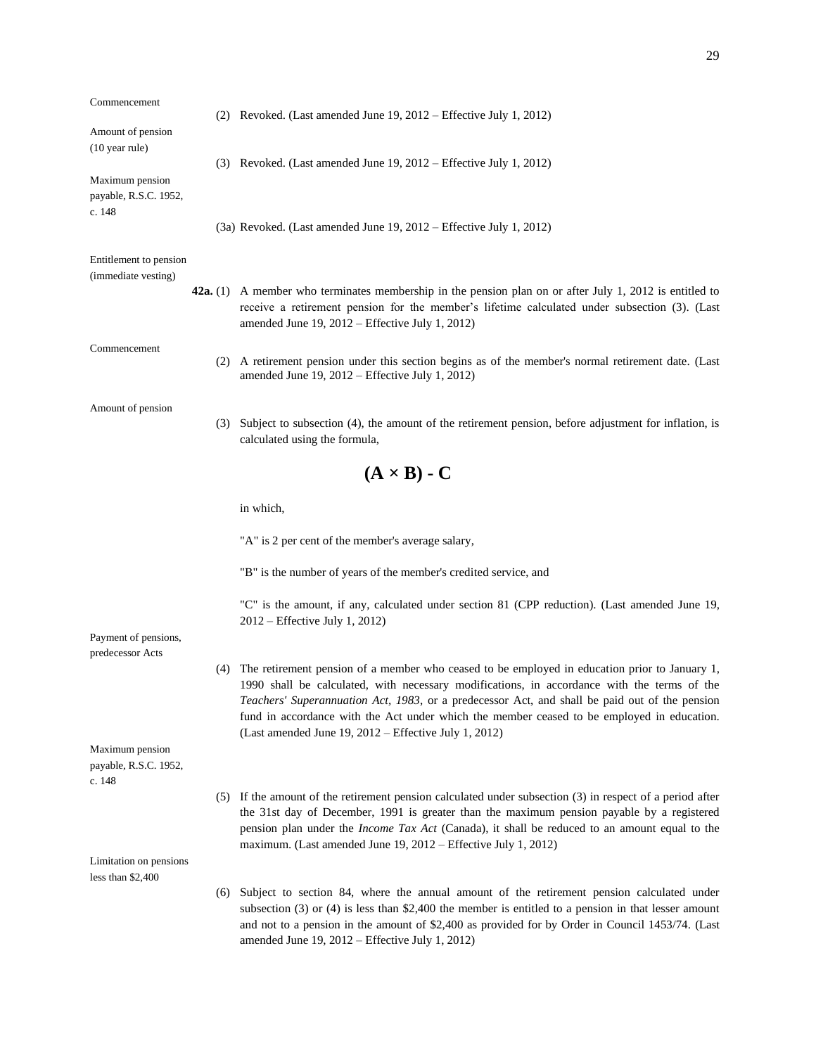Commencement

(2) Revoked. (Last amended June 19, 2012 – Effective July 1, 2012)

Amount of pension (10 year rule)

(3) Revoked. (Last amended June 19, 2012 – Effective July 1, 2012)

Maximum pension payable, R.S.C. 1952, c. 148

(3a) Revoked. (Last amended June 19, 2012 – Effective July 1, 2012)

Entitlement to pension (immediate vesting)

**42a.** (1) A member who terminates membership in the pension plan on or after July 1, 2012 is entitled to receive a retirement pension for the member's lifetime calculated under subsection (3). (Last amended June 19, 2012 – Effective July 1, 2012)

Commencement

(2) A retirement pension under this section begins as of the member's normal retirement date. (Last amended June 19, 2012 – Effective July 1, 2012)

Amount of pension

(3) Subject to subsection (4), the amount of the retirement pension, before adjustment for inflation, is calculated using the formula,

$$(A \times B) - C$$

in which,

"A" is 2 per cent of the member's average salary,

"B" is the number of years of the member's credited service, and

"C" is the amount, if any, calculated under section 81 (CPP reduction). (Last amended June 19, 2012 – Effective July 1, 2012)

Payment of pensions, predecessor Acts

(4) The retirement pension of a member who ceased to be employed in education prior to January 1, 1990 shall be calculated, with necessary modifications, in accordance with the terms of the *Teachers' Superannuation Act, 1983*, or a predecessor Act, and shall be paid out of the pension fund in accordance with the Act under which the member ceased to be employed in education. (Last amended June 19, 2012 – Effective July 1, 2012)

Maximum pension payable, R.S.C. 1952, c. 148

(5) If the amount of the retirement pension calculated under subsection (3) in respect of a period after the 31st day of December, 1991 is greater than the maximum pension payable by a registered pension plan under the *Income Tax Act* (Canada), it shall be reduced to an amount equal to the maximum. (Last amended June 19, 2012 – Effective July 1, 2012)

Limitation on pensions less than $2,400

(6) Subject to section 84, where the annual amount of the retirement pension calculated under subsection (3) or (4) is less than $2,400 the member is entitled to a pension in that lesser amount and not to a pension in the amount of $2,400 as provided for by Order in Council 1453/74. (Last amended June 19, 2012 – Effective July 1, 2012)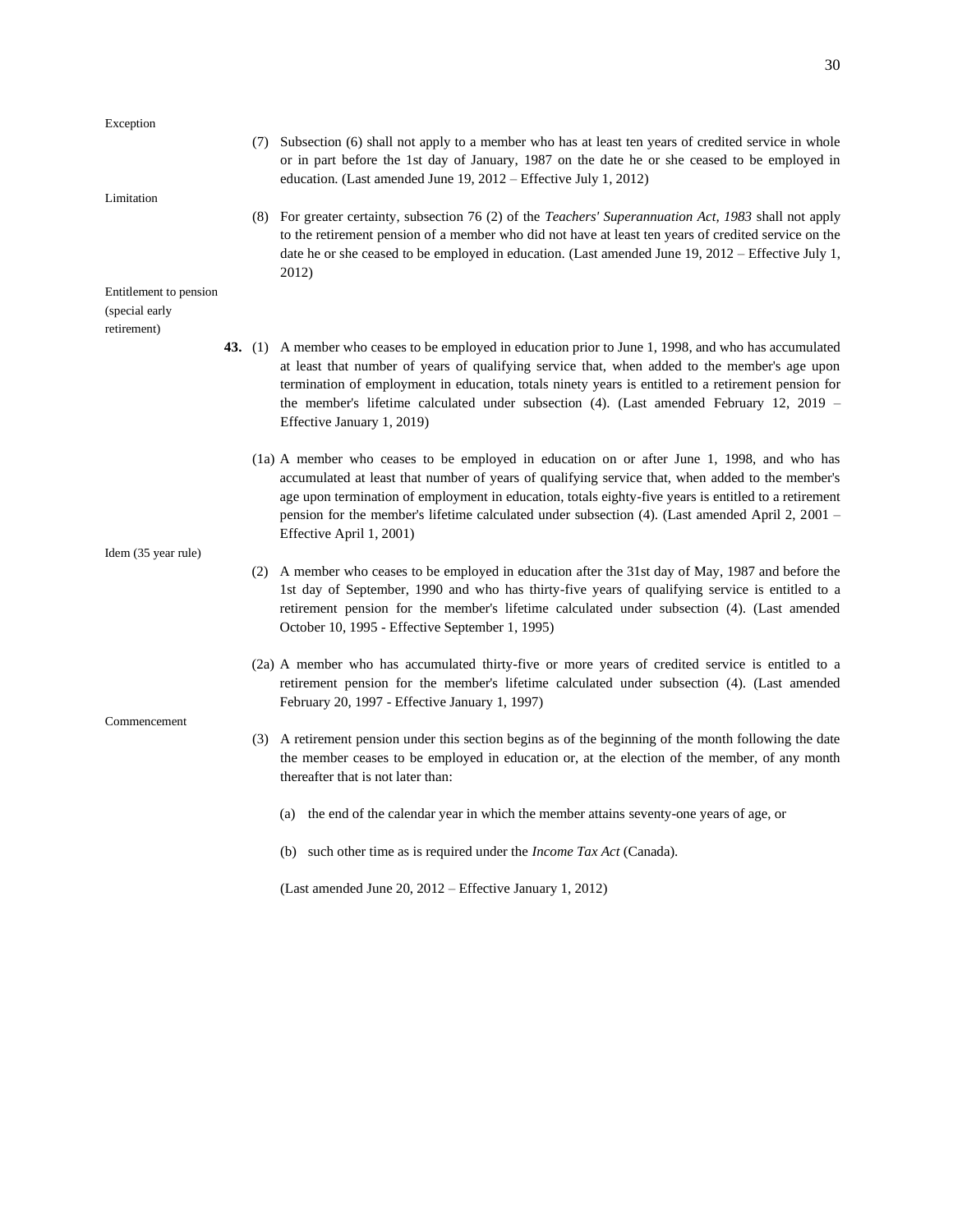Exception

(7) Subsection (6) shall not apply to a member who has at least ten years of credited service in whole or in part before the 1st day of January, 1987 on the date he or she ceased to be employed in education. (Last amended June 19, 2012 – Effective July 1, 2012)

Limitation

(8) For greater certainty, subsection 76 (2) of the *Teachers' Superannuation Act, 1983* shall not apply to the retirement pension of a member who did not have at least ten years of credited service on the date he or she ceased to be employed in education. (Last amended June 19, 2012 – Effective July 1, 2012)

Entitlement to pension (special early retirement)

**43.** (1) A member who ceases to be employed in education prior to June 1, 1998, and who has accumulated at least that number of years of qualifying service that, when added to the member's age upon termination of employment in education, totals ninety years is entitled to a retirement pension for the member's lifetime calculated under subsection (4). (Last amended February 12, 2019 – Effective January 1, 2019)

(1a) A member who ceases to be employed in education on or after June 1, 1998, and who has accumulated at least that number of years of qualifying service that, when added to the member's age upon termination of employment in education, totals eighty-five years is entitled to a retirement pension for the member's lifetime calculated under subsection (4). (Last amended April 2, 2001 – Effective April 1, 2001)

Idem (35 year rule)

(2) A member who ceases to be employed in education after the 31st day of May, 1987 and before the 1st day of September, 1990 and who has thirty-five years of qualifying service is entitled to a retirement pension for the member's lifetime calculated under subsection (4). (Last amended October 10, 1995 - Effective September 1, 1995)

(2a) A member who has accumulated thirty-five or more years of credited service is entitled to a retirement pension for the member's lifetime calculated under subsection (4). (Last amended February 20, 1997 - Effective January 1, 1997)

Commencement

(3) A retirement pension under this section begins as of the beginning of the month following the date the member ceases to be employed in education or, at the election of the member, of any month thereafter that is not later than:

(a) the end of the calendar year in which the member attains seventy-one years of age, or

(b) such other time as is required under the *Income Tax Act* (Canada).

(Last amended June 20, 2012 – Effective January 1, 2012)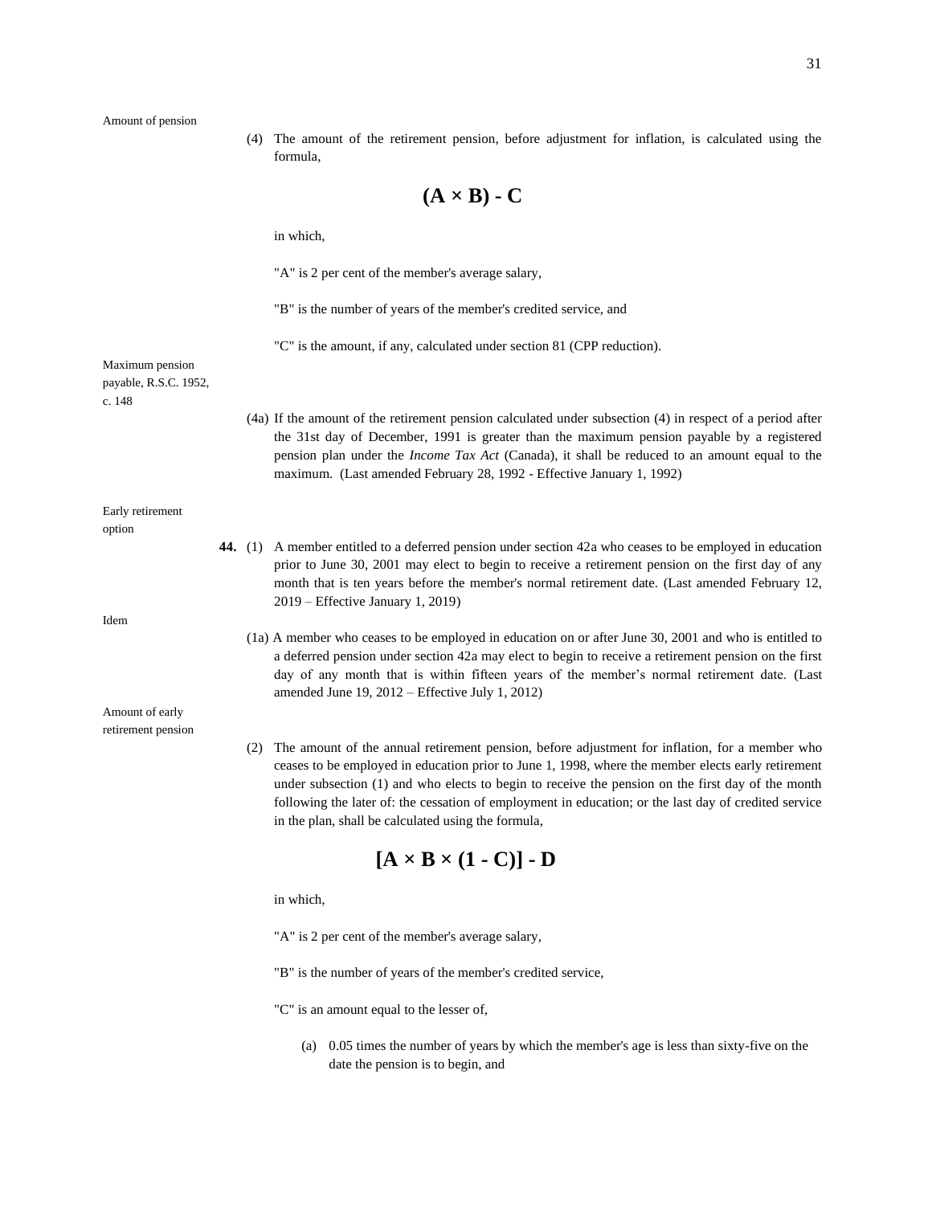Amount of pension

(4) The amount of the retirement pension, before adjustment for inflation, is calculated using the formula,

$$(A \times B) - C$$

in which,

"A" is 2 per cent of the member's average salary,

"B" is the number of years of the member's credited service, and

"C" is the amount, if any, calculated under section 81 (CPP reduction).

Maximum pension payable, R.S.C. 1952, c. 148

(4a) If the amount of the retirement pension calculated under subsection (4) in respect of a period after the 31st day of December, 1991 is greater than the maximum pension payable by a registered pension plan under the *Income Tax Act* (Canada), it shall be reduced to an amount equal to the maximum. (Last amended February 28, 1992 - Effective January 1, 1992)

Early retirement option

**44.** (1) A member entitled to a deferred pension under section 42a who ceases to be employed in education prior to June 30, 2001 may elect to begin to receive a retirement pension on the first day of any month that is ten years before the member's normal retirement date. (Last amended February 12, 2019 – Effective January 1, 2019)

Idem

(1a) A member who ceases to be employed in education on or after June 30, 2001 and who is entitled to a deferred pension under section 42a may elect to begin to receive a retirement pension on the first day of any month that is within fifteen years of the member's normal retirement date. (Last amended June 19, 2012 – Effective July 1, 2012)

Amount of early retirement pension

(2) The amount of the annual retirement pension, before adjustment for inflation, for a member who ceases to be employed in education prior to June 1, 1998, where the member elects early retirement under subsection (1) and who elects to begin to receive the pension on the first day of the month following the later of: the cessation of employment in education; or the last day of credited service in the plan, shall be calculated using the formula,

$$[A \times B \times (1 - C)] - D$$

in which,

"A" is 2 per cent of the member's average salary,

"B" is the number of years of the member's credited service,

"C" is an amount equal to the lesser of,

(a) 0.05 times the number of years by which the member's age is less than sixty-five on the date the pension is to begin, and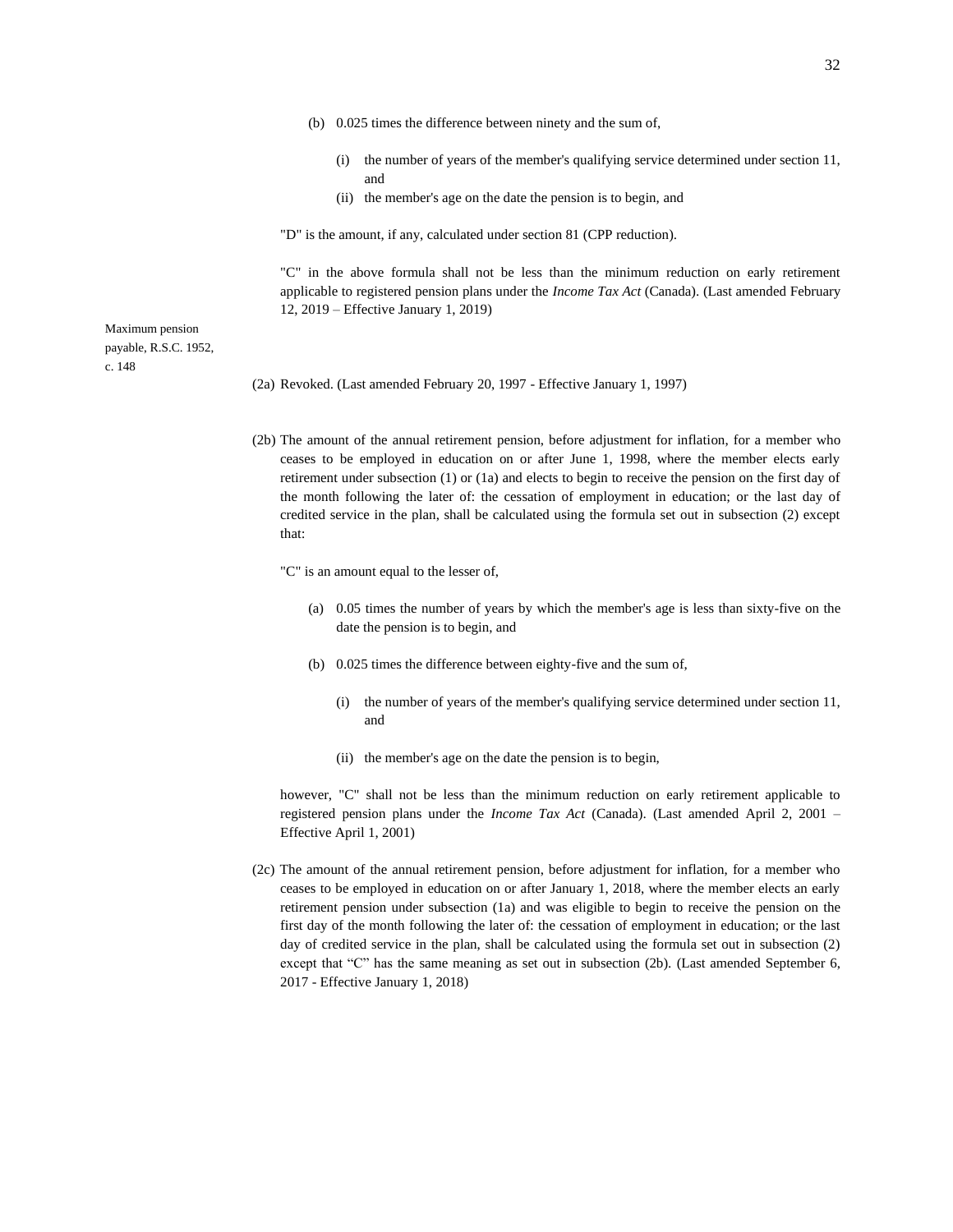(b) 0.025 times the difference between ninety and the sum of,

(i) the number of years of the member's qualifying service determined under section 11, and

(ii) the member's age on the date the pension is to begin, and

"D" is the amount, if any, calculated under section 81 (CPP reduction).

"C" in the above formula shall not be less than the minimum reduction on early retirement applicable to registered pension plans under the *Income Tax Act* (Canada). (Last amended February 12, 2019 – Effective January 1, 2019)

Maximum pension payable, R.S.C. 1952, c. 148

(2a) Revoked. (Last amended February 20, 1997 - Effective January 1, 1997)

(2b) The amount of the annual retirement pension, before adjustment for inflation, for a member who ceases to be employed in education on or after June 1, 1998, where the member elects early retirement under subsection (1) or (1a) and elects to begin to receive the pension on the first day of the month following the later of: the cessation of employment in education; or the last day of credited service in the plan, shall be calculated using the formula set out in subsection (2) except that:

"C" is an amount equal to the lesser of,

(a) 0.05 times the number of years by which the member's age is less than sixty-five on the date the pension is to begin, and

(b) 0.025 times the difference between eighty-five and the sum of,

(i) the number of years of the member's qualifying service determined under section 11, and

(ii) the member's age on the date the pension is to begin,

however, "C" shall not be less than the minimum reduction on early retirement applicable to registered pension plans under the *Income Tax Act* (Canada). (Last amended April 2, 2001 – Effective April 1, 2001)

(2c) The amount of the annual retirement pension, before adjustment for inflation, for a member who ceases to be employed in education on or after January 1, 2018, where the member elects an early retirement pension under subsection (1a) and was eligible to begin to receive the pension on the first day of the month following the later of: the cessation of employment in education; or the last day of credited service in the plan, shall be calculated using the formula set out in subsection (2) except that "C" has the same meaning as set out in subsection (2b). (Last amended September 6, 2017 - Effective January 1, 2018)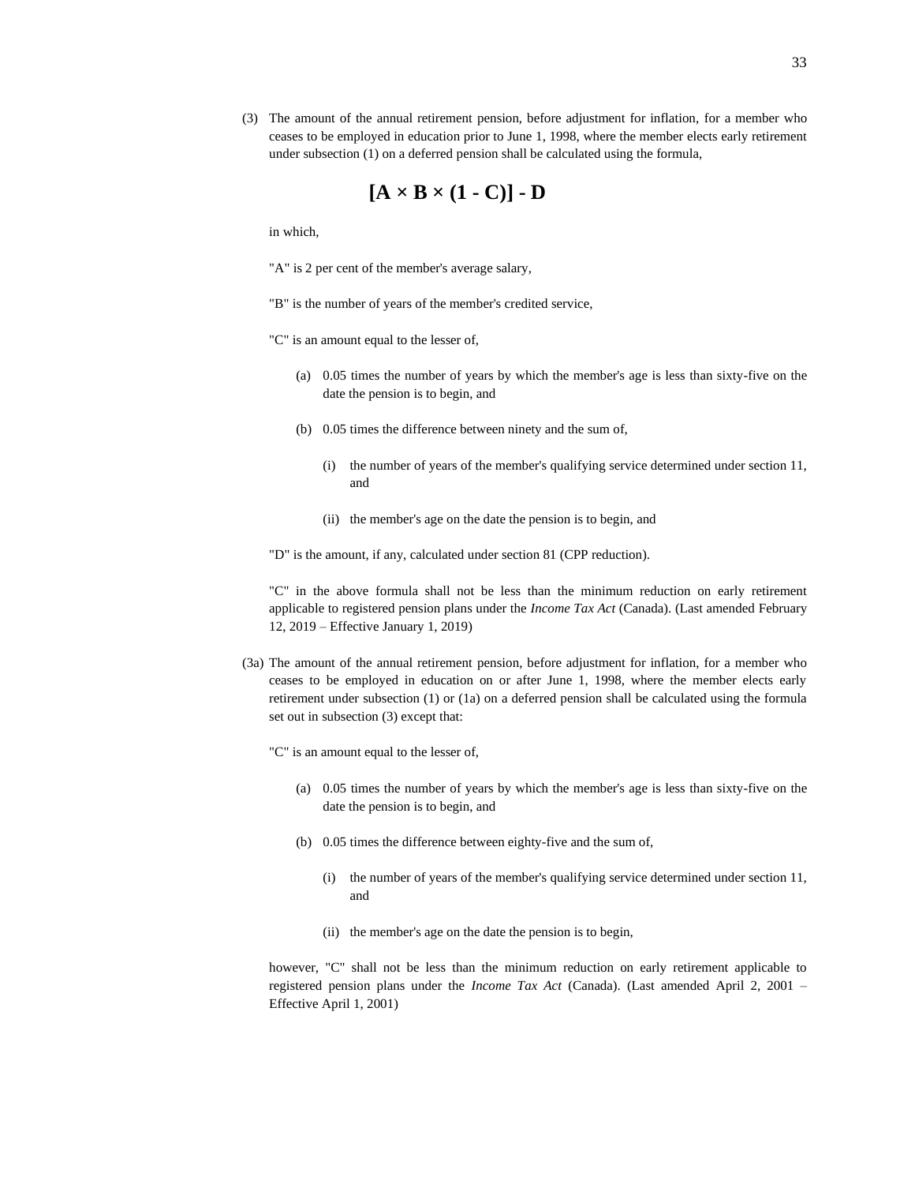(3) The amount of the annual retirement pension, before adjustment for inflation, for a member who ceases to be employed in education prior to June 1, 1998, where the member elects early retirement under subsection (1) on a deferred pension shall be calculated using the formula,

$$[A \times B \times (1 - C)] - D$$

in which,

"A" is 2 per cent of the member's average salary,

"B" is the number of years of the member's credited service,

"C" is an amount equal to the lesser of,

(a) 0.05 times the number of years by which the member's age is less than sixty-five on the date the pension is to begin, and

(b) 0.05 times the difference between ninety and the sum of,

(i) the number of years of the member's qualifying service determined under section 11, and

(ii) the member's age on the date the pension is to begin, and

"D" is the amount, if any, calculated under section 81 (CPP reduction).

"C" in the above formula shall not be less than the minimum reduction on early retirement applicable to registered pension plans under the *Income Tax Act* (Canada). (Last amended February 12, 2019 – Effective January 1, 2019)

(3a) The amount of the annual retirement pension, before adjustment for inflation, for a member who ceases to be employed in education on or after June 1, 1998, where the member elects early retirement under subsection (1) or (1a) on a deferred pension shall be calculated using the formula set out in subsection (3) except that:

"C" is an amount equal to the lesser of,

(a) 0.05 times the number of years by which the member's age is less than sixty-five on the date the pension is to begin, and

(b) 0.05 times the difference between eighty-five and the sum of,

(i) the number of years of the member's qualifying service determined under section 11, and

(ii) the member's age on the date the pension is to begin,

however, "C" shall not be less than the minimum reduction on early retirement applicable to registered pension plans under the *Income Tax Act* (Canada). (Last amended April 2, 2001 – Effective April 1, 2001)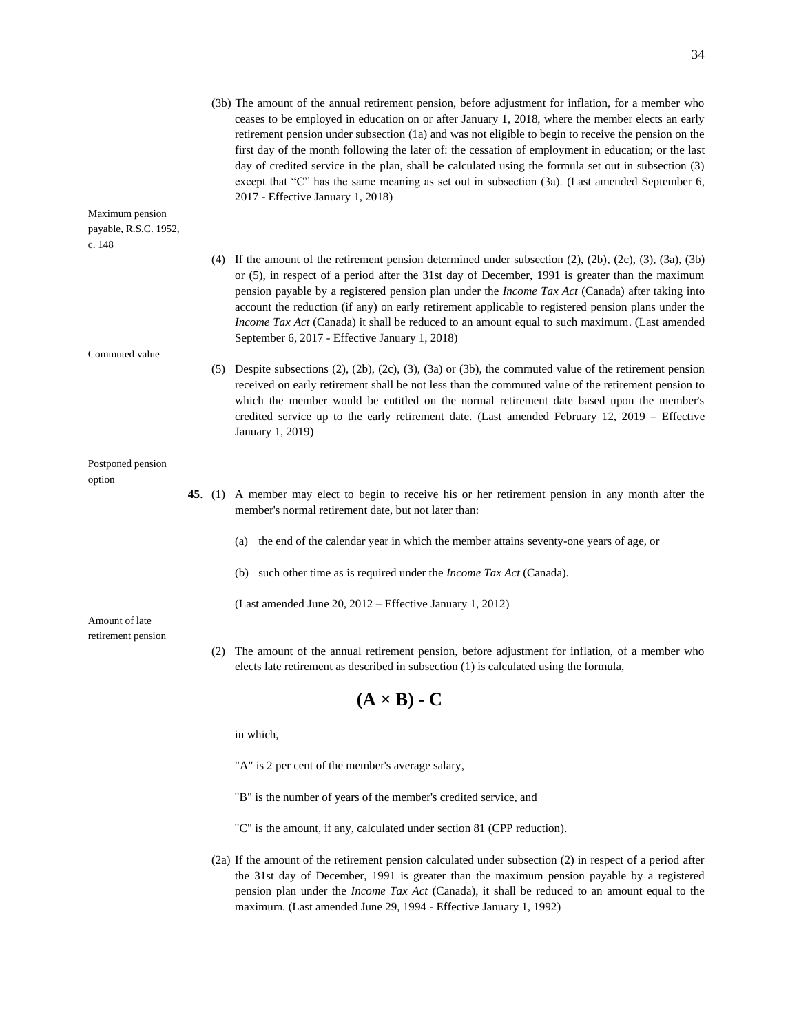(3b) The amount of the annual retirement pension, before adjustment for inflation, for a member who ceases to be employed in education on or after January 1, 2018, where the member elects an early retirement pension under subsection (1a) and was not eligible to begin to receive the pension on the first day of the month following the later of: the cessation of employment in education; or the last day of credited service in the plan, shall be calculated using the formula set out in subsection (3) except that "C" has the same meaning as set out in subsection (3a). (Last amended September 6, 2017 - Effective January 1, 2018)

Maximum pension payable, R.S.C. 1952, c. 148

(4) If the amount of the retirement pension determined under subsection (2), (2b), (2c), (3), (3a), (3b) or (5), in respect of a period after the 31st day of December, 1991 is greater than the maximum pension payable by a registered pension plan under the *Income Tax Act* (Canada) after taking into account the reduction (if any) on early retirement applicable to registered pension plans under the *Income Tax Act* (Canada) it shall be reduced to an amount equal to such maximum. (Last amended September 6, 2017 - Effective January 1, 2018)

Commuted value

(5) Despite subsections (2), (2b), (2c), (3), (3a) or (3b), the commuted value of the retirement pension received on early retirement shall be not less than the commuted value of the retirement pension to which the member would be entitled on the normal retirement date based upon the member's credited service up to the early retirement date. (Last amended February 12, 2019 – Effective January 1, 2019)

Postponed pension option

**45**. (1) A member may elect to begin to receive his or her retirement pension in any month after the member's normal retirement date, but not later than:

(a) the end of the calendar year in which the member attains seventy-one years of age, or

(b) such other time as is required under the *Income Tax Act* (Canada).

(Last amended June 20, 2012 – Effective January 1, 2012)

Amount of late retirement pension

(2) The amount of the annual retirement pension, before adjustment for inflation, of a member who elects late retirement as described in subsection (1) is calculated using the formula,

$$(A \times B) - C$$

in which,

"A" is 2 per cent of the member's average salary,

"B" is the number of years of the member's credited service, and

"C" is the amount, if any, calculated under section 81 (CPP reduction).

(2a) If the amount of the retirement pension calculated under subsection (2) in respect of a period after the 31st day of December, 1991 is greater than the maximum pension payable by a registered pension plan under the *Income Tax Act* (Canada), it shall be reduced to an amount equal to the maximum. (Last amended June 29, 1994 - Effective January 1, 1992)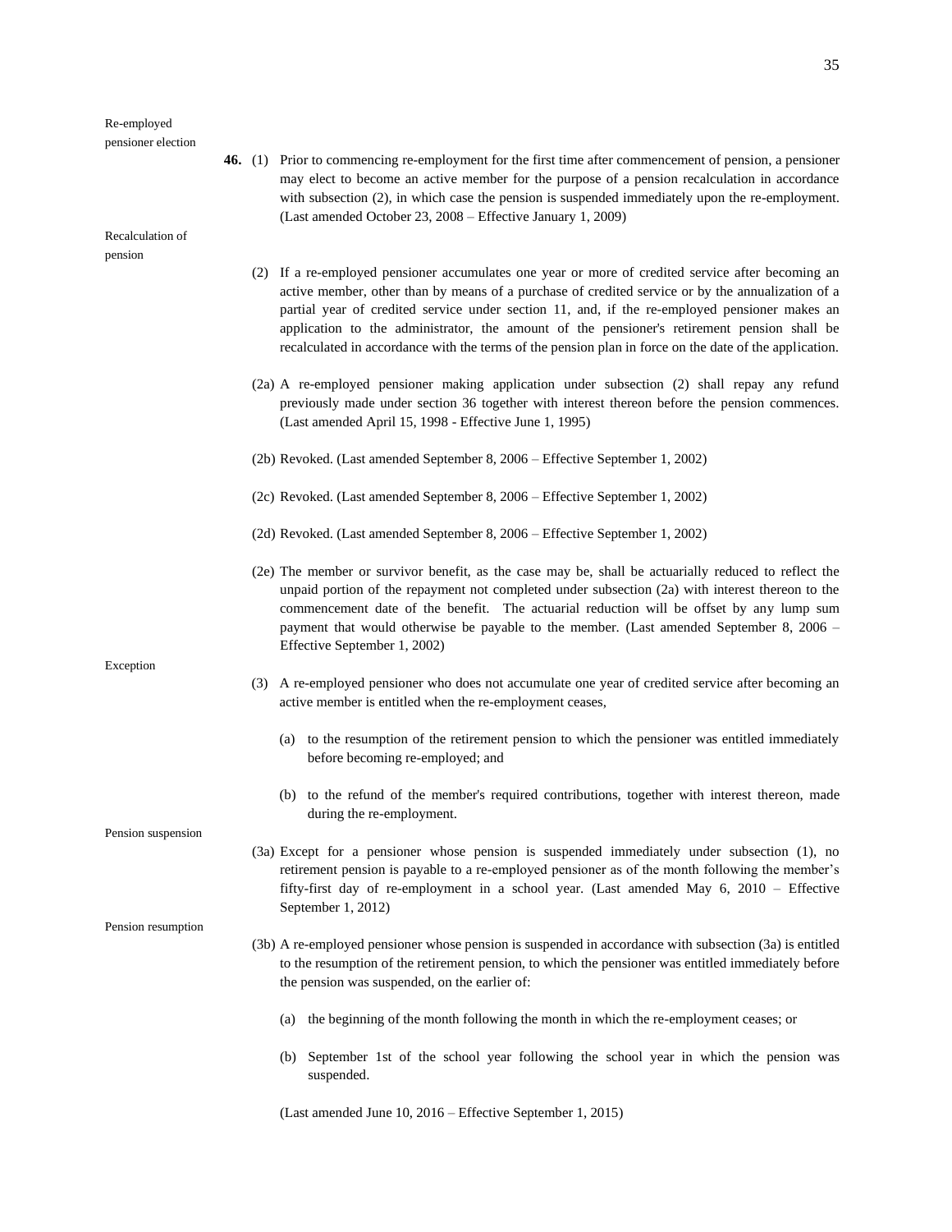Re-employed pensioner election

**46.** (1) Prior to commencing re-employment for the first time after commencement of pension, a pensioner may elect to become an active member for the purpose of a pension recalculation in accordance with subsection (2), in which case the pension is suspended immediately upon the re-employment. (Last amended October 23, 2008 – Effective January 1, 2009)

Recalculation of pension

(2) If a re-employed pensioner accumulates one year or more of credited service after becoming an active member, other than by means of a purchase of credited service or by the annualization of a partial year of credited service under section 11, and, if the re-employed pensioner makes an application to the administrator, the amount of the pensioner's retirement pension shall be recalculated in accordance with the terms of the pension plan in force on the date of the application.

(2a) A re-employed pensioner making application under subsection (2) shall repay any refund previously made under section 36 together with interest thereon before the pension commences. (Last amended April 15, 1998 - Effective June 1, 1995)

(2b) Revoked. (Last amended September 8, 2006 – Effective September 1, 2002)

(2c) Revoked. (Last amended September 8, 2006 – Effective September 1, 2002)

(2d) Revoked. (Last amended September 8, 2006 – Effective September 1, 2002)

(2e) The member or survivor benefit, as the case may be, shall be actuarially reduced to reflect the unpaid portion of the repayment not completed under subsection (2a) with interest thereon to the commencement date of the benefit. The actuarial reduction will be offset by any lump sum payment that would otherwise be payable to the member. (Last amended September 8, 2006 – Effective September 1, 2002)

Exception

(3) A re-employed pensioner who does not accumulate one year of credited service after becoming an active member is entitled when the re-employment ceases,

(a) to the resumption of the retirement pension to which the pensioner was entitled immediately before becoming re-employed; and

(b) to the refund of the member's required contributions, together with interest thereon, made during the re-employment.

Pension suspension

(3a) Except for a pensioner whose pension is suspended immediately under subsection (1), no retirement pension is payable to a re-employed pensioner as of the month following the member's fifty-first day of re-employment in a school year. (Last amended May 6, 2010 – Effective September 1, 2012)

Pension resumption

(3b) A re-employed pensioner whose pension is suspended in accordance with subsection (3a) is entitled to the resumption of the retirement pension, to which the pensioner was entitled immediately before the pension was suspended, on the earlier of:

(a) the beginning of the month following the month in which the re-employment ceases; or

(b) September 1st of the school year following the school year in which the pension was suspended.

(Last amended June 10, 2016 – Effective September 1, 2015)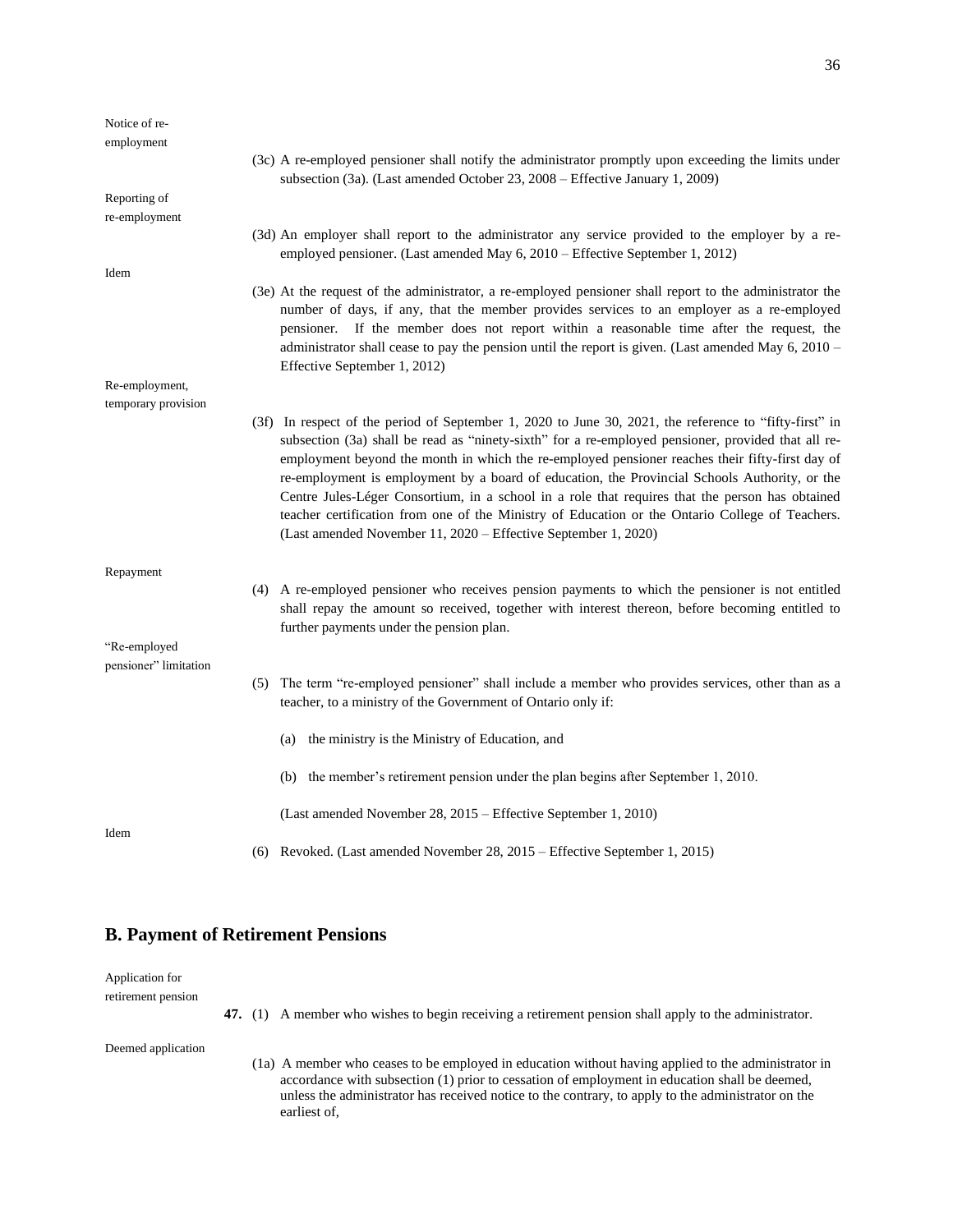Notice of re-employment

(3c) A re-employed pensioner shall notify the administrator promptly upon exceeding the limits under subsection (3a). (Last amended October 23, 2008 – Effective January 1, 2009)

Reporting of re-employment

(3d) An employer shall report to the administrator any service provided to the employer by a re-employed pensioner. (Last amended May 6, 2010 – Effective September 1, 2012)

Idem

(3e) At the request of the administrator, a re-employed pensioner shall report to the administrator the number of days, if any, that the member provides services to an employer as a re-employed pensioner. If the member does not report within a reasonable time after the request, the administrator shall cease to pay the pension until the report is given. (Last amended May 6, 2010 – Effective September 1, 2012)

Re-employment, temporary provision

(3f) In respect of the period of September 1, 2020 to June 30, 2021, the reference to "fifty-first" in subsection (3a) shall be read as "ninety-sixth" for a re-employed pensioner, provided that all re-employment beyond the month in which the re-employed pensioner reaches their fifty-first day of re-employment is employment by a board of education, the Provincial Schools Authority, or the Centre Jules-Léger Consortium, in a school in a role that requires that the person has obtained teacher certification from one of the Ministry of Education or the Ontario College of Teachers. (Last amended November 11, 2020 – Effective September 1, 2020)

Repayment

(4) A re-employed pensioner who receives pension payments to which the pensioner is not entitled shall repay the amount so received, together with interest thereon, before becoming entitled to further payments under the pension plan.

"Re-employed pensioner" limitation

(5) The term "re-employed pensioner" shall include a member who provides services, other than as a teacher, to a ministry of the Government of Ontario only if:

(a) the ministry is the Ministry of Education, and

(b) the member's retirement pension under the plan begins after September 1, 2010.

(Last amended November 28, 2015 – Effective September 1, 2010)

Idem

(6) Revoked. (Last amended November 28, 2015 – Effective September 1, 2015)

## B. Payment of Retirement Pensions

Application for retirement pension

**47.** (1) A member who wishes to begin receiving a retirement pension shall apply to the administrator.

Deemed application

(1a) A member who ceases to be employed in education without having applied to the administrator in accordance with subsection (1) prior to cessation of employment in education shall be deemed, unless the administrator has received notice to the contrary, to apply to the administrator on the earliest of,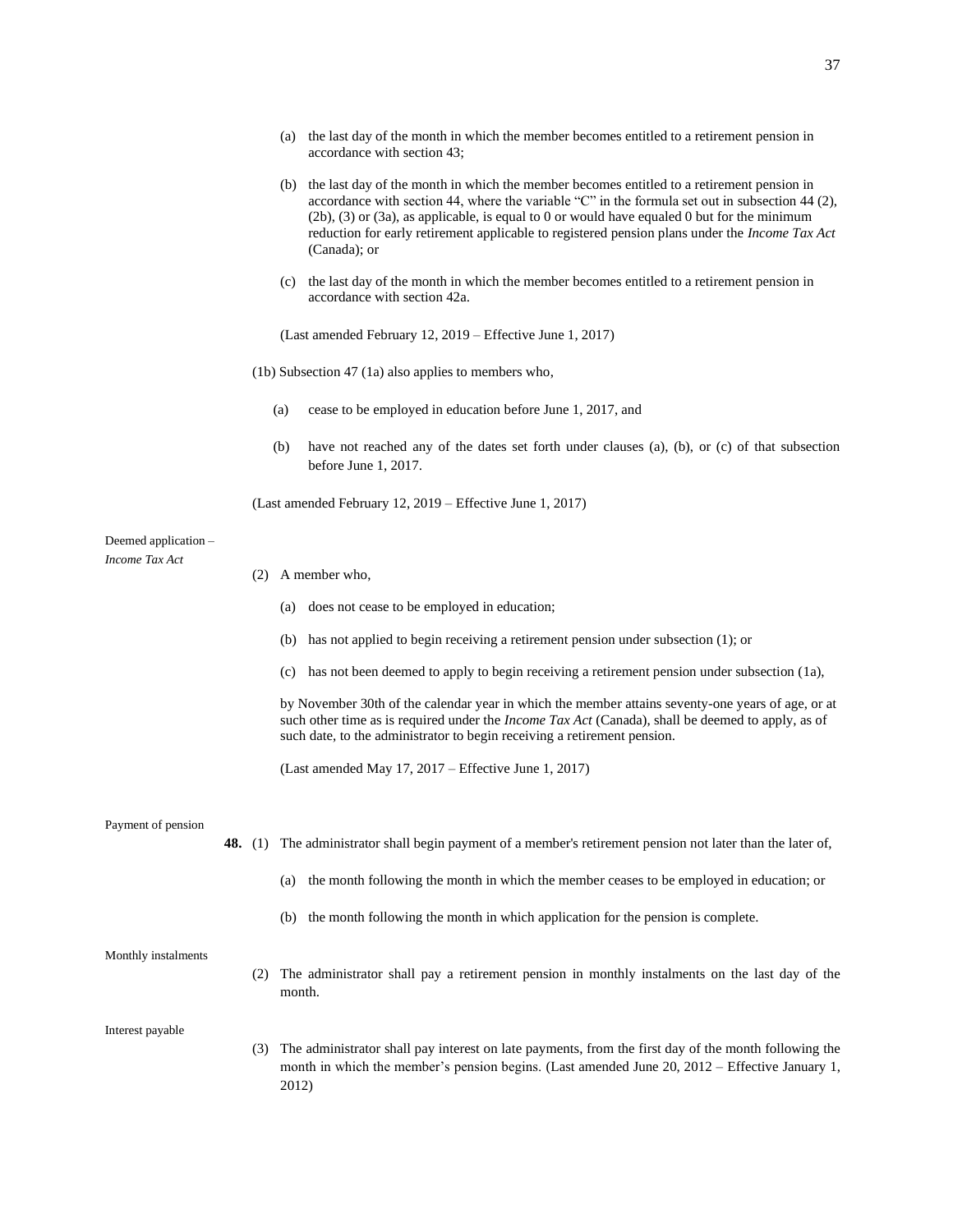(a) the last day of the month in which the member becomes entitled to a retirement pension in accordance with section 43;

(b) the last day of the month in which the member becomes entitled to a retirement pension in accordance with section 44, where the variable "C" in the formula set out in subsection 44 (2), (2b), (3) or (3a), as applicable, is equal to 0 or would have equaled 0 but for the minimum reduction for early retirement applicable to registered pension plans under the *Income Tax Act* (Canada); or

(c) the last day of the month in which the member becomes entitled to a retirement pension in accordance with section 42a.

(Last amended February 12, 2019 – Effective June 1, 2017)

(1b) Subsection 47 (1a) also applies to members who,

(a) cease to be employed in education before June 1, 2017, and

(b) have not reached any of the dates set forth under clauses (a), (b), or (c) of that subsection before June 1, 2017.

(Last amended February 12, 2019 – Effective June 1, 2017)

Deemed application – *Income Tax Act*

(2) A member who,

(a) does not cease to be employed in education;

(b) has not applied to begin receiving a retirement pension under subsection (1); or

(c) has not been deemed to apply to begin receiving a retirement pension under subsection (1a),

by November 30th of the calendar year in which the member attains seventy-one years of age, or at such other time as is required under the *Income Tax Act* (Canada), shall be deemed to apply, as of such date, to the administrator to begin receiving a retirement pension.

(Last amended May 17, 2017 – Effective June 1, 2017)

Payment of pension

**48.** (1) The administrator shall begin payment of a member's retirement pension not later than the later of,

(a) the month following the month in which the member ceases to be employed in education; or

(b) the month following the month in which application for the pension is complete.

Monthly instalments

(2) The administrator shall pay a retirement pension in monthly instalments on the last day of the month.

Interest payable

(3) The administrator shall pay interest on late payments, from the first day of the month following the month in which the member's pension begins. (Last amended June 20, 2012 – Effective January 1, 2012)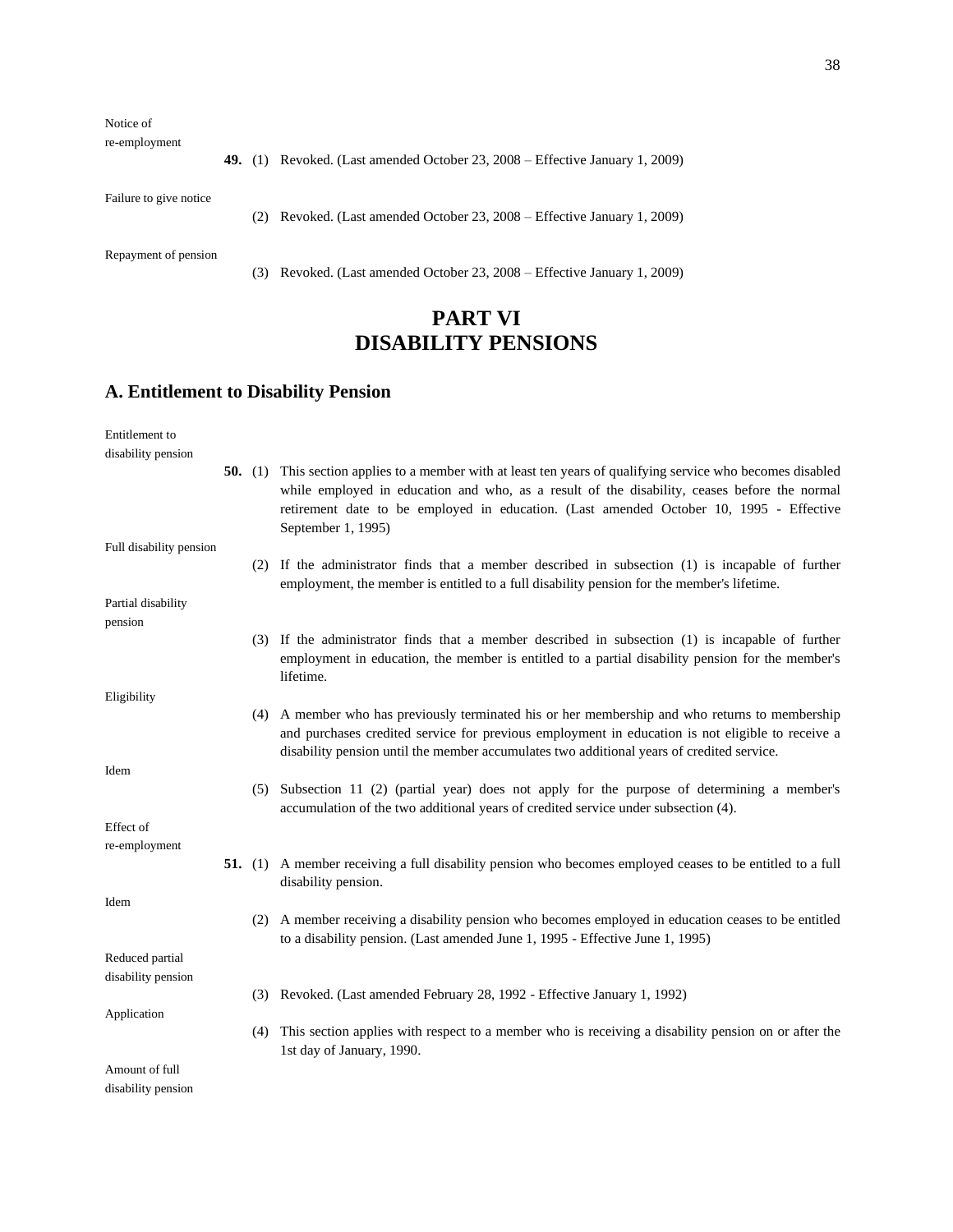Notice of re-employment

**49.** (1) Revoked. (Last amended October 23, 2008 – Effective January 1, 2009)

Failure to give notice

(2) Revoked. (Last amended October 23, 2008 – Effective January 1, 2009)

Repayment of pension

(3) Revoked. (Last amended October 23, 2008 – Effective January 1, 2009)

# PART VI
# DISABILITY PENSIONS

## A. Entitlement to Disability Pension

Entitlement to disability pension

**50.** (1) This section applies to a member with at least ten years of qualifying service who becomes disabled while employed in education and who, as a result of the disability, ceases before the normal retirement date to be employed in education. (Last amended October 10, 1995 - Effective September 1, 1995)

Full disability pension

(2) If the administrator finds that a member described in subsection (1) is incapable of further employment, the member is entitled to a full disability pension for the member's lifetime.

Partial disability pension

(3) If the administrator finds that a member described in subsection (1) is incapable of further employment in education, the member is entitled to a partial disability pension for the member's lifetime.

Eligibility

(4) A member who has previously terminated his or her membership and who returns to membership and purchases credited service for previous employment in education is not eligible to receive a disability pension until the member accumulates two additional years of credited service.

Idem

(5) Subsection 11 (2) (partial year) does not apply for the purpose of determining a member's accumulation of the two additional years of credited service under subsection (4).

Effect of re-employment

**51.** (1) A member receiving a full disability pension who becomes employed ceases to be entitled to a full disability pension.

Idem

(2) A member receiving a disability pension who becomes employed in education ceases to be entitled to a disability pension. (Last amended June 1, 1995 - Effective June 1, 1995)

Reduced partial disability pension

(3) Revoked. (Last amended February 28, 1992 - Effective January 1, 1992)

Application

(4) This section applies with respect to a member who is receiving a disability pension on or after the 1st day of January, 1990.

Amount of full disability pension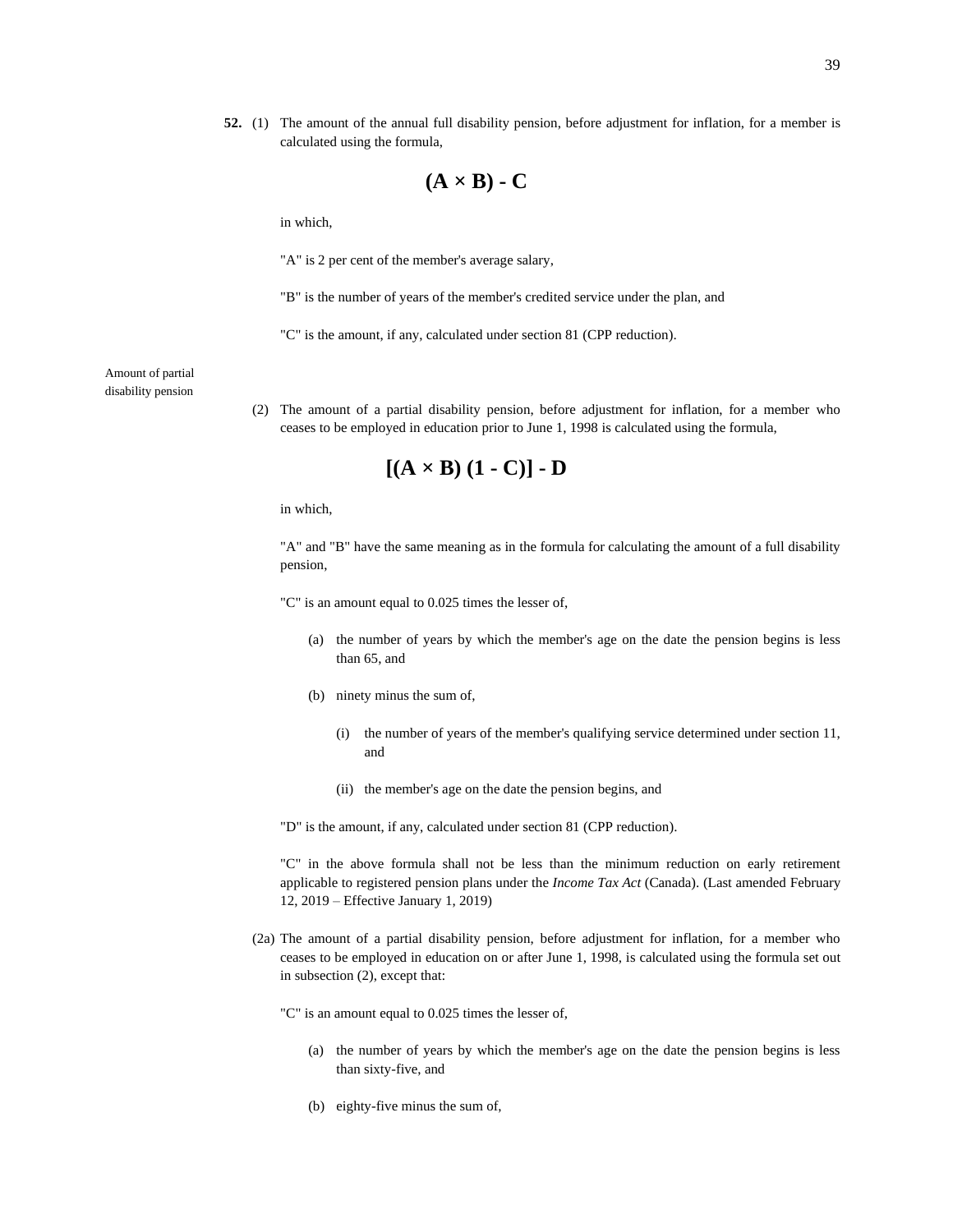**52.** (1) The amount of the annual full disability pension, before adjustment for inflation, for a member is calculated using the formula,

$$(A \times B) - C$$

in which,

"A" is 2 per cent of the member's average salary,

"B" is the number of years of the member's credited service under the plan, and

"C" is the amount, if any, calculated under section 81 (CPP reduction).

Amount of partial disability pension

(2) The amount of a partial disability pension, before adjustment for inflation, for a member who ceases to be employed in education prior to June 1, 1998 is calculated using the formula,

$$[(A \times B)(1 - C)] - D$$

in which,

"A" and "B" have the same meaning as in the formula for calculating the amount of a full disability pension,

"C" is an amount equal to 0.025 times the lesser of,

(a) the number of years by which the member's age on the date the pension begins is less than 65, and

(b) ninety minus the sum of,

(i) the number of years of the member's qualifying service determined under section 11, and

(ii) the member's age on the date the pension begins, and

"D" is the amount, if any, calculated under section 81 (CPP reduction).

"C" in the above formula shall not be less than the minimum reduction on early retirement applicable to registered pension plans under the *Income Tax Act* (Canada). (Last amended February 12, 2019 – Effective January 1, 2019)

(2a) The amount of a partial disability pension, before adjustment for inflation, for a member who ceases to be employed in education on or after June 1, 1998, is calculated using the formula set out in subsection (2), except that:

"C" is an amount equal to 0.025 times the lesser of,

(a) the number of years by which the member's age on the date the pension begins is less than sixty-five, and

(b) eighty-five minus the sum of,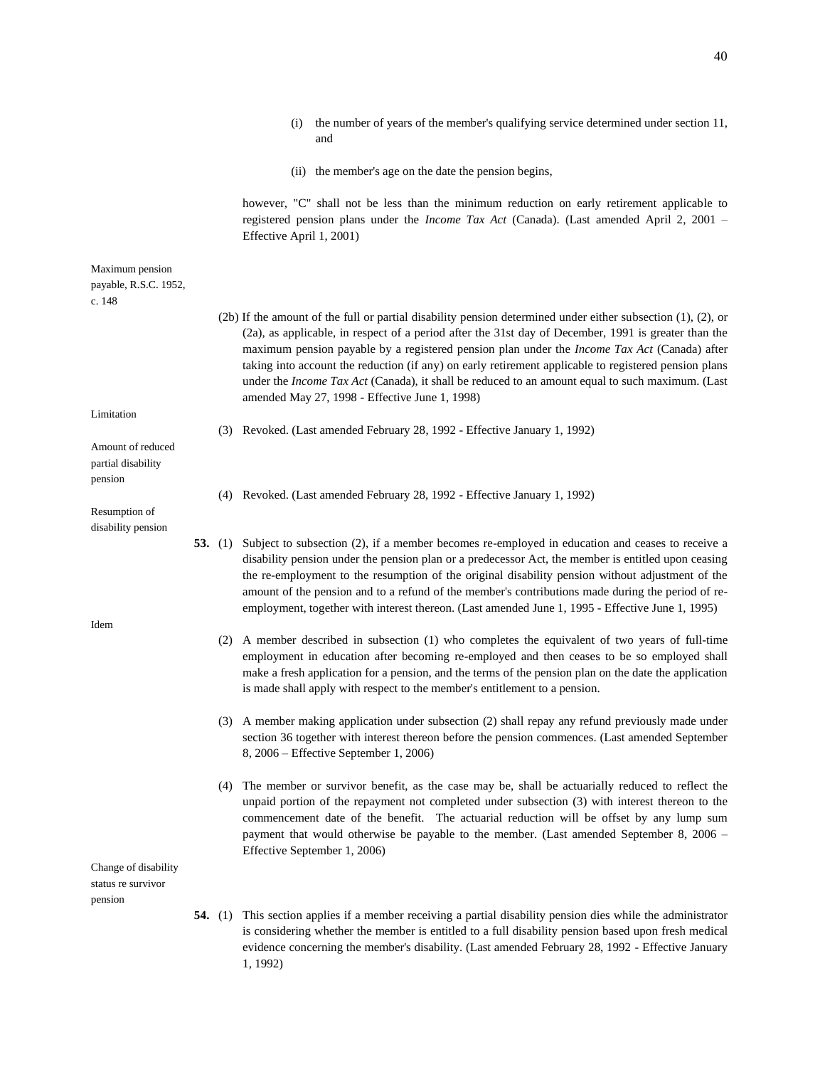(i) the number of years of the member's qualifying service determined under section 11, and

(ii) the member's age on the date the pension begins,

however, "C" shall not be less than the minimum reduction on early retirement applicable to registered pension plans under the *Income Tax Act* (Canada). (Last amended April 2, 2001 – Effective April 1, 2001)

Maximum pension payable, R.S.C. 1952, c. 148

(2b) If the amount of the full or partial disability pension determined under either subsection (1), (2), or (2a), as applicable, in respect of a period after the 31st day of December, 1991 is greater than the maximum pension payable by a registered pension plan under the *Income Tax Act* (Canada) after taking into account the reduction (if any) on early retirement applicable to registered pension plans under the *Income Tax Act* (Canada), it shall be reduced to an amount equal to such maximum. (Last amended May 27, 1998 - Effective June 1, 1998)

Limitation

(3) Revoked. (Last amended February 28, 1992 - Effective January 1, 1992)

Amount of reduced partial disability pension

(4) Revoked. (Last amended February 28, 1992 - Effective January 1, 1992)

Resumption of disability pension

**53.** (1) Subject to subsection (2), if a member becomes re-employed in education and ceases to receive a disability pension under the pension plan or a predecessor Act, the member is entitled upon ceasing the re-employment to the resumption of the original disability pension without adjustment of the amount of the pension and to a refund of the member's contributions made during the period of re-employment, together with interest thereon. (Last amended June 1, 1995 - Effective June 1, 1995)

Idem

(2) A member described in subsection (1) who completes the equivalent of two years of full-time employment in education after becoming re-employed and then ceases to be so employed shall make a fresh application for a pension, and the terms of the pension plan on the date the application is made shall apply with respect to the member's entitlement to a pension.

(3) A member making application under subsection (2) shall repay any refund previously made under section 36 together with interest thereon before the pension commences. (Last amended September 8, 2006 – Effective September 1, 2006)

(4) The member or survivor benefit, as the case may be, shall be actuarially reduced to reflect the unpaid portion of the repayment not completed under subsection (3) with interest thereon to the commencement date of the benefit. The actuarial reduction will be offset by any lump sum payment that would otherwise be payable to the member. (Last amended September 8, 2006 – Effective September 1, 2006)

Change of disability status re survivor pension

**54.** (1) This section applies if a member receiving a partial disability pension dies while the administrator is considering whether the member is entitled to a full disability pension based upon fresh medical evidence concerning the member's disability. (Last amended February 28, 1992 - Effective January 1, 1992)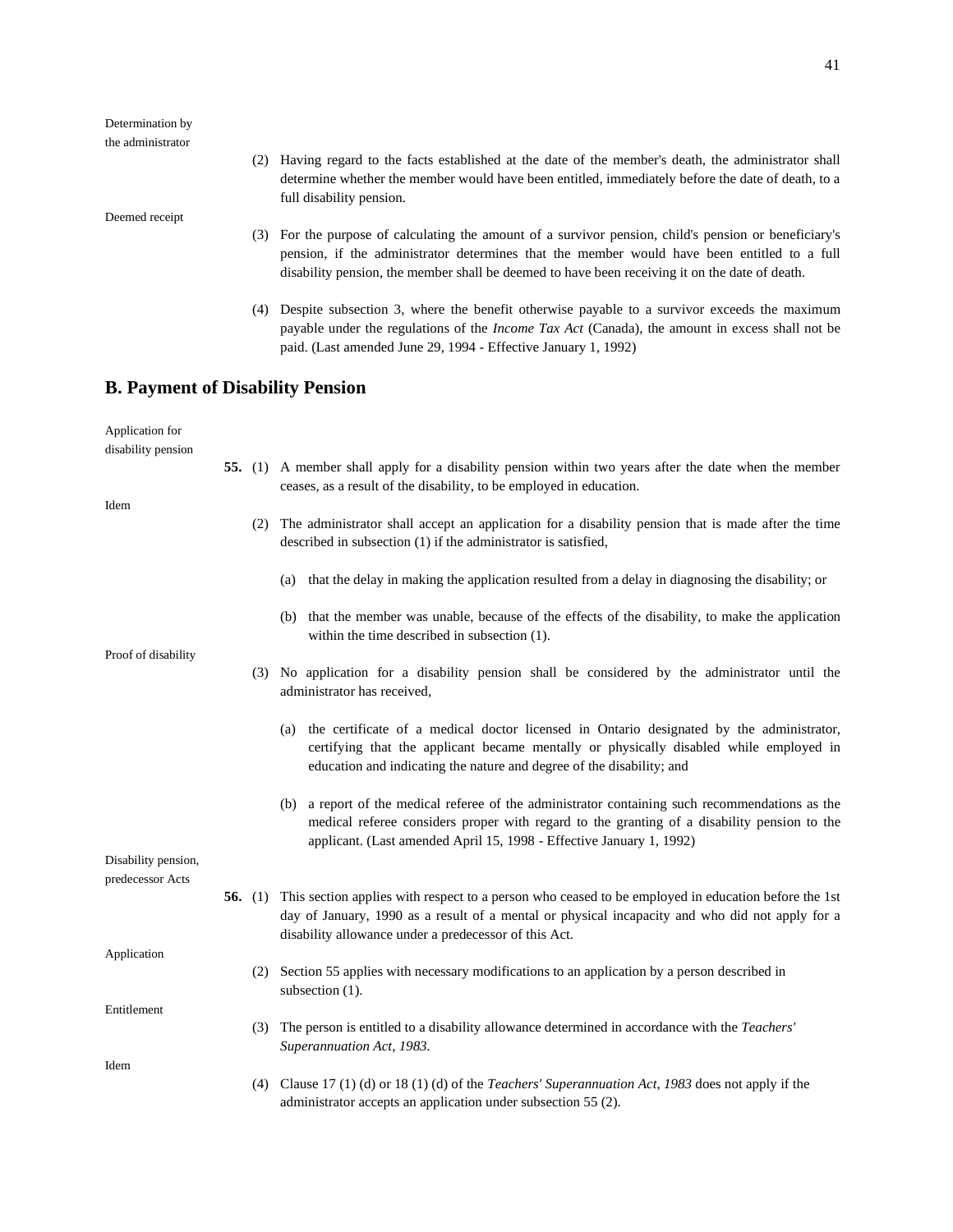Determination by the administrator

(2) Having regard to the facts established at the date of the member's death, the administrator shall determine whether the member would have been entitled, immediately before the date of death, to a full disability pension.

Deemed receipt

(3) For the purpose of calculating the amount of a survivor pension, child's pension or beneficiary's pension, if the administrator determines that the member would have been entitled to a full disability pension, the member shall be deemed to have been receiving it on the date of death.

(4) Despite subsection 3, where the benefit otherwise payable to a survivor exceeds the maximum payable under the regulations of the *Income Tax Act* (Canada), the amount in excess shall not be paid. (Last amended June 29, 1994 - Effective January 1, 1992)

## B. Payment of Disability Pension

Application for disability pension

**55.** (1) A member shall apply for a disability pension within two years after the date when the member ceases, as a result of the disability, to be employed in education.

Idem

(2) The administrator shall accept an application for a disability pension that is made after the time described in subsection (1) if the administrator is satisfied,

(a) that the delay in making the application resulted from a delay in diagnosing the disability; or

(b) that the member was unable, because of the effects of the disability, to make the application within the time described in subsection (1).

Proof of disability

(3) No application for a disability pension shall be considered by the administrator until the administrator has received,

(a) the certificate of a medical doctor licensed in Ontario designated by the administrator, certifying that the applicant became mentally or physically disabled while employed in education and indicating the nature and degree of the disability; and

(b) a report of the medical referee of the administrator containing such recommendations as the medical referee considers proper with regard to the granting of a disability pension to the applicant. (Last amended April 15, 1998 - Effective January 1, 1992)

Disability pension, predecessor Acts

**56.** (1) This section applies with respect to a person who ceased to be employed in education before the 1st day of January, 1990 as a result of a mental or physical incapacity and who did not apply for a disability allowance under a predecessor of this Act.

Application

(2) Section 55 applies with necessary modifications to an application by a person described in subsection (1).

Entitlement

(3) The person is entitled to a disability allowance determined in accordance with the *Teachers' Superannuation Act, 1983*.

Idem

(4) Clause 17 (1) (d) or 18 (1) (d) of the *Teachers' Superannuation Act, 1983* does not apply if the administrator accepts an application under subsection 55 (2).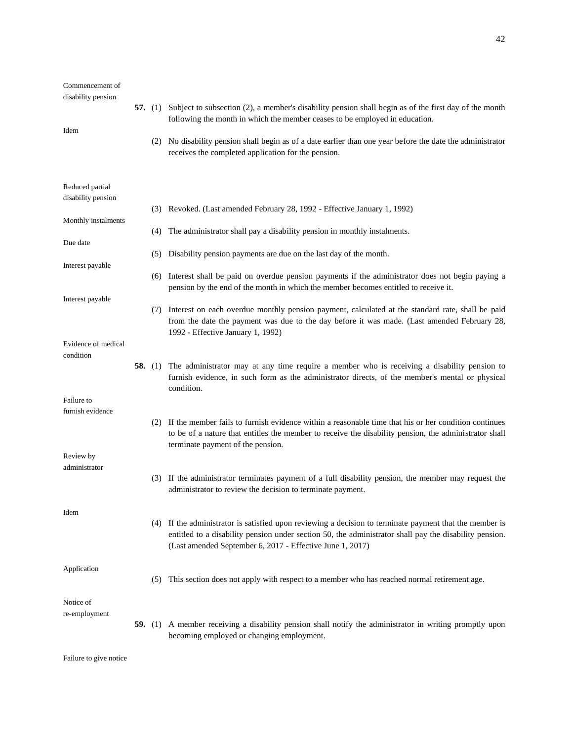Commencement of disability pension

**57.** (1) Subject to subsection (2), a member's disability pension shall begin as of the first day of the month following the month in which the member ceases to be employed in education.

Idem

(2) No disability pension shall begin as of a date earlier than one year before the date the administrator receives the completed application for the pension.

Reduced partial disability pension

(3) Revoked. (Last amended February 28, 1992 - Effective January 1, 1992)

Monthly instalments

(4) The administrator shall pay a disability pension in monthly instalments.

Due date

(5) Disability pension payments are due on the last day of the month.

Interest payable

(6) Interest shall be paid on overdue pension payments if the administrator does not begin paying a pension by the end of the month in which the member becomes entitled to receive it.

Interest payable

(7) Interest on each overdue monthly pension payment, calculated at the standard rate, shall be paid from the date the payment was due to the day before it was made. (Last amended February 28, 1992 - Effective January 1, 1992)

Evidence of medical condition

**58.** (1) The administrator may at any time require a member who is receiving a disability pension to furnish evidence, in such form as the administrator directs, of the member's mental or physical condition.

Failure to furnish evidence

(2) If the member fails to furnish evidence within a reasonable time that his or her condition continues to be of a nature that entitles the member to receive the disability pension, the administrator shall terminate payment of the pension.

Review by administrator

(3) If the administrator terminates payment of a full disability pension, the member may request the administrator to review the decision to terminate payment.

Idem

(4) If the administrator is satisfied upon reviewing a decision to terminate payment that the member is entitled to a disability pension under section 50, the administrator shall pay the disability pension. (Last amended September 6, 2017 - Effective June 1, 2017)

Application

(5) This section does not apply with respect to a member who has reached normal retirement age.

Notice of re-employment

**59.** (1) A member receiving a disability pension shall notify the administrator in writing promptly upon becoming employed or changing employment.

Failure to give notice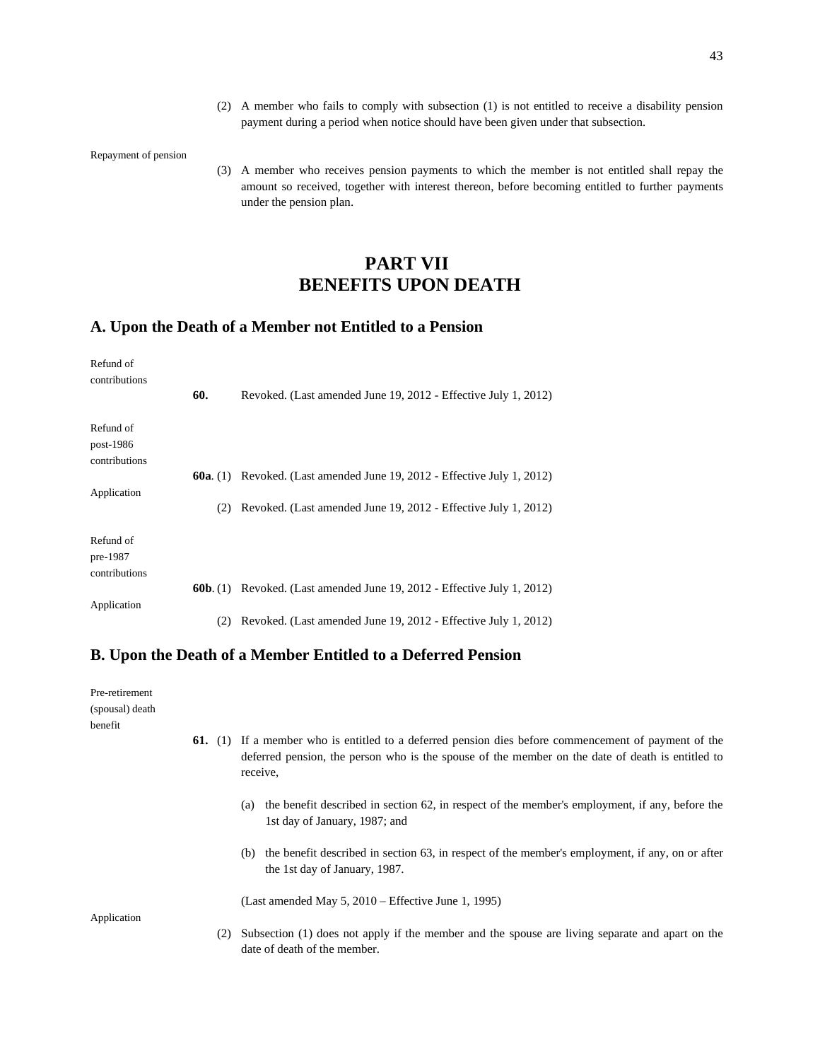(2) A member who fails to comply with subsection (1) is not entitled to receive a disability pension payment during a period when notice should have been given under that subsection.

Repayment of pension

(3) A member who receives pension payments to which the member is not entitled shall repay the amount so received, together with interest thereon, before becoming entitled to further payments under the pension plan.

# PART VII
# BENEFITS UPON DEATH

## A. Upon the Death of a Member not Entitled to a Pension

Refund of contributions

**60.** Revoked. (Last amended June 19, 2012 - Effective July 1, 2012)

Refund of post-1986 contributions

**60a**. (1) Revoked. (Last amended June 19, 2012 - Effective July 1, 2012)

Application

(2) Revoked. (Last amended June 19, 2012 - Effective July 1, 2012)

Refund of pre-1987 contributions

**60b**. (1) Revoked. (Last amended June 19, 2012 - Effective July 1, 2012)

Application

(2) Revoked. (Last amended June 19, 2012 - Effective July 1, 2012)

## B. Upon the Death of a Member Entitled to a Deferred Pension

Pre-retirement (spousal) death benefit

**61.** (1) If a member who is entitled to a deferred pension dies before commencement of payment of the deferred pension, the person who is the spouse of the member on the date of death is entitled to receive,

(a) the benefit described in section 62, in respect of the member's employment, if any, before the 1st day of January, 1987; and

(b) the benefit described in section 63, in respect of the member's employment, if any, on or after the 1st day of January, 1987.

(Last amended May 5, 2010 – Effective June 1, 1995)

Application

(2) Subsection (1) does not apply if the member and the spouse are living separate and apart on the date of death of the member.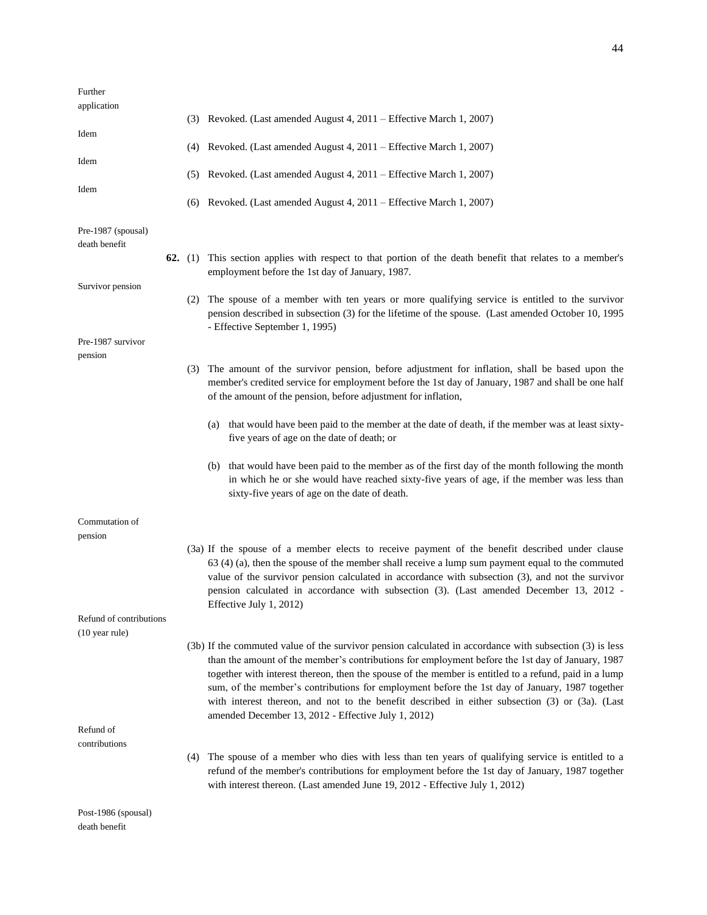Further application

(3) Revoked. (Last amended August 4, 2011 – Effective March 1, 2007)

Idem

(4) Revoked. (Last amended August 4, 2011 – Effective March 1, 2007)

Idem

(5) Revoked. (Last amended August 4, 2011 – Effective March 1, 2007)

Idem

(6) Revoked. (Last amended August 4, 2011 – Effective March 1, 2007)

Pre-1987 (spousal) death benefit

**62.** (1) This section applies with respect to that portion of the death benefit that relates to a member's employment before the 1st day of January, 1987.

Survivor pension

(2) The spouse of a member with ten years or more qualifying service is entitled to the survivor pension described in subsection (3) for the lifetime of the spouse. (Last amended October 10, 1995 - Effective September 1, 1995)

Pre-1987 survivor pension

(3) The amount of the survivor pension, before adjustment for inflation, shall be based upon the member's credited service for employment before the 1st day of January, 1987 and shall be one half of the amount of the pension, before adjustment for inflation,

(a) that would have been paid to the member at the date of death, if the member was at least sixty-five years of age on the date of death; or

(b) that would have been paid to the member as of the first day of the month following the month in which he or she would have reached sixty-five years of age, if the member was less than sixty-five years of age on the date of death.

Commutation of pension

(3a) If the spouse of a member elects to receive payment of the benefit described under clause 63 (4) (a), then the spouse of the member shall receive a lump sum payment equal to the commuted value of the survivor pension calculated in accordance with subsection (3), and not the survivor pension calculated in accordance with subsection (3). (Last amended December 13, 2012 - Effective July 1, 2012)

Refund of contributions (10 year rule)

(3b) If the commuted value of the survivor pension calculated in accordance with subsection (3) is less than the amount of the member's contributions for employment before the 1st day of January, 1987 together with interest thereon, then the spouse of the member is entitled to a refund, paid in a lump sum, of the member's contributions for employment before the 1st day of January, 1987 together with interest thereon, and not to the benefit described in either subsection (3) or (3a). (Last amended December 13, 2012 - Effective July 1, 2012)

Refund of contributions

(4) The spouse of a member who dies with less than ten years of qualifying service is entitled to a refund of the member's contributions for employment before the 1st day of January, 1987 together with interest thereon. (Last amended June 19, 2012 - Effective July 1, 2012)

Post-1986 (spousal) death benefit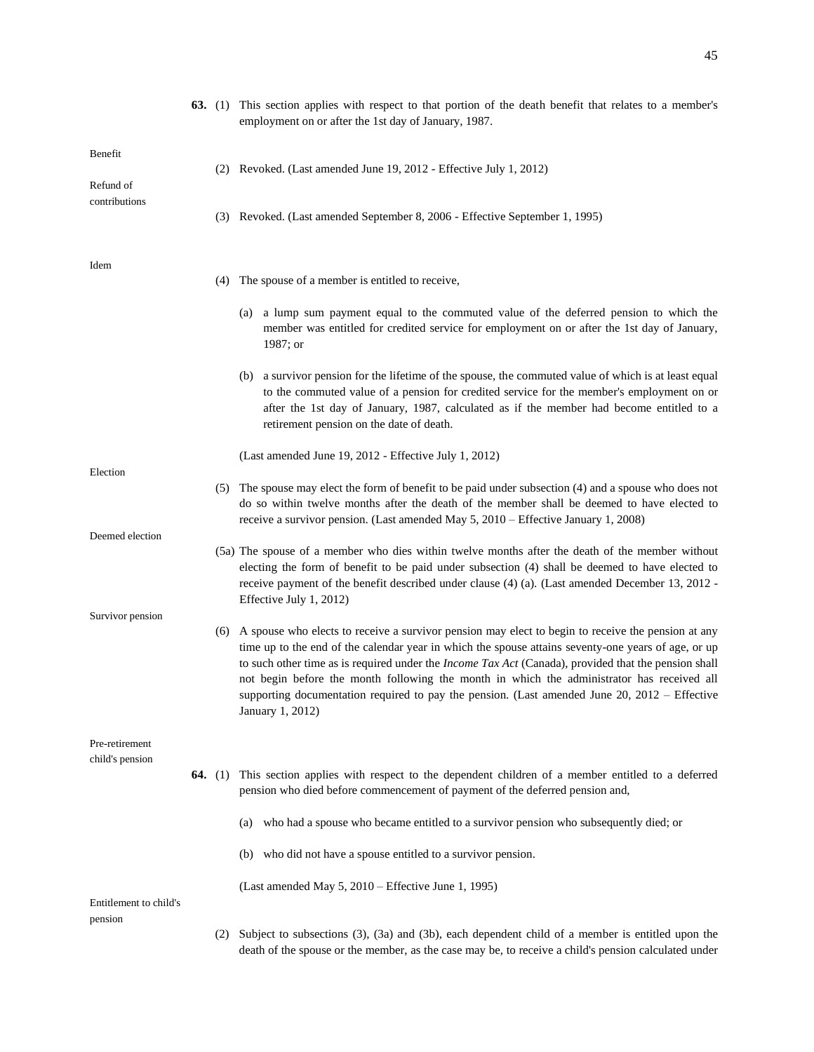**63.** (1) This section applies with respect to that portion of the death benefit that relates to a member's employment on or after the 1st day of January, 1987.

Benefit

(2) Revoked. (Last amended June 19, 2012 - Effective July 1, 2012)

Refund of contributions

(3) Revoked. (Last amended September 8, 2006 - Effective September 1, 1995)

Idem

(4) The spouse of a member is entitled to receive,

(a) a lump sum payment equal to the commuted value of the deferred pension to which the member was entitled for credited service for employment on or after the 1st day of January, 1987; or

(b) a survivor pension for the lifetime of the spouse, the commuted value of which is at least equal to the commuted value of a pension for credited service for the member's employment on or after the 1st day of January, 1987, calculated as if the member had become entitled to a retirement pension on the date of death.

(Last amended June 19, 2012 - Effective July 1, 2012)

Election

(5) The spouse may elect the form of benefit to be paid under subsection (4) and a spouse who does not do so within twelve months after the death of the member shall be deemed to have elected to receive a survivor pension. (Last amended May 5, 2010 – Effective January 1, 2008)

Deemed election

(5a) The spouse of a member who dies within twelve months after the death of the member without electing the form of benefit to be paid under subsection (4) shall be deemed to have elected to receive payment of the benefit described under clause (4) (a). (Last amended December 13, 2012 - Effective July 1, 2012)

Survivor pension

(6) A spouse who elects to receive a survivor pension may elect to begin to receive the pension at any time up to the end of the calendar year in which the spouse attains seventy-one years of age, or up to such other time as is required under the *Income Tax Act* (Canada), provided that the pension shall not begin before the month following the month in which the administrator has received all supporting documentation required to pay the pension. (Last amended June 20, 2012 – Effective January 1, 2012)

Pre-retirement child's pension

**64.** (1) This section applies with respect to the dependent children of a member entitled to a deferred pension who died before commencement of payment of the deferred pension and,

(a) who had a spouse who became entitled to a survivor pension who subsequently died; or

(b) who did not have a spouse entitled to a survivor pension.

(Last amended May 5, 2010 – Effective June 1, 1995)

Entitlement to child's pension

(2) Subject to subsections (3), (3a) and (3b), each dependent child of a member is entitled upon the death of the spouse or the member, as the case may be, to receive a child's pension calculated under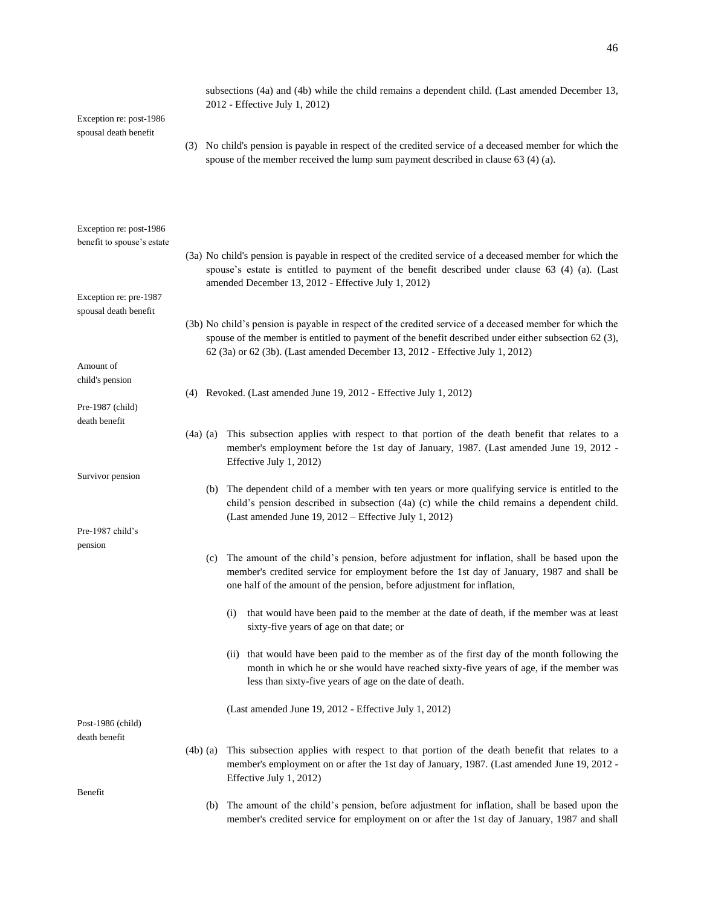subsections (4a) and (4b) while the child remains a dependent child. (Last amended December 13, 2012 - Effective July 1, 2012)

*Exception re: post-1986 spousal death benefit*

(3) No child's pension is payable in respect of the credited service of a deceased member for which the spouse of the member received the lump sum payment described in clause 63 (4) (a).

*Exception re: post-1986 benefit to spouse's estate*

(3a) No child's pension is payable in respect of the credited service of a deceased member for which the spouse's estate is entitled to payment of the benefit described under clause 63 (4) (a). (Last amended December 13, 2012 - Effective July 1, 2012)

*Exception re: pre-1987 spousal death benefit*

(3b) No child's pension is payable in respect of the credited service of a deceased member for which the spouse of the member is entitled to payment of the benefit described under either subsection 62 (3), 62 (3a) or 62 (3b). (Last amended December 13, 2012 - Effective July 1, 2012)

*Amount of child's pension*

(4) Revoked. (Last amended June 19, 2012 - Effective July 1, 2012)

*Pre-1987 (child) death benefit*

(4a) (a) This subsection applies with respect to that portion of the death benefit that relates to a member's employment before the 1st day of January, 1987. (Last amended June 19, 2012 - Effective July 1, 2012)

*Survivor pension*

(b) The dependent child of a member with ten years or more qualifying service is entitled to the child's pension described in subsection (4a) (c) while the child remains a dependent child. (Last amended June 19, 2012 – Effective July 1, 2012)

*Pre-1987 child's pension*

(c) The amount of the child's pension, before adjustment for inflation, shall be based upon the member's credited service for employment before the 1st day of January, 1987 and shall be one half of the amount of the pension, before adjustment for inflation,

(i) that would have been paid to the member at the date of death, if the member was at least sixty-five years of age on that date; or

(ii) that would have been paid to the member as of the first day of the month following the month in which he or she would have reached sixty-five years of age, if the member was less than sixty-five years of age on the date of death.

(Last amended June 19, 2012 - Effective July 1, 2012)

*Post-1986 (child) death benefit*

(4b) (a) This subsection applies with respect to that portion of the death benefit that relates to a member's employment on or after the 1st day of January, 1987. (Last amended June 19, 2012 - Effective July 1, 2012)

*Benefit*

(b) The amount of the child's pension, before adjustment for inflation, shall be based upon the member's credited service for employment on or after the 1st day of January, 1987 and shall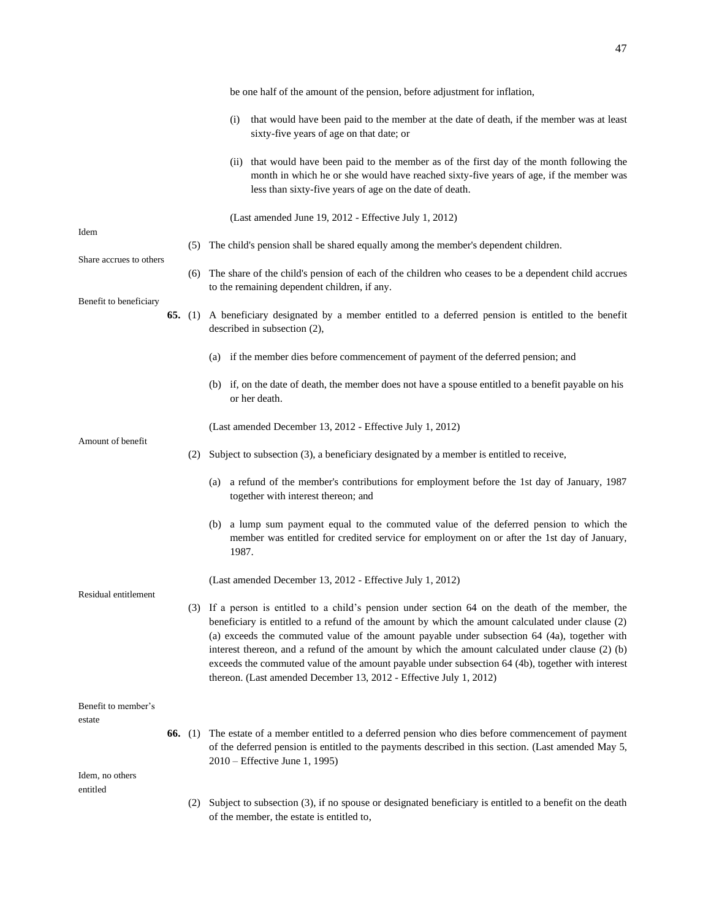be one half of the amount of the pension, before adjustment for inflation,

(i) that would have been paid to the member at the date of death, if the member was at least sixty-five years of age on that date; or

(ii) that would have been paid to the member as of the first day of the month following the month in which he or she would have reached sixty-five years of age, if the member was less than sixty-five years of age on the date of death.

(Last amended June 19, 2012 - Effective July 1, 2012)

Idem

(5) The child's pension shall be shared equally among the member's dependent children.

Share accrues to others

(6) The share of the child's pension of each of the children who ceases to be a dependent child accrues to the remaining dependent children, if any.

Benefit to beneficiary

**65.** (1) A beneficiary designated by a member entitled to a deferred pension is entitled to the benefit described in subsection (2),

(a) if the member dies before commencement of payment of the deferred pension; and

(b) if, on the date of death, the member does not have a spouse entitled to a benefit payable on his or her death.

(Last amended December 13, 2012 - Effective July 1, 2012)

Amount of benefit

(2) Subject to subsection (3), a beneficiary designated by a member is entitled to receive,

(a) a refund of the member's contributions for employment before the 1st day of January, 1987 together with interest thereon; and

(b) a lump sum payment equal to the commuted value of the deferred pension to which the member was entitled for credited service for employment on or after the 1st day of January, 1987.

(Last amended December 13, 2012 - Effective July 1, 2012)

Residual entitlement

(3) If a person is entitled to a child's pension under section 64 on the death of the member, the beneficiary is entitled to a refund of the amount by which the amount calculated under clause (2) (a) exceeds the commuted value of the amount payable under subsection 64 (4a), together with interest thereon, and a refund of the amount by which the amount calculated under clause (2) (b) exceeds the commuted value of the amount payable under subsection 64 (4b), together with interest thereon. (Last amended December 13, 2012 - Effective July 1, 2012)

Benefit to member's estate

**66.** (1) The estate of a member entitled to a deferred pension who dies before commencement of payment of the deferred pension is entitled to the payments described in this section. (Last amended May 5, 2010 – Effective June 1, 1995)

Idem, no others entitled

(2) Subject to subsection (3), if no spouse or designated beneficiary is entitled to a benefit on the death of the member, the estate is entitled to,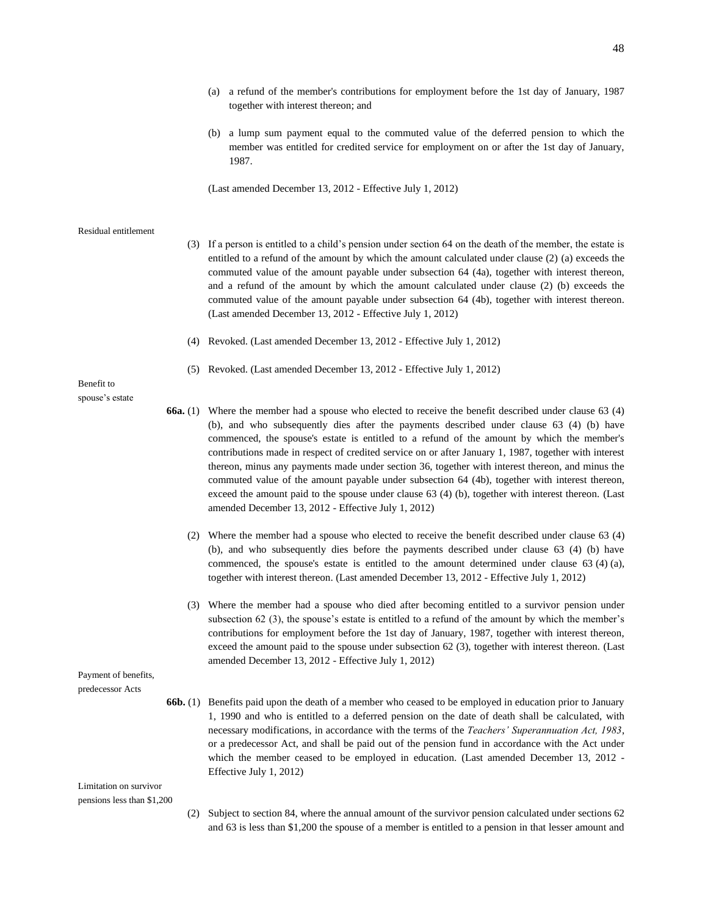(a) a refund of the member's contributions for employment before the 1st day of January, 1987 together with interest thereon; and

(b) a lump sum payment equal to the commuted value of the deferred pension to which the member was entitled for credited service for employment on or after the 1st day of January, 1987.

(Last amended December 13, 2012 - Effective July 1, 2012)

Residual entitlement

(3) If a person is entitled to a child's pension under section 64 on the death of the member, the estate is entitled to a refund of the amount by which the amount calculated under clause (2) (a) exceeds the commuted value of the amount payable under subsection 64 (4a), together with interest thereon, and a refund of the amount by which the amount calculated under clause (2) (b) exceeds the commuted value of the amount payable under subsection 64 (4b), together with interest thereon. (Last amended December 13, 2012 - Effective July 1, 2012)

(4) Revoked. (Last amended December 13, 2012 - Effective July 1, 2012)

(5) Revoked. (Last amended December 13, 2012 - Effective July 1, 2012)

Benefit to spouse's estate

**66a.** (1) Where the member had a spouse who elected to receive the benefit described under clause 63 (4) (b), and who subsequently dies after the payments described under clause 63 (4) (b) have commenced, the spouse's estate is entitled to a refund of the amount by which the member's contributions made in respect of credited service on or after January 1, 1987, together with interest thereon, minus any payments made under section 36, together with interest thereon, and minus the commuted value of the amount payable under subsection 64 (4b), together with interest thereon, exceed the amount paid to the spouse under clause 63 (4) (b), together with interest thereon. (Last amended December 13, 2012 - Effective July 1, 2012)

(2) Where the member had a spouse who elected to receive the benefit described under clause 63 (4) (b), and who subsequently dies before the payments described under clause 63 (4) (b) have commenced, the spouse's estate is entitled to the amount determined under clause 63 (4) (a), together with interest thereon. (Last amended December 13, 2012 - Effective July 1, 2012)

(3) Where the member had a spouse who died after becoming entitled to a survivor pension under subsection 62 (3), the spouse's estate is entitled to a refund of the amount by which the member's contributions for employment before the 1st day of January, 1987, together with interest thereon, exceed the amount paid to the spouse under subsection 62 (3), together with interest thereon. (Last amended December 13, 2012 - Effective July 1, 2012)

Payment of benefits, predecessor Acts

**66b.** (1) Benefits paid upon the death of a member who ceased to be employed in education prior to January 1, 1990 and who is entitled to a deferred pension on the date of death shall be calculated, with necessary modifications, in accordance with the terms of the *Teachers' Superannuation Act, 1983*, or a predecessor Act, and shall be paid out of the pension fund in accordance with the Act under which the member ceased to be employed in education. (Last amended December 13, 2012 - Effective July 1, 2012)

Limitation on survivor pensions less than $1,200

(2) Subject to section 84, where the annual amount of the survivor pension calculated under sections 62 and 63 is less than $1,200 the spouse of a member is entitled to a pension in that lesser amount and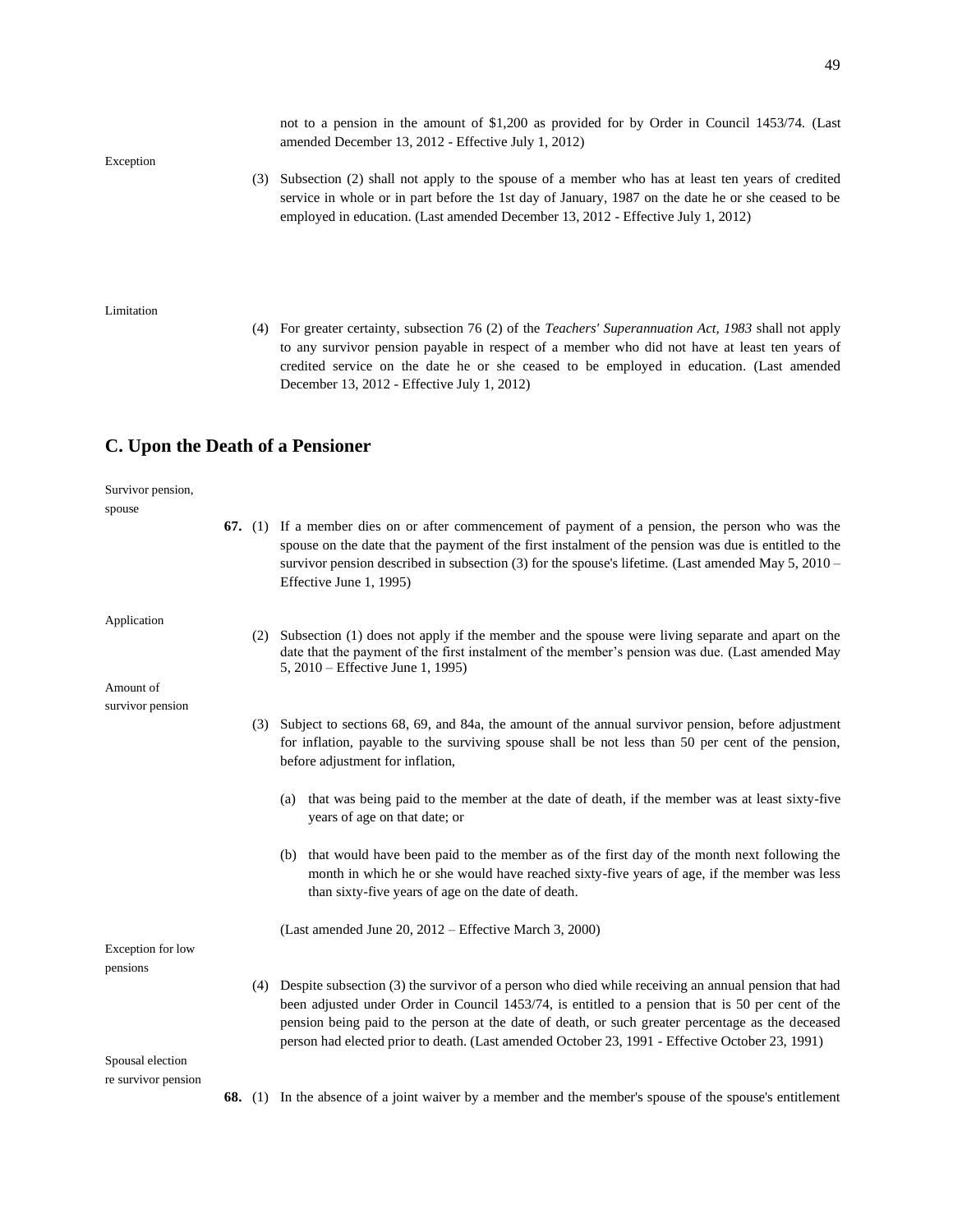not to a pension in the amount of $1,200 as provided for by Order in Council 1453/74. (Last amended December 13, 2012 - Effective July 1, 2012)

Exception

(3) Subsection (2) shall not apply to the spouse of a member who has at least ten years of credited service in whole or in part before the 1st day of January, 1987 on the date he or she ceased to be employed in education. (Last amended December 13, 2012 - Effective July 1, 2012)

Limitation

(4) For greater certainty, subsection 76 (2) of the *Teachers' Superannuation Act, 1983* shall not apply to any survivor pension payable in respect of a member who did not have at least ten years of credited service on the date he or she ceased to be employed in education. (Last amended December 13, 2012 - Effective July 1, 2012)

## C. Upon the Death of a Pensioner

Survivor pension, spouse

**67.** (1) If a member dies on or after commencement of payment of a pension, the person who was the spouse on the date that the payment of the first instalment of the pension was due is entitled to the survivor pension described in subsection (3) for the spouse's lifetime. (Last amended May 5, 2010 – Effective June 1, 1995)

Application

(2) Subsection (1) does not apply if the member and the spouse were living separate and apart on the date that the payment of the first instalment of the member's pension was due. (Last amended May 5, 2010 – Effective June 1, 1995)

Amount of survivor pension

(3) Subject to sections 68, 69, and 84a, the amount of the annual survivor pension, before adjustment for inflation, payable to the surviving spouse shall be not less than 50 per cent of the pension, before adjustment for inflation,

(a) that was being paid to the member at the date of death, if the member was at least sixty-five years of age on that date; or

(b) that would have been paid to the member as of the first day of the month next following the month in which he or she would have reached sixty-five years of age, if the member was less than sixty-five years of age on the date of death.

(Last amended June 20, 2012 – Effective March 3, 2000)

Exception for low pensions

(4) Despite subsection (3) the survivor of a person who died while receiving an annual pension that had been adjusted under Order in Council 1453/74, is entitled to a pension that is 50 per cent of the pension being paid to the person at the date of death, or such greater percentage as the deceased person had elected prior to death. (Last amended October 23, 1991 - Effective October 23, 1991)

Spousal election re survivor pension

**68.** (1) In the absence of a joint waiver by a member and the member's spouse of the spouse's entitlement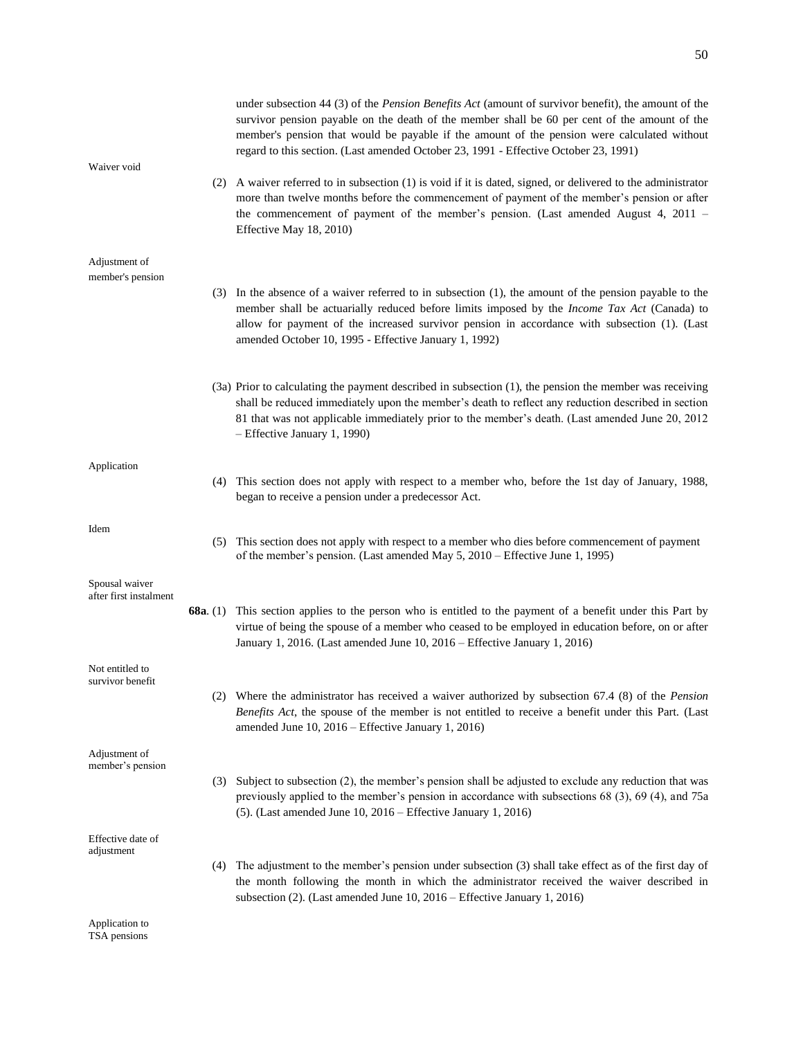under subsection 44 (3) of the *Pension Benefits Act* (amount of survivor benefit), the amount of the survivor pension payable on the death of the member shall be 60 per cent of the amount of the member's pension that would be payable if the amount of the pension were calculated without regard to this section. (Last amended October 23, 1991 - Effective October 23, 1991)

Waiver void

(2) A waiver referred to in subsection (1) is void if it is dated, signed, or delivered to the administrator more than twelve months before the commencement of payment of the member's pension or after the commencement of payment of the member's pension. (Last amended August 4, 2011 – Effective May 18, 2010)

Adjustment of member's pension

(3) In the absence of a waiver referred to in subsection (1), the amount of the pension payable to the member shall be actuarially reduced before limits imposed by the *Income Tax Act* (Canada) to allow for payment of the increased survivor pension in accordance with subsection (1). (Last amended October 10, 1995 - Effective January 1, 1992)

(3a) Prior to calculating the payment described in subsection (1), the pension the member was receiving shall be reduced immediately upon the member's death to reflect any reduction described in section 81 that was not applicable immediately prior to the member's death. (Last amended June 20, 2012 – Effective January 1, 1990)

Application

(4) This section does not apply with respect to a member who, before the 1st day of January, 1988, began to receive a pension under a predecessor Act.

Idem

(5) This section does not apply with respect to a member who dies before commencement of payment of the member's pension. (Last amended May 5, 2010 – Effective June 1, 1995)

Spousal waiver after first instalment

**68a**. (1) This section applies to the person who is entitled to the payment of a benefit under this Part by virtue of being the spouse of a member who ceased to be employed in education before, on or after January 1, 2016. (Last amended June 10, 2016 – Effective January 1, 2016)

Not entitled to survivor benefit

(2) Where the administrator has received a waiver authorized by subsection 67.4 (8) of the *Pension Benefits Act*, the spouse of the member is not entitled to receive a benefit under this Part. (Last amended June 10, 2016 – Effective January 1, 2016)

Adjustment of member's pension

(3) Subject to subsection (2), the member's pension shall be adjusted to exclude any reduction that was previously applied to the member's pension in accordance with subsections 68 (3), 69 (4), and 75a (5). (Last amended June 10, 2016 – Effective January 1, 2016)

Effective date of adjustment

(4) The adjustment to the member's pension under subsection (3) shall take effect as of the first day of the month following the month in which the administrator received the waiver described in subsection (2). (Last amended June 10, 2016 – Effective January 1, 2016)

Application to TSA pensions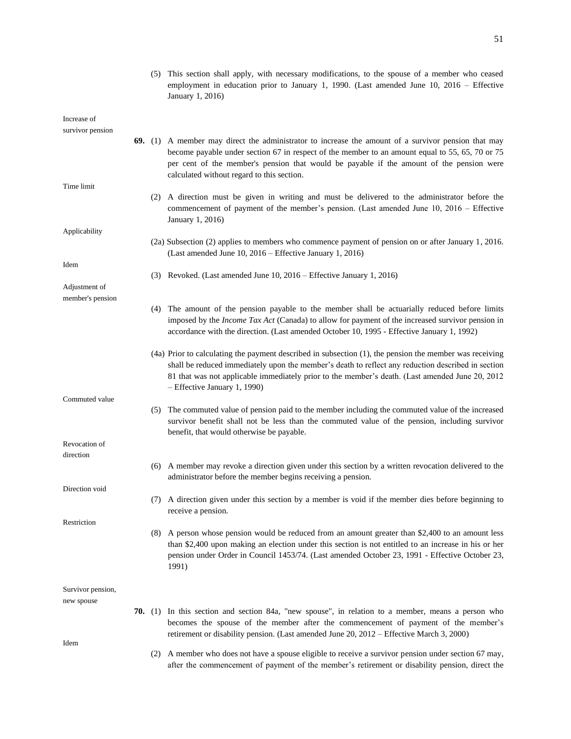(5) This section shall apply, with necessary modifications, to the spouse of a member who ceased employment in education prior to January 1, 1990. (Last amended June 10, 2016 – Effective January 1, 2016)

Increase of survivor pension

**69.** (1) A member may direct the administrator to increase the amount of a survivor pension that may become payable under section 67 in respect of the member to an amount equal to 55, 65, 70 or 75 per cent of the member's pension that would be payable if the amount of the pension were calculated without regard to this section.

Time limit

(2) A direction must be given in writing and must be delivered to the administrator before the commencement of payment of the member's pension. (Last amended June 10, 2016 – Effective January 1, 2016)

Applicability

(2a) Subsection (2) applies to members who commence payment of pension on or after January 1, 2016. (Last amended June 10, 2016 – Effective January 1, 2016)

Idem

(3) Revoked. (Last amended June 10, 2016 – Effective January 1, 2016)

Adjustment of member's pension

(4) The amount of the pension payable to the member shall be actuarially reduced before limits imposed by the *Income Tax Act* (Canada) to allow for payment of the increased survivor pension in accordance with the direction. (Last amended October 10, 1995 - Effective January 1, 1992)

(4a) Prior to calculating the payment described in subsection (1), the pension the member was receiving shall be reduced immediately upon the member's death to reflect any reduction described in section 81 that was not applicable immediately prior to the member's death. (Last amended June 20, 2012 – Effective January 1, 1990)

Commuted value

(5) The commuted value of pension paid to the member including the commuted value of the increased survivor benefit shall not be less than the commuted value of the pension, including survivor benefit, that would otherwise be payable.

Revocation of direction

(6) A member may revoke a direction given under this section by a written revocation delivered to the administrator before the member begins receiving a pension.

Direction void

(7) A direction given under this section by a member is void if the member dies before beginning to receive a pension.

Restriction

(8) A person whose pension would be reduced from an amount greater than $2,400 to an amount less than $2,400 upon making an election under this section is not entitled to an increase in his or her pension under Order in Council 1453/74. (Last amended October 23, 1991 - Effective October 23, 1991)

Survivor pension, new spouse

**70.** (1) In this section and section 84a, "new spouse", in relation to a member, means a person who becomes the spouse of the member after the commencement of payment of the member's retirement or disability pension. (Last amended June 20, 2012 – Effective March 3, 2000)

Idem

(2) A member who does not have a spouse eligible to receive a survivor pension under section 67 may, after the commencement of payment of the member's retirement or disability pension, direct the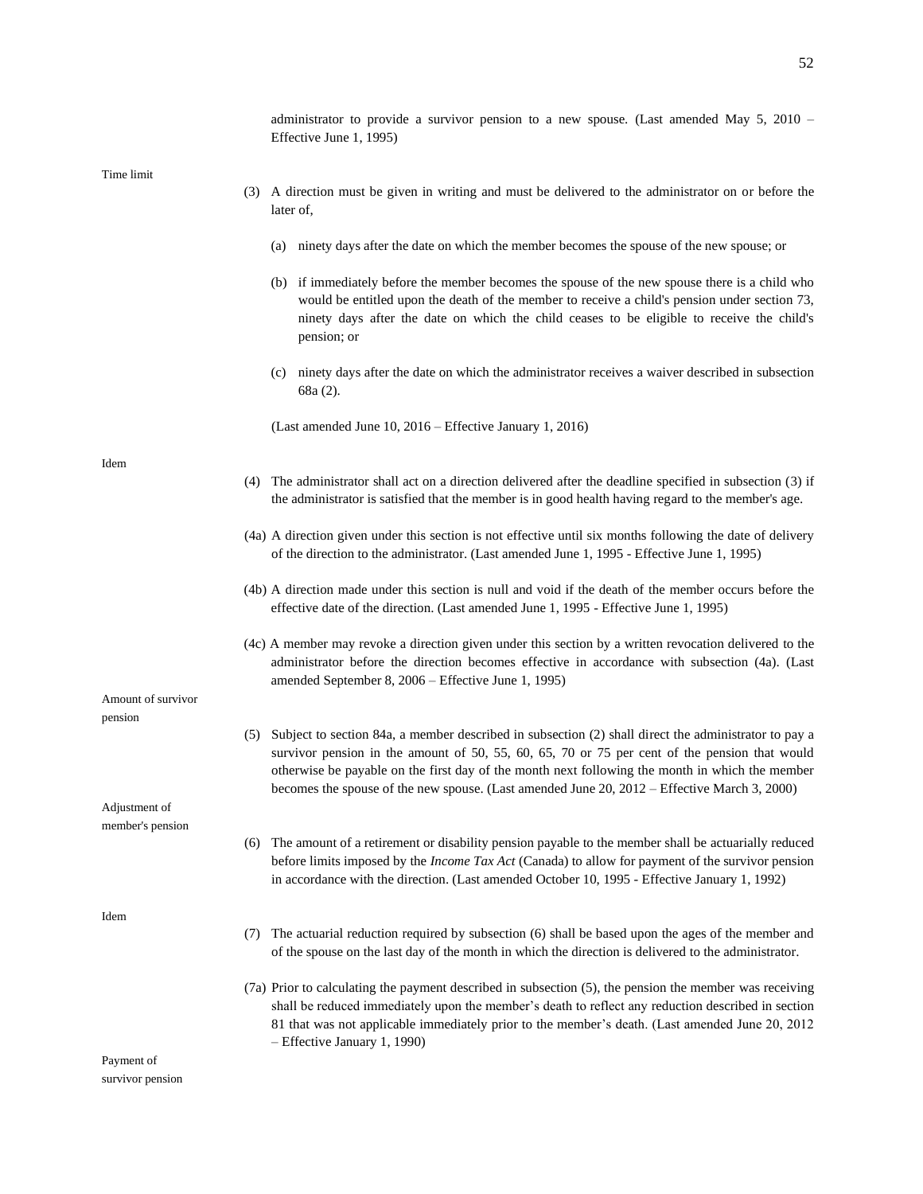administrator to provide a survivor pension to a new spouse. (Last amended May 5, 2010 – Effective June 1, 1995)

Time limit

(3) A direction must be given in writing and must be delivered to the administrator on or before the later of,

(a) ninety days after the date on which the member becomes the spouse of the new spouse; or

(b) if immediately before the member becomes the spouse of the new spouse there is a child who would be entitled upon the death of the member to receive a child's pension under section 73, ninety days after the date on which the child ceases to be eligible to receive the child's pension; or

(c) ninety days after the date on which the administrator receives a waiver described in subsection 68a (2).

(Last amended June 10, 2016 – Effective January 1, 2016)

Idem

(4) The administrator shall act on a direction delivered after the deadline specified in subsection (3) if the administrator is satisfied that the member is in good health having regard to the member's age.

(4a) A direction given under this section is not effective until six months following the date of delivery of the direction to the administrator. (Last amended June 1, 1995 - Effective June 1, 1995)

(4b) A direction made under this section is null and void if the death of the member occurs before the effective date of the direction. (Last amended June 1, 1995 - Effective June 1, 1995)

(4c) A member may revoke a direction given under this section by a written revocation delivered to the administrator before the direction becomes effective in accordance with subsection (4a). (Last amended September 8, 2006 – Effective June 1, 1995)

Amount of survivor pension

(5) Subject to section 84a, a member described in subsection (2) shall direct the administrator to pay a survivor pension in the amount of 50, 55, 60, 65, 70 or 75 per cent of the pension that would otherwise be payable on the first day of the month next following the month in which the member becomes the spouse of the new spouse. (Last amended June 20, 2012 – Effective March 3, 2000)

Adjustment of member's pension

(6) The amount of a retirement or disability pension payable to the member shall be actuarially reduced before limits imposed by the *Income Tax Act* (Canada) to allow for payment of the survivor pension in accordance with the direction. (Last amended October 10, 1995 - Effective January 1, 1992)

Idem

(7) The actuarial reduction required by subsection (6) shall be based upon the ages of the member and of the spouse on the last day of the month in which the direction is delivered to the administrator.

(7a) Prior to calculating the payment described in subsection (5), the pension the member was receiving shall be reduced immediately upon the member's death to reflect any reduction described in section 81 that was not applicable immediately prior to the member's death. (Last amended June 20, 2012 – Effective January 1, 1990)

Payment of survivor pension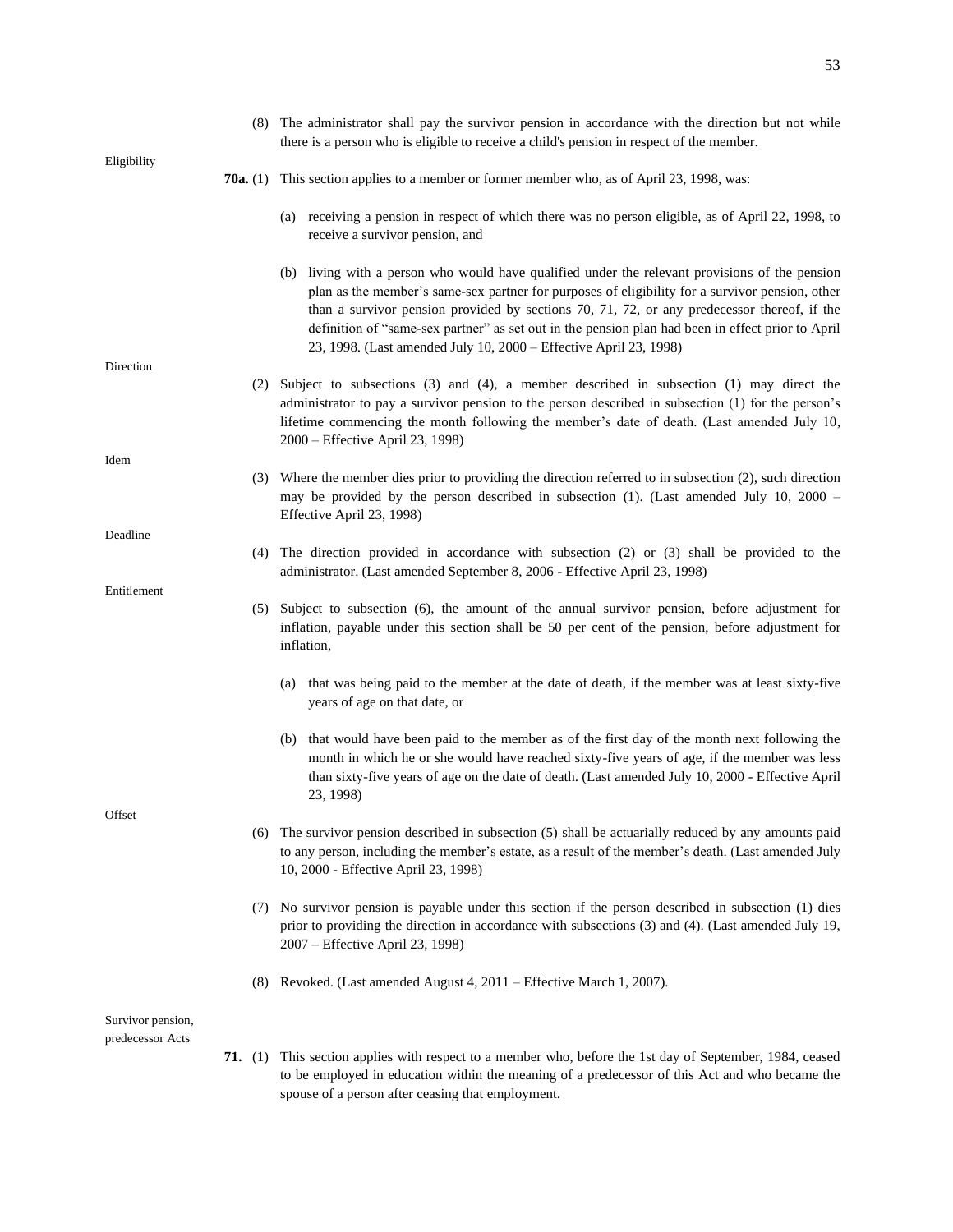(8) The administrator shall pay the survivor pension in accordance with the direction but not while there is a person who is eligible to receive a child's pension in respect of the member.

Eligibility

**70a.** (1) This section applies to a member or former member who, as of April 23, 1998, was:

(a) receiving a pension in respect of which there was no person eligible, as of April 22, 1998, to receive a survivor pension, and

(b) living with a person who would have qualified under the relevant provisions of the pension plan as the member's same-sex partner for purposes of eligibility for a survivor pension, other than a survivor pension provided by sections 70, 71, 72, or any predecessor thereof, if the definition of "same-sex partner" as set out in the pension plan had been in effect prior to April 23, 1998. (Last amended July 10, 2000 – Effective April 23, 1998)

Direction

(2) Subject to subsections (3) and (4), a member described in subsection (1) may direct the administrator to pay a survivor pension to the person described in subsection (1) for the person's lifetime commencing the month following the member's date of death. (Last amended July 10, 2000 – Effective April 23, 1998)

Idem

(3) Where the member dies prior to providing the direction referred to in subsection (2), such direction may be provided by the person described in subsection (1). (Last amended July 10, 2000 – Effective April 23, 1998)

Deadline

(4) The direction provided in accordance with subsection (2) or (3) shall be provided to the administrator. (Last amended September 8, 2006 - Effective April 23, 1998)

Entitlement

(5) Subject to subsection (6), the amount of the annual survivor pension, before adjustment for inflation, payable under this section shall be 50 per cent of the pension, before adjustment for inflation,

(a) that was being paid to the member at the date of death, if the member was at least sixty-five years of age on that date, or

(b) that would have been paid to the member as of the first day of the month next following the month in which he or she would have reached sixty-five years of age, if the member was less than sixty-five years of age on the date of death. (Last amended July 10, 2000 - Effective April 23, 1998)

Offset

(6) The survivor pension described in subsection (5) shall be actuarially reduced by any amounts paid to any person, including the member's estate, as a result of the member's death. (Last amended July 10, 2000 - Effective April 23, 1998)

(7) No survivor pension is payable under this section if the person described in subsection (1) dies prior to providing the direction in accordance with subsections (3) and (4). (Last amended July 19, 2007 – Effective April 23, 1998)

(8) Revoked. (Last amended August 4, 2011 – Effective March 1, 2007).

Survivor pension, predecessor Acts

**71.** (1) This section applies with respect to a member who, before the 1st day of September, 1984, ceased to be employed in education within the meaning of a predecessor of this Act and who became the spouse of a person after ceasing that employment.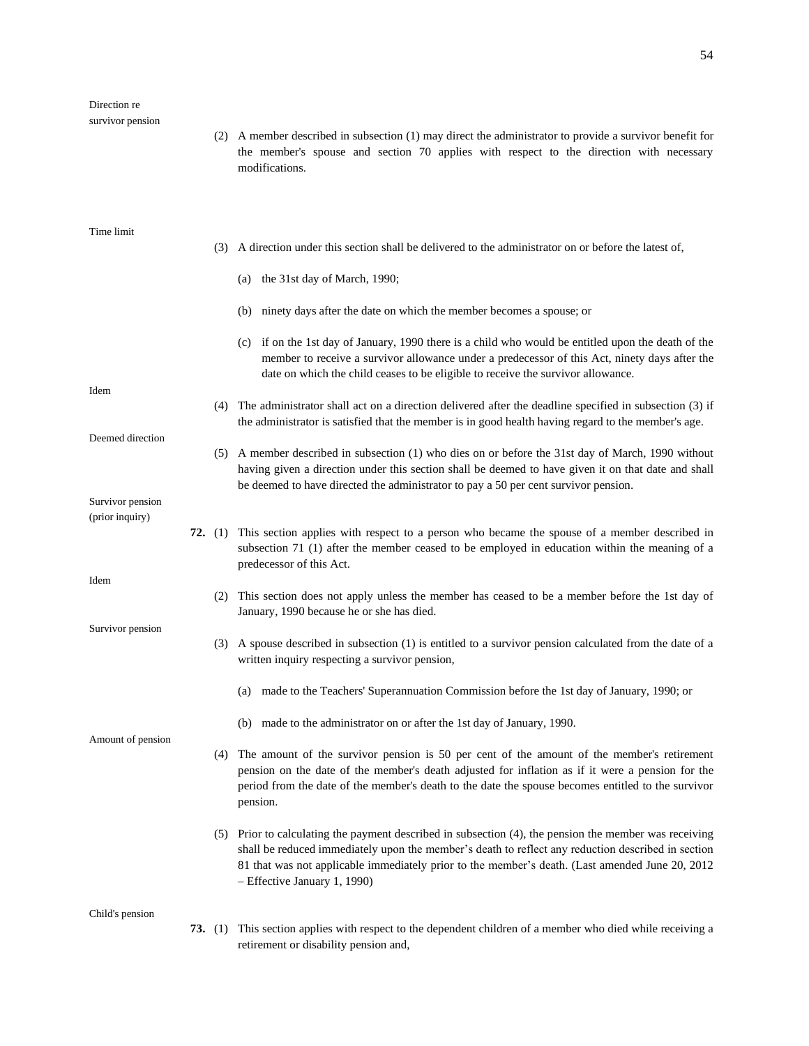Direction re survivor pension

(2) A member described in subsection (1) may direct the administrator to provide a survivor benefit for the member's spouse and section 70 applies with respect to the direction with necessary modifications.

Time limit

(3) A direction under this section shall be delivered to the administrator on or before the latest of,

(a) the 31st day of March, 1990;

(b) ninety days after the date on which the member becomes a spouse; or

(c) if on the 1st day of January, 1990 there is a child who would be entitled upon the death of the member to receive a survivor allowance under a predecessor of this Act, ninety days after the date on which the child ceases to be eligible to receive the survivor allowance.

Idem

(4) The administrator shall act on a direction delivered after the deadline specified in subsection (3) if the administrator is satisfied that the member is in good health having regard to the member's age.

Deemed direction

(5) A member described in subsection (1) who dies on or before the 31st day of March, 1990 without having given a direction under this section shall be deemed to have given it on that date and shall be deemed to have directed the administrator to pay a 50 per cent survivor pension.

Survivor pension (prior inquiry)

**72.** (1) This section applies with respect to a person who became the spouse of a member described in subsection 71 (1) after the member ceased to be employed in education within the meaning of a predecessor of this Act.

Idem

(2) This section does not apply unless the member has ceased to be a member before the 1st day of January, 1990 because he or she has died.

Survivor pension

(3) A spouse described in subsection (1) is entitled to a survivor pension calculated from the date of a written inquiry respecting a survivor pension,

(a) made to the Teachers' Superannuation Commission before the 1st day of January, 1990; or

(b) made to the administrator on or after the 1st day of January, 1990.

Amount of pension

(4) The amount of the survivor pension is 50 per cent of the amount of the member's retirement pension on the date of the member's death adjusted for inflation as if it were a pension for the period from the date of the member's death to the date the spouse becomes entitled to the survivor pension.

(5) Prior to calculating the payment described in subsection (4), the pension the member was receiving shall be reduced immediately upon the member’s death to reflect any reduction described in section 81 that was not applicable immediately prior to the member’s death. (Last amended June 20, 2012 – Effective January 1, 1990)

Child's pension

**73.** (1) This section applies with respect to the dependent children of a member who died while receiving a retirement or disability pension and,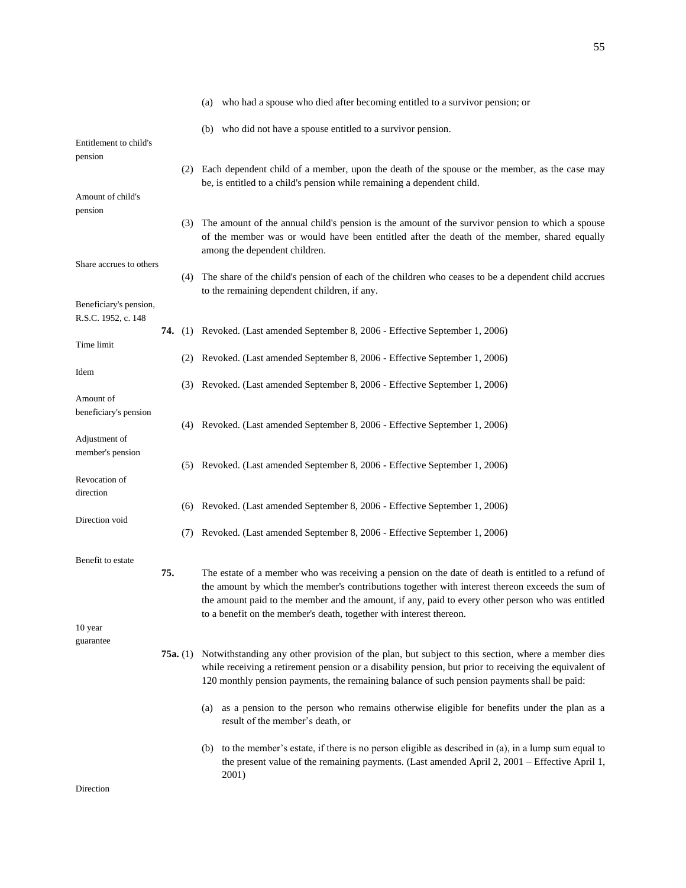(a) who had a spouse who died after becoming entitled to a survivor pension; or

(b) who did not have a spouse entitled to a survivor pension.

*Entitlement to child's pension*

(2) Each dependent child of a member, upon the death of the spouse or the member, as the case may be, is entitled to a child's pension while remaining a dependent child.

*Amount of child's pension*

(3) The amount of the annual child's pension is the amount of the survivor pension to which a spouse of the member was or would have been entitled after the death of the member, shared equally among the dependent children.

*Share accrues to others*

(4) The share of the child's pension of each of the children who ceases to be a dependent child accrues to the remaining dependent children, if any.

*Beneficiary's pension, R.S.C. 1952, c. 148*

**74.** (1) Revoked. (Last amended September 8, 2006 - Effective September 1, 2006)

*Time limit*

(2) Revoked. (Last amended September 8, 2006 - Effective September 1, 2006)

*Idem*

(3) Revoked. (Last amended September 8, 2006 - Effective September 1, 2006)

*Amount of beneficiary's pension*

(4) Revoked. (Last amended September 8, 2006 - Effective September 1, 2006)

*Adjustment of member's pension*

(5) Revoked. (Last amended September 8, 2006 - Effective September 1, 2006)

*Revocation of direction*

(6) Revoked. (Last amended September 8, 2006 - Effective September 1, 2006)

*Direction void*

(7) Revoked. (Last amended September 8, 2006 - Effective September 1, 2006)

*Benefit to estate*

**75.** The estate of a member who was receiving a pension on the date of death is entitled to a refund of the amount by which the member's contributions together with interest thereon exceeds the sum of the amount paid to the member and the amount, if any, paid to every other person who was entitled to a benefit on the member's death, together with interest thereon.

*10 year guarantee*

**75a.** (1) Notwithstanding any other provision of the plan, but subject to this section, where a member dies while receiving a retirement pension or a disability pension, but prior to receiving the equivalent of 120 monthly pension payments, the remaining balance of such pension payments shall be paid:

(a) as a pension to the person who remains otherwise eligible for benefits under the plan as a result of the member's death, or

(b) to the member's estate, if there is no person eligible as described in (a), in a lump sum equal to the present value of the remaining payments. (Last amended April 2, 2001 – Effective April 1, 2001)

*Direction*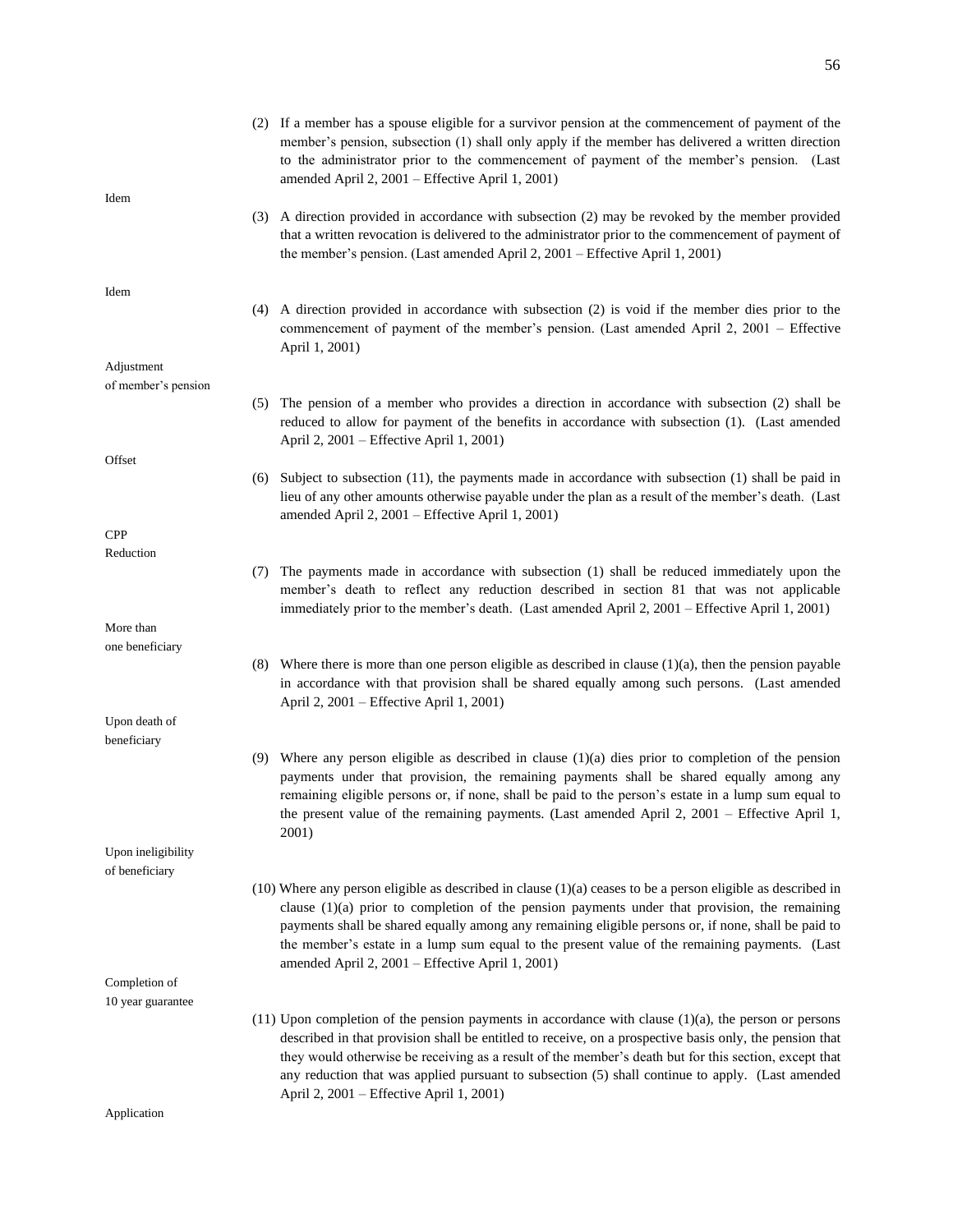(2) If a member has a spouse eligible for a survivor pension at the commencement of payment of the member's pension, subsection (1) shall only apply if the member has delivered a written direction to the administrator prior to the commencement of payment of the member's pension. (Last amended April 2, 2001 – Effective April 1, 2001)

Idem

(3) A direction provided in accordance with subsection (2) may be revoked by the member provided that a written revocation is delivered to the administrator prior to the commencement of payment of the member's pension. (Last amended April 2, 2001 – Effective April 1, 2001)

Idem

(4) A direction provided in accordance with subsection (2) is void if the member dies prior to the commencement of payment of the member's pension. (Last amended April 2, 2001 – Effective April 1, 2001)

Adjustment of member's pension

(5) The pension of a member who provides a direction in accordance with subsection (2) shall be reduced to allow for payment of the benefits in accordance with subsection (1). (Last amended April 2, 2001 – Effective April 1, 2001)

Offset

(6) Subject to subsection (11), the payments made in accordance with subsection (1) shall be paid in lieu of any other amounts otherwise payable under the plan as a result of the member's death. (Last amended April 2, 2001 – Effective April 1, 2001)

CPP Reduction

(7) The payments made in accordance with subsection (1) shall be reduced immediately upon the member's death to reflect any reduction described in section 81 that was not applicable immediately prior to the member's death. (Last amended April 2, 2001 – Effective April 1, 2001)

More than one beneficiary

(8) Where there is more than one person eligible as described in clause (1)(a), then the pension payable in accordance with that provision shall be shared equally among such persons. (Last amended April 2, 2001 – Effective April 1, 2001)

Upon death of beneficiary

(9) Where any person eligible as described in clause (1)(a) dies prior to completion of the pension payments under that provision, the remaining payments shall be shared equally among any remaining eligible persons or, if none, shall be paid to the person's estate in a lump sum equal to the present value of the remaining payments. (Last amended April 2, 2001 – Effective April 1, 2001)

Upon ineligibility of beneficiary

(10) Where any person eligible as described in clause (1)(a) ceases to be a person eligible as described in clause (1)(a) prior to completion of the pension payments under that provision, the remaining payments shall be shared equally among any remaining eligible persons or, if none, shall be paid to the member's estate in a lump sum equal to the present value of the remaining payments. (Last amended April 2, 2001 – Effective April 1, 2001)

Completion of 10 year guarantee

(11) Upon completion of the pension payments in accordance with clause (1)(a), the person or persons described in that provision shall be entitled to receive, on a prospective basis only, the pension that they would otherwise be receiving as a result of the member's death but for this section, except that any reduction that was applied pursuant to subsection (5) shall continue to apply. (Last amended April 2, 2001 – Effective April 1, 2001)

Application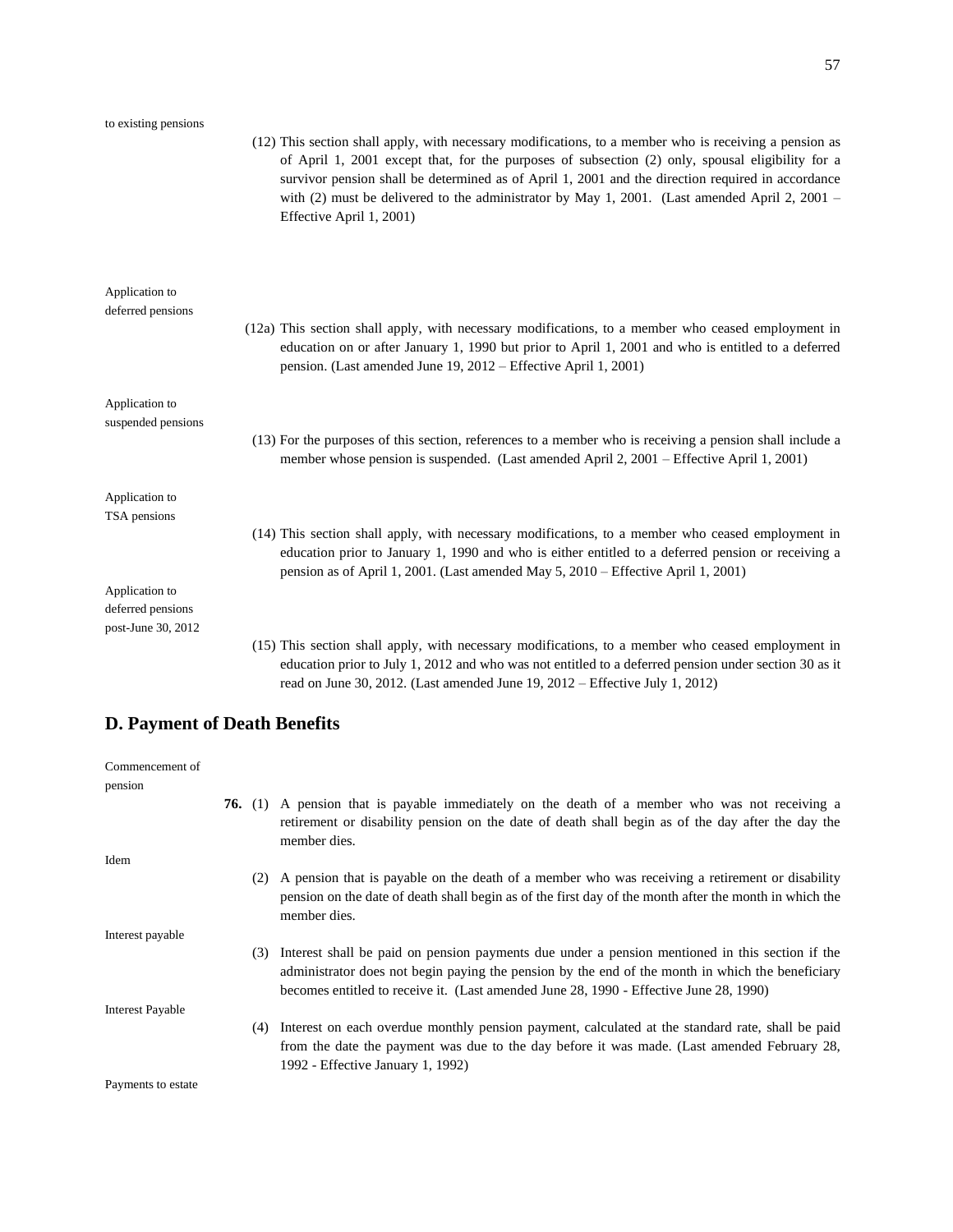to existing pensions

(12) This section shall apply, with necessary modifications, to a member who is receiving a pension as of April 1, 2001 except that, for the purposes of subsection (2) only, spousal eligibility for a survivor pension shall be determined as of April 1, 2001 and the direction required in accordance with (2) must be delivered to the administrator by May 1, 2001. (Last amended April 2, 2001 – Effective April 1, 2001)

Application to deferred pensions

(12a) This section shall apply, with necessary modifications, to a member who ceased employment in education on or after January 1, 1990 but prior to April 1, 2001 and who is entitled to a deferred pension. (Last amended June 19, 2012 – Effective April 1, 2001)

Application to suspended pensions

(13) For the purposes of this section, references to a member who is receiving a pension shall include a member whose pension is suspended. (Last amended April 2, 2001 – Effective April 1, 2001)

Application to TSA pensions

(14) This section shall apply, with necessary modifications, to a member who ceased employment in education prior to January 1, 1990 and who is either entitled to a deferred pension or receiving a pension as of April 1, 2001. (Last amended May 5, 2010 – Effective April 1, 2001)

Application to deferred pensions post-June 30, 2012

(15) This section shall apply, with necessary modifications, to a member who ceased employment in education prior to July 1, 2012 and who was not entitled to a deferred pension under section 30 as it read on June 30, 2012. (Last amended June 19, 2012 – Effective July 1, 2012)

## D. Payment of Death Benefits

Commencement of pension

**76.** (1) A pension that is payable immediately on the death of a member who was not receiving a retirement or disability pension on the date of death shall begin as of the day after the day the member dies.

Idem

(2) A pension that is payable on the death of a member who was receiving a retirement or disability pension on the date of death shall begin as of the first day of the month after the month in which the member dies.

Interest payable

(3) Interest shall be paid on pension payments due under a pension mentioned in this section if the administrator does not begin paying the pension by the end of the month in which the beneficiary becomes entitled to receive it. (Last amended June 28, 1990 - Effective June 28, 1990)

Interest Payable

(4) Interest on each overdue monthly pension payment, calculated at the standard rate, shall be paid from the date the payment was due to the day before it was made. (Last amended February 28, 1992 - Effective January 1, 1992)

Payments to estate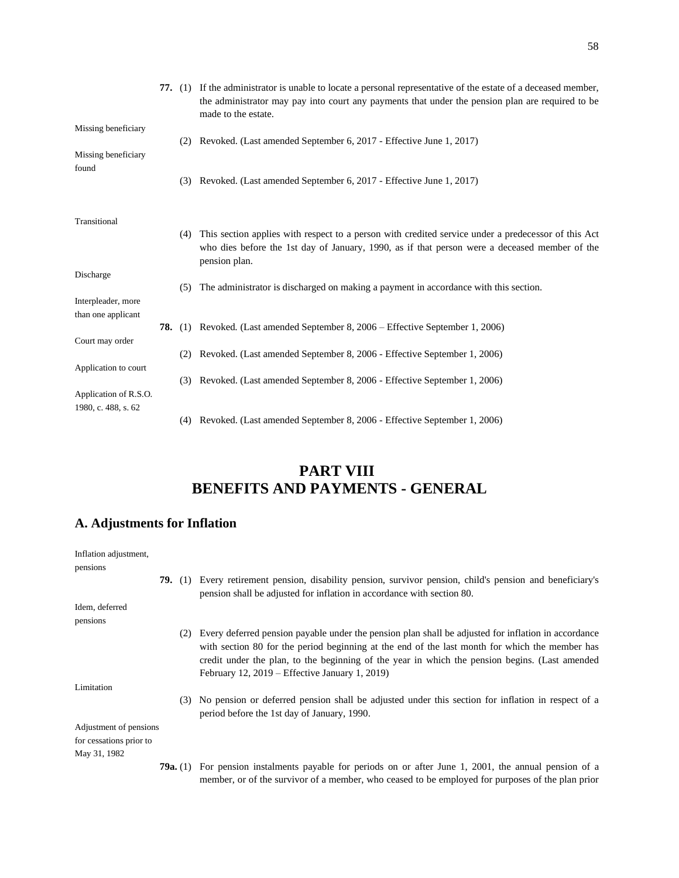**77.** (1) If the administrator is unable to locate a personal representative of the estate of a deceased member, the administrator may pay into court any payments that under the pension plan are required to be made to the estate.

Missing beneficiary

(2) Revoked. (Last amended September 6, 2017 - Effective June 1, 2017)

Missing beneficiary found

(3) Revoked. (Last amended September 6, 2017 - Effective June 1, 2017)

Transitional

(4) This section applies with respect to a person with credited service under a predecessor of this Act who dies before the 1st day of January, 1990, as if that person were a deceased member of the pension plan.

Discharge

(5) The administrator is discharged on making a payment in accordance with this section.

Interpleader, more than one applicant

**78.** (1) Revoked. (Last amended September 8, 2006 – Effective September 1, 2006)

Court may order

(2) Revoked. (Last amended September 8, 2006 - Effective September 1, 2006)

Application to court

(3) Revoked. (Last amended September 8, 2006 - Effective September 1, 2006)

Application of R.S.O. 1980, c. 488, s. 62

(4) Revoked. (Last amended September 8, 2006 - Effective September 1, 2006)

# PART VIII
# BENEFITS AND PAYMENTS - GENERAL

## A. Adjustments for Inflation

Inflation adjustment, pensions

**79.** (1) Every retirement pension, disability pension, survivor pension, child's pension and beneficiary's pension shall be adjusted for inflation in accordance with section 80.

Idem, deferred pensions

(2) Every deferred pension payable under the pension plan shall be adjusted for inflation in accordance with section 80 for the period beginning at the end of the last month for which the member has credit under the plan, to the beginning of the year in which the pension begins. (Last amended February 12, 2019 – Effective January 1, 2019)

Limitation

(3) No pension or deferred pension shall be adjusted under this section for inflation in respect of a period before the 1st day of January, 1990.

Adjustment of pensions for cessations prior to May 31, 1982

**79a.** (1) For pension instalments payable for periods on or after June 1, 2001, the annual pension of a member, or of the survivor of a member, who ceased to be employed for purposes of the plan prior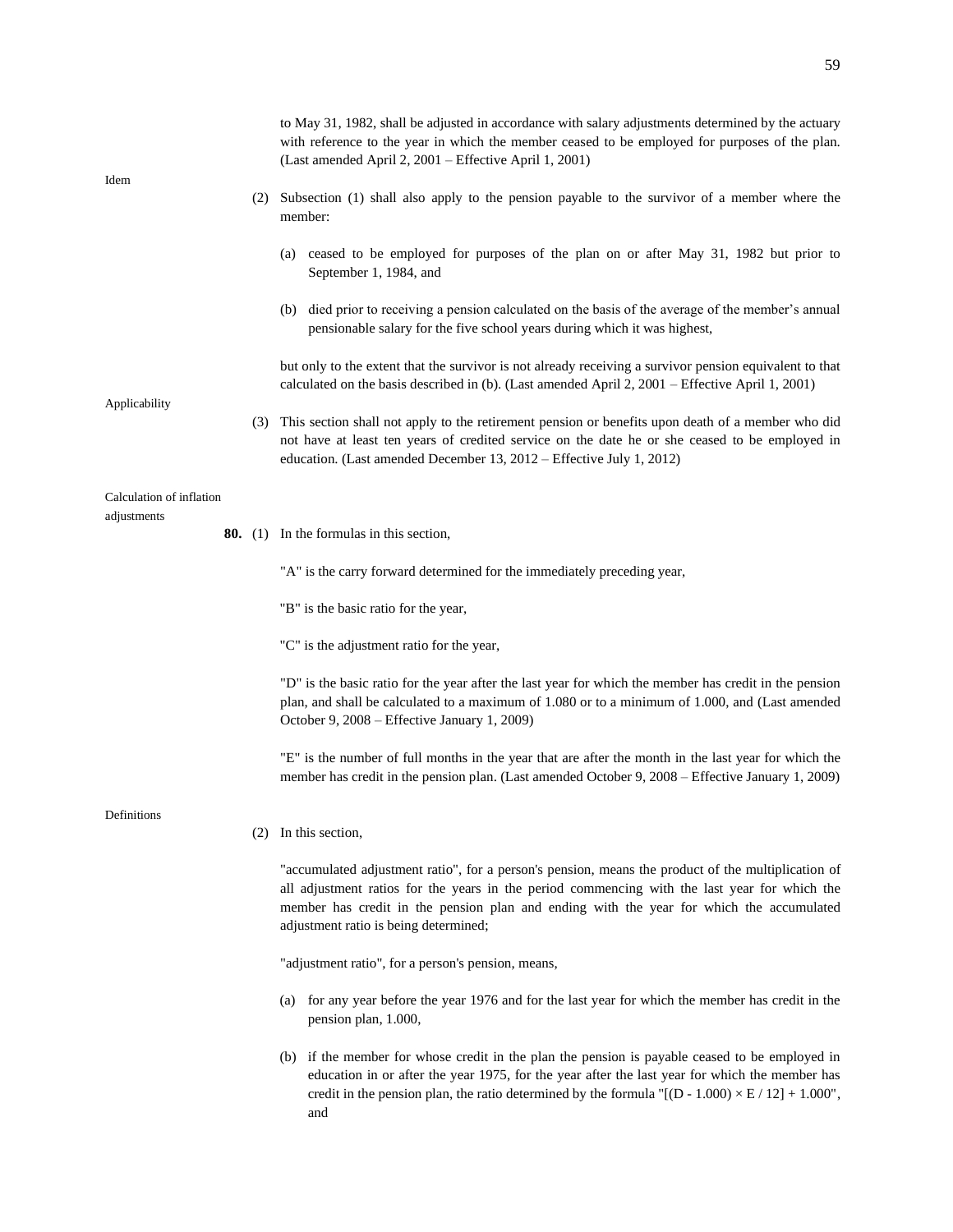to May 31, 1982, shall be adjusted in accordance with salary adjustments determined by the actuary with reference to the year in which the member ceased to be employed for purposes of the plan. (Last amended April 2, 2001 – Effective April 1, 2001)

Idem

(2) Subsection (1) shall also apply to the pension payable to the survivor of a member where the member:

(a) ceased to be employed for purposes of the plan on or after May 31, 1982 but prior to September 1, 1984, and

(b) died prior to receiving a pension calculated on the basis of the average of the member's annual pensionable salary for the five school years during which it was highest,

but only to the extent that the survivor is not already receiving a survivor pension equivalent to that calculated on the basis described in (b). (Last amended April 2, 2001 – Effective April 1, 2001)

Applicability

(3) This section shall not apply to the retirement pension or benefits upon death of a member who did not have at least ten years of credited service on the date he or she ceased to be employed in education. (Last amended December 13, 2012 – Effective July 1, 2012)

Calculation of inflation adjustments

**80.** (1) In the formulas in this section,

"A" is the carry forward determined for the immediately preceding year,

"B" is the basic ratio for the year,

"C" is the adjustment ratio for the year,

"D" is the basic ratio for the year after the last year for which the member has credit in the pension plan, and shall be calculated to a maximum of 1.080 or to a minimum of 1.000, and (Last amended October 9, 2008 – Effective January 1, 2009)

"E" is the number of full months in the year that are after the month in the last year for which the member has credit in the pension plan. (Last amended October 9, 2008 – Effective January 1, 2009)

Definitions

(2) In this section,

"accumulated adjustment ratio", for a person's pension, means the product of the multiplication of all adjustment ratios for the years in the period commencing with the last year for which the member has credit in the pension plan and ending with the year for which the accumulated adjustment ratio is being determined;

"adjustment ratio", for a person's pension, means,

(a) for any year before the year 1976 and for the last year for which the member has credit in the pension plan, 1.000,

(b) if the member for whose credit in the plan the pension is payable ceased to be employed in education in or after the year 1975, for the year after the last year for which the member has credit in the pension plan, the ratio determined by the formula "$[(D - 1.000) \times E / 12] + 1.000$", and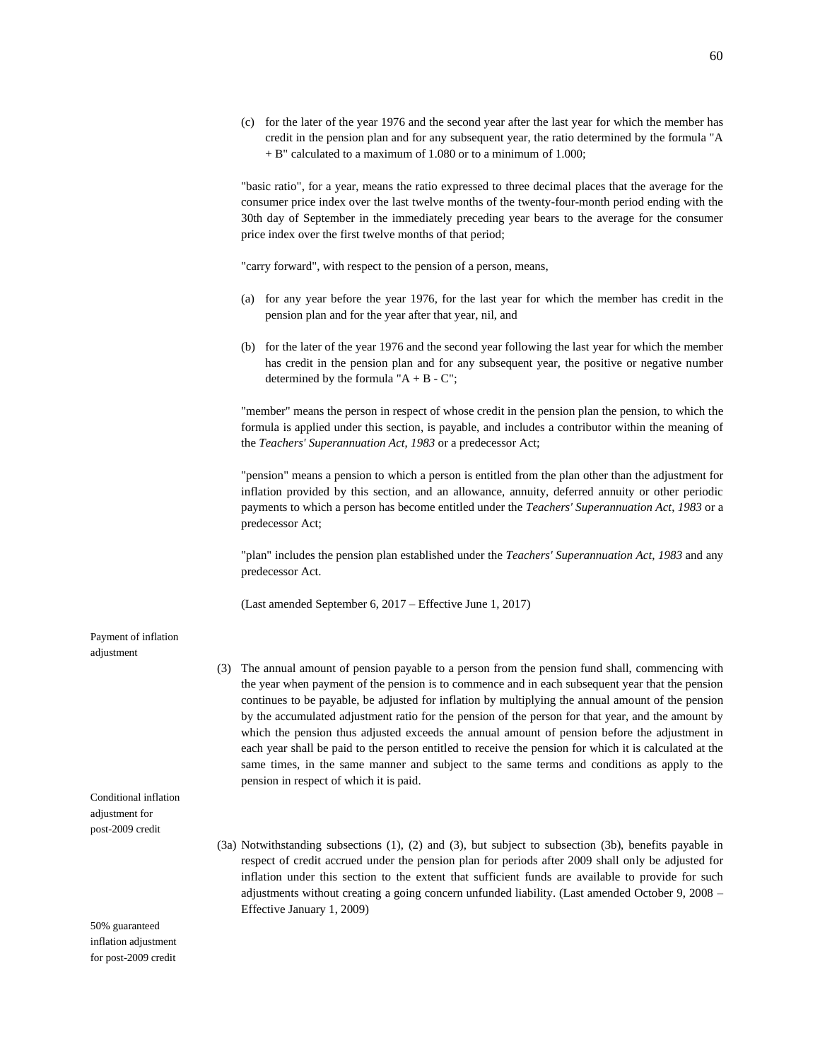(c) for the later of the year 1976 and the second year after the last year for which the member has credit in the pension plan and for any subsequent year, the ratio determined by the formula "A + B" calculated to a maximum of 1.080 or to a minimum of 1.000;

"basic ratio", for a year, means the ratio expressed to three decimal places that the average for the consumer price index over the last twelve months of the twenty-four-month period ending with the 30th day of September in the immediately preceding year bears to the average for the consumer price index over the first twelve months of that period;

"carry forward", with respect to the pension of a person, means,

(a) for any year before the year 1976, for the last year for which the member has credit in the pension plan and for the year after that year, nil, and

(b) for the later of the year 1976 and the second year following the last year for which the member has credit in the pension plan and for any subsequent year, the positive or negative number determined by the formula "A + B - C";

"member" means the person in respect of whose credit in the pension plan the pension, to which the formula is applied under this section, is payable, and includes a contributor within the meaning of the *Teachers' Superannuation Act, 1983* or a predecessor Act;

"pension" means a pension to which a person is entitled from the plan other than the adjustment for inflation provided by this section, and an allowance, annuity, deferred annuity or other periodic payments to which a person has become entitled under the *Teachers' Superannuation Act, 1983* or a predecessor Act;

"plan" includes the pension plan established under the *Teachers' Superannuation Act, 1983* and any predecessor Act.

(Last amended September 6, 2017 – Effective June 1, 2017)

Payment of inflation adjustment

(3) The annual amount of pension payable to a person from the pension fund shall, commencing with the year when payment of the pension is to commence and in each subsequent year that the pension continues to be payable, be adjusted for inflation by multiplying the annual amount of the pension by the accumulated adjustment ratio for the pension of the person for that year, and the amount by which the pension thus adjusted exceeds the annual amount of pension before the adjustment in each year shall be paid to the person entitled to receive the pension for which it is calculated at the same times, in the same manner and subject to the same terms and conditions as apply to the pension in respect of which it is paid.

Conditional inflation adjustment for post-2009 credit

(3a) Notwithstanding subsections (1), (2) and (3), but subject to subsection (3b), benefits payable in respect of credit accrued under the pension plan for periods after 2009 shall only be adjusted for inflation under this section to the extent that sufficient funds are available to provide for such adjustments without creating a going concern unfunded liability. (Last amended October 9, 2008 – Effective January 1, 2009)

50% guaranteed inflation adjustment for post-2009 credit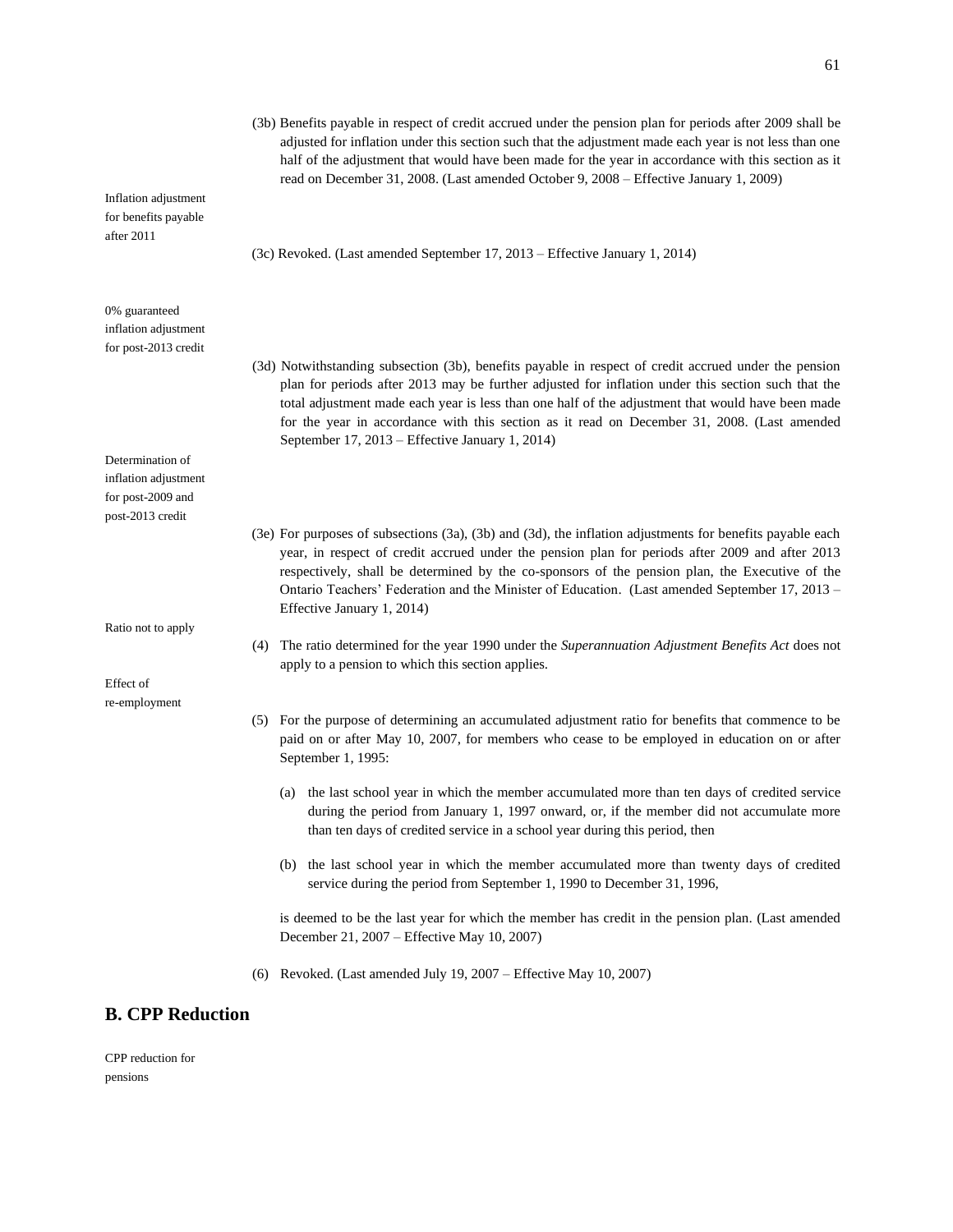(3b) Benefits payable in respect of credit accrued under the pension plan for periods after 2009 shall be adjusted for inflation under this section such that the adjustment made each year is not less than one half of the adjustment that would have been made for the year in accordance with this section as it read on December 31, 2008. (Last amended October 9, 2008 – Effective January 1, 2009)

Inflation adjustment for benefits payable after 2011

(3c) Revoked. (Last amended September 17, 2013 – Effective January 1, 2014)

0% guaranteed inflation adjustment for post-2013 credit

(3d) Notwithstanding subsection (3b), benefits payable in respect of credit accrued under the pension plan for periods after 2013 may be further adjusted for inflation under this section such that the total adjustment made each year is less than one half of the adjustment that would have been made for the year in accordance with this section as it read on December 31, 2008. (Last amended September 17, 2013 – Effective January 1, 2014)

Determination of inflation adjustment for post-2009 and post-2013 credit

(3e) For purposes of subsections (3a), (3b) and (3d), the inflation adjustments for benefits payable each year, in respect of credit accrued under the pension plan for periods after 2009 and after 2013 respectively, shall be determined by the co-sponsors of the pension plan, the Executive of the Ontario Teachers' Federation and the Minister of Education. (Last amended September 17, 2013 – Effective January 1, 2014)

Ratio not to apply

(4) The ratio determined for the year 1990 under the *Superannuation Adjustment Benefits Act* does not apply to a pension to which this section applies.

Effect of re-employment

(5) For the purpose of determining an accumulated adjustment ratio for benefits that commence to be paid on or after May 10, 2007, for members who cease to be employed in education on or after September 1, 1995:

(a) the last school year in which the member accumulated more than ten days of credited service during the period from January 1, 1997 onward, or, if the member did not accumulate more than ten days of credited service in a school year during this period, then

(b) the last school year in which the member accumulated more than twenty days of credited service during the period from September 1, 1990 to December 31, 1996,

is deemed to be the last year for which the member has credit in the pension plan. (Last amended December 21, 2007 – Effective May 10, 2007)

(6) Revoked. (Last amended July 19, 2007 – Effective May 10, 2007)

## B. CPP Reduction

CPP reduction for pensions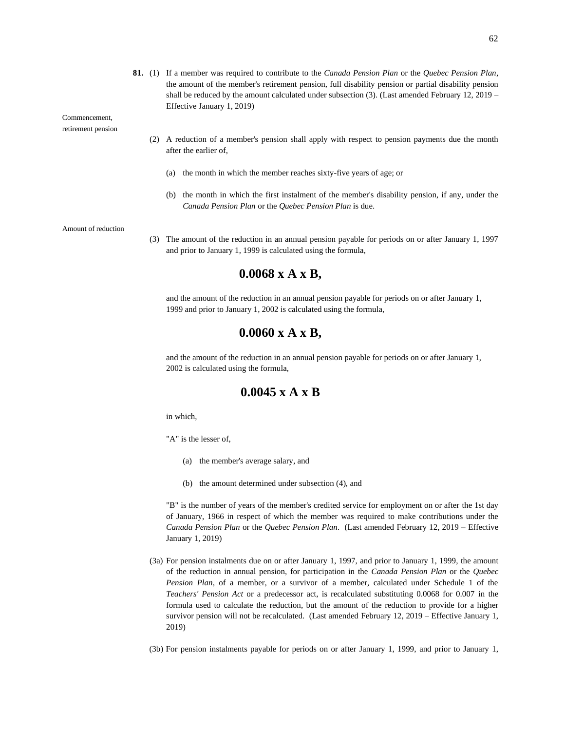**81.** (1) If a member was required to contribute to the *Canada Pension Plan* or the *Quebec Pension Plan*, the amount of the member's retirement pension, full disability pension or partial disability pension shall be reduced by the amount calculated under subsection (3). (Last amended February 12, 2019 – Effective January 1, 2019)

Commencement, retirement pension

(2) A reduction of a member's pension shall apply with respect to pension payments due the month after the earlier of,

(a) the month in which the member reaches sixty-five years of age; or

(b) the month in which the first instalment of the member's disability pension, if any, under the *Canada Pension Plan* or the *Quebec Pension Plan* is due.

Amount of reduction

(3) The amount of the reduction in an annual pension payable for periods on or after January 1, 1997 and prior to January 1, 1999 is calculated using the formula,

$$0.0068 \times A \times B,$$

and the amount of the reduction in an annual pension payable for periods on or after January 1, 1999 and prior to January 1, 2002 is calculated using the formula,

$$0.0060 \times A \times B,$$

and the amount of the reduction in an annual pension payable for periods on or after January 1, 2002 is calculated using the formula,

$$0.0045 \times A \times B$$

in which,

"A" is the lesser of,

(a) the member's average salary, and

(b) the amount determined under subsection (4), and

"B" is the number of years of the member's credited service for employment on or after the 1st day of January, 1966 in respect of which the member was required to make contributions under the *Canada Pension Plan* or the *Quebec Pension Plan*. (Last amended February 12, 2019 – Effective January 1, 2019)

(3a) For pension instalments due on or after January 1, 1997, and prior to January 1, 1999, the amount of the reduction in annual pension, for participation in the *Canada Pension Plan* or the *Quebec Pension Plan*, of a member, or a survivor of a member, calculated under Schedule 1 of the *Teachers' Pension Act* or a predecessor act, is recalculated substituting 0.0068 for 0.007 in the formula used to calculate the reduction, but the amount of the reduction to provide for a higher survivor pension will not be recalculated. (Last amended February 12, 2019 – Effective January 1, 2019)

(3b) For pension instalments payable for periods on or after January 1, 1999, and prior to January 1,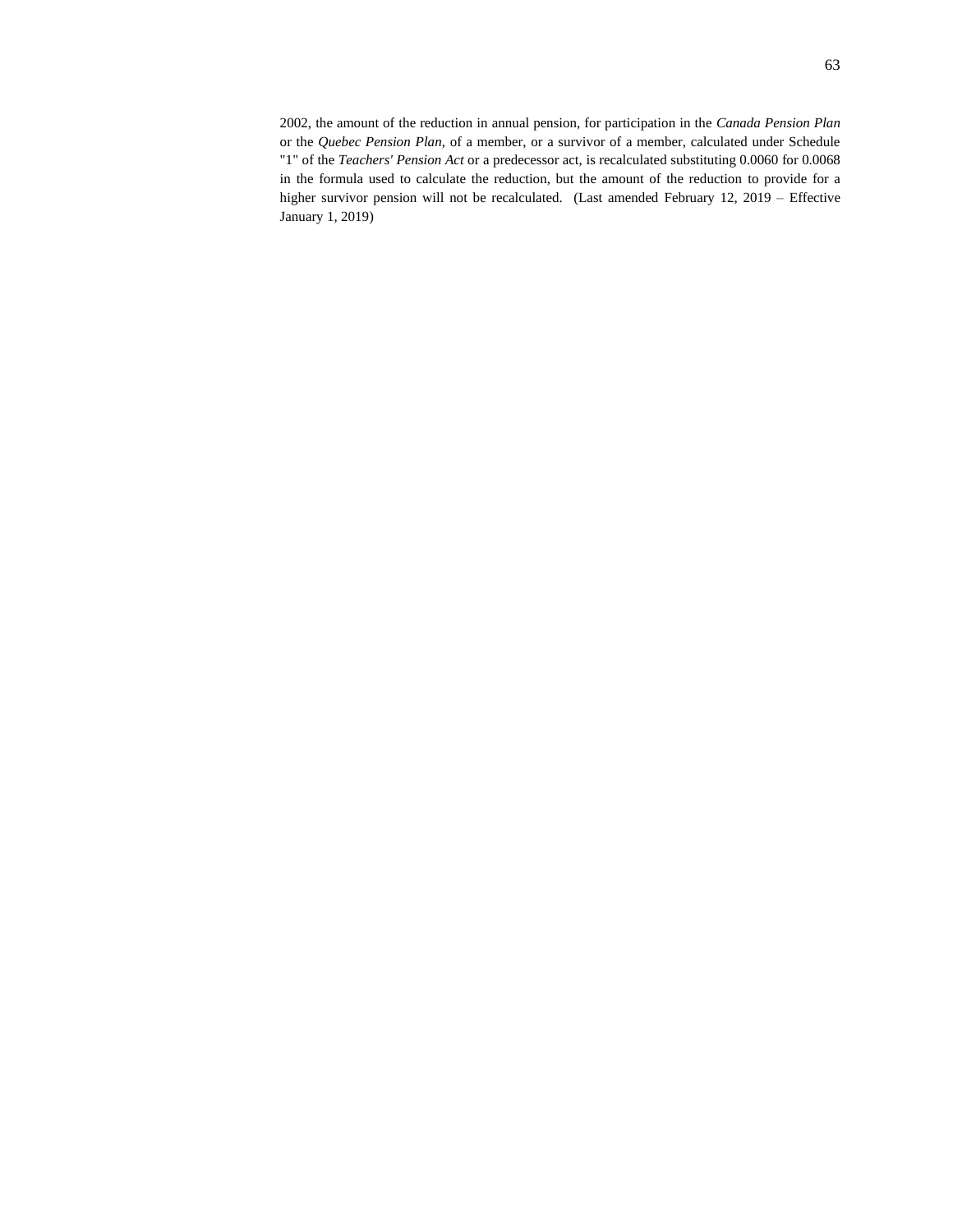2002, the amount of the reduction in annual pension, for participation in the *Canada Pension Plan* or the *Quebec Pension Plan*, of a member, or a survivor of a member, calculated under Schedule "1" of the *Teachers' Pension Act* or a predecessor act, is recalculated substituting 0.0060 for 0.0068 in the formula used to calculate the reduction, but the amount of the reduction to provide for a higher survivor pension will not be recalculated. (Last amended February 12, 2019 – Effective January 1, 2019)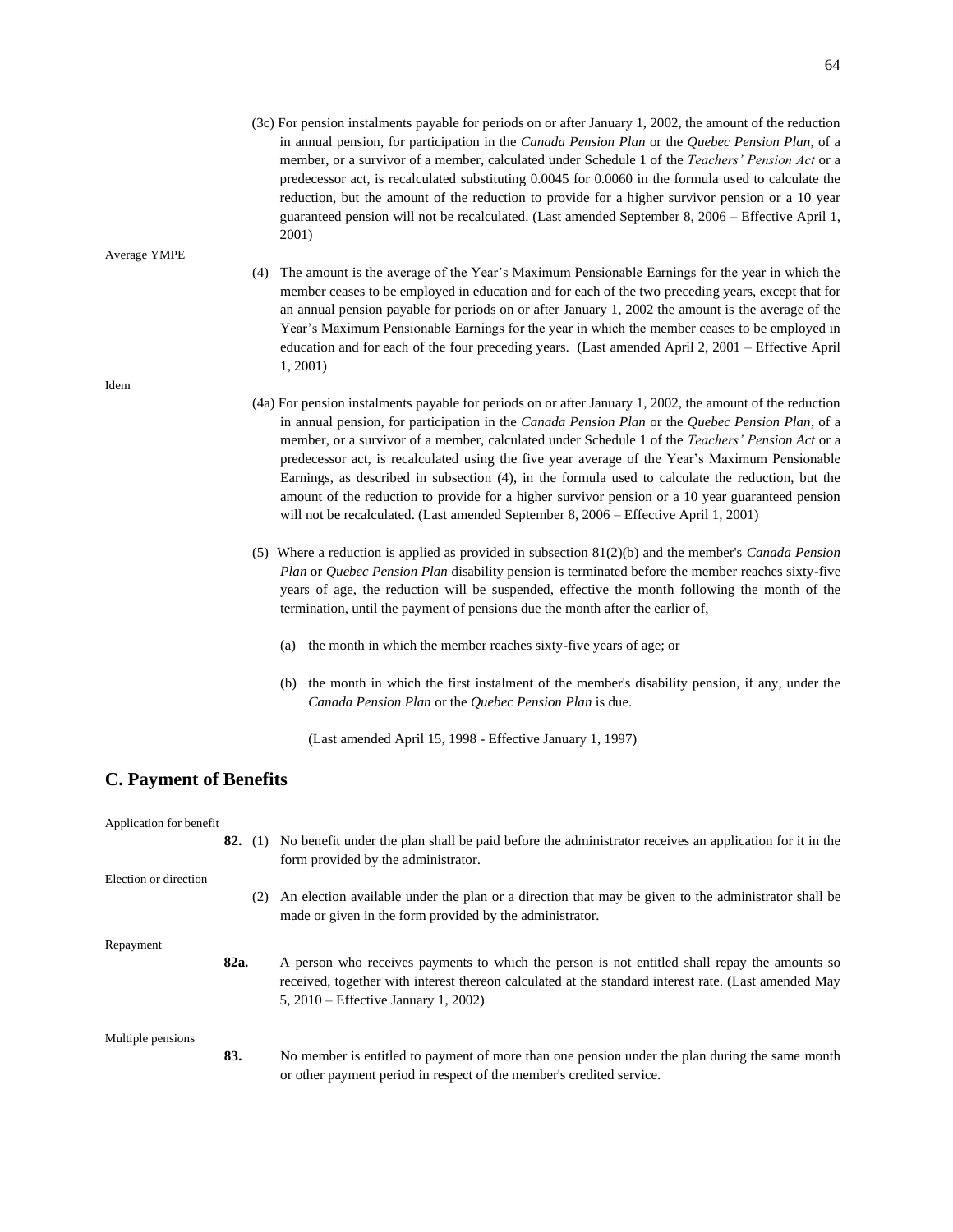(3c) For pension instalments payable for periods on or after January 1, 2002, the amount of the reduction in annual pension, for participation in the *Canada Pension Plan* or the *Quebec Pension Plan*, of a member, or a survivor of a member, calculated under Schedule 1 of the *Teachers' Pension Act* or a predecessor act, is recalculated substituting 0.0045 for 0.0060 in the formula used to calculate the reduction, but the amount of the reduction to provide for a higher survivor pension or a 10 year guaranteed pension will not be recalculated. (Last amended September 8, 2006 – Effective April 1, 2001)

Average YMPE

(4) The amount is the average of the Year's Maximum Pensionable Earnings for the year in which the member ceases to be employed in education and for each of the two preceding years, except that for an annual pension payable for periods on or after January 1, 2002 the amount is the average of the Year's Maximum Pensionable Earnings for the year in which the member ceases to be employed in education and for each of the four preceding years. (Last amended April 2, 2001 – Effective April 1, 2001)

Idem

(4a) For pension instalments payable for periods on or after January 1, 2002, the amount of the reduction in annual pension, for participation in the *Canada Pension Plan* or the *Quebec Pension Plan*, of a member, or a survivor of a member, calculated under Schedule 1 of the *Teachers' Pension Act* or a predecessor act, is recalculated using the five year average of the Year's Maximum Pensionable Earnings, as described in subsection (4), in the formula used to calculate the reduction, but the amount of the reduction to provide for a higher survivor pension or a 10 year guaranteed pension will not be recalculated. (Last amended September 8, 2006 – Effective April 1, 2001)

(5) Where a reduction is applied as provided in subsection 81(2)(b) and the member's *Canada Pension Plan* or *Quebec Pension Plan* disability pension is terminated before the member reaches sixty-five years of age, the reduction will be suspended, effective the month following the month of the termination, until the payment of pensions due the month after the earlier of,

(a) the month in which the member reaches sixty-five years of age; or

(b) the month in which the first instalment of the member's disability pension, if any, under the *Canada Pension Plan* or the *Quebec Pension Plan* is due.

(Last amended April 15, 1998 - Effective January 1, 1997)

## C. Payment of Benefits

Application for benefit

**82.** (1) No benefit under the plan shall be paid before the administrator receives an application for it in the form provided by the administrator.

Election or direction

(2) An election available under the plan or a direction that may be given to the administrator shall be made or given in the form provided by the administrator.

Repayment

**82a.** A person who receives payments to which the person is not entitled shall repay the amounts so received, together with interest thereon calculated at the standard interest rate. (Last amended May 5, 2010 – Effective January 1, 2002)

Multiple pensions

**83.** No member is entitled to payment of more than one pension under the plan during the same month or other payment period in respect of the member's credited service.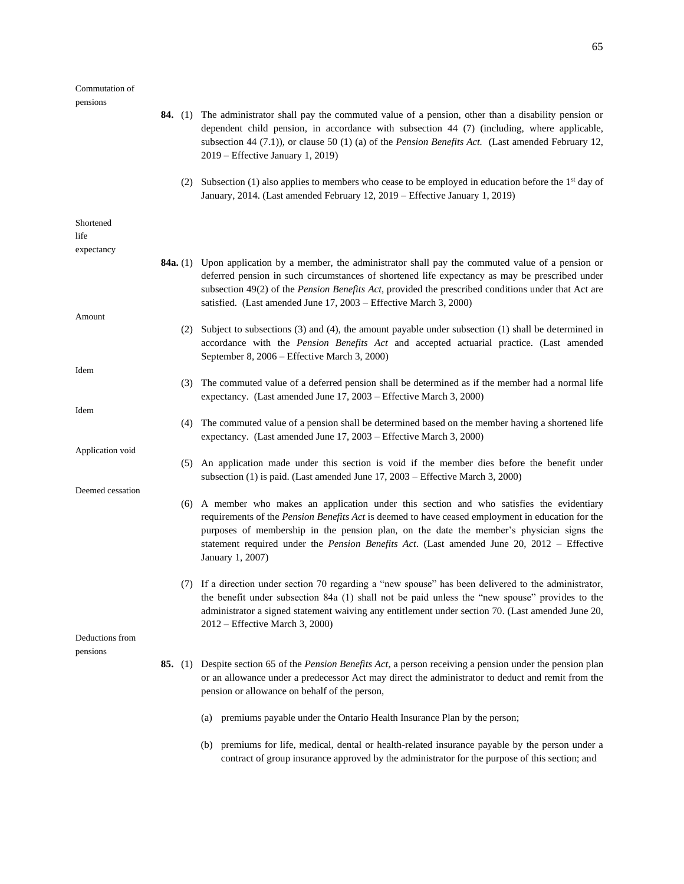Commutation of pensions

**84.** (1) The administrator shall pay the commuted value of a pension, other than a disability pension or dependent child pension, in accordance with subsection 44 (7) (including, where applicable, subsection 44 (7.1)), or clause 50 (1) (a) of the *Pension Benefits Act.* (Last amended February 12, 2019 – Effective January 1, 2019)

(2) Subsection (1) also applies to members who cease to be employed in education before the 1st day of January, 2014. (Last amended February 12, 2019 – Effective January 1, 2019)

Shortened life expectancy

**84a.** (1) Upon application by a member, the administrator shall pay the commuted value of a pension or deferred pension in such circumstances of shortened life expectancy as may be prescribed under subsection 49(2) of the *Pension Benefits Act*, provided the prescribed conditions under that Act are satisfied. (Last amended June 17, 2003 – Effective March 3, 2000)

Amount

(2) Subject to subsections (3) and (4), the amount payable under subsection (1) shall be determined in accordance with the *Pension Benefits Act* and accepted actuarial practice. (Last amended September 8, 2006 – Effective March 3, 2000)

Idem

(3) The commuted value of a deferred pension shall be determined as if the member had a normal life expectancy. (Last amended June 17, 2003 – Effective March 3, 2000)

Idem

(4) The commuted value of a pension shall be determined based on the member having a shortened life expectancy. (Last amended June 17, 2003 – Effective March 3, 2000)

Application void

(5) An application made under this section is void if the member dies before the benefit under subsection (1) is paid. (Last amended June 17, 2003 – Effective March 3, 2000)

Deemed cessation

(6) A member who makes an application under this section and who satisfies the evidentiary requirements of the *Pension Benefits Act* is deemed to have ceased employment in education for the purposes of membership in the pension plan, on the date the member's physician signs the statement required under the *Pension Benefits Act*. (Last amended June 20, 2012 – Effective January 1, 2007)

(7) If a direction under section 70 regarding a "new spouse" has been delivered to the administrator, the benefit under subsection 84a (1) shall not be paid unless the "new spouse" provides to the administrator a signed statement waiving any entitlement under section 70. (Last amended June 20, 2012 – Effective March 3, 2000)

Deductions from pensions

**85.** (1) Despite section 65 of the *Pension Benefits Act*, a person receiving a pension under the pension plan or an allowance under a predecessor Act may direct the administrator to deduct and remit from the pension or allowance on behalf of the person,

(a) premiums payable under the Ontario Health Insurance Plan by the person;

(b) premiums for life, medical, dental or health-related insurance payable by the person under a contract of group insurance approved by the administrator for the purpose of this section; and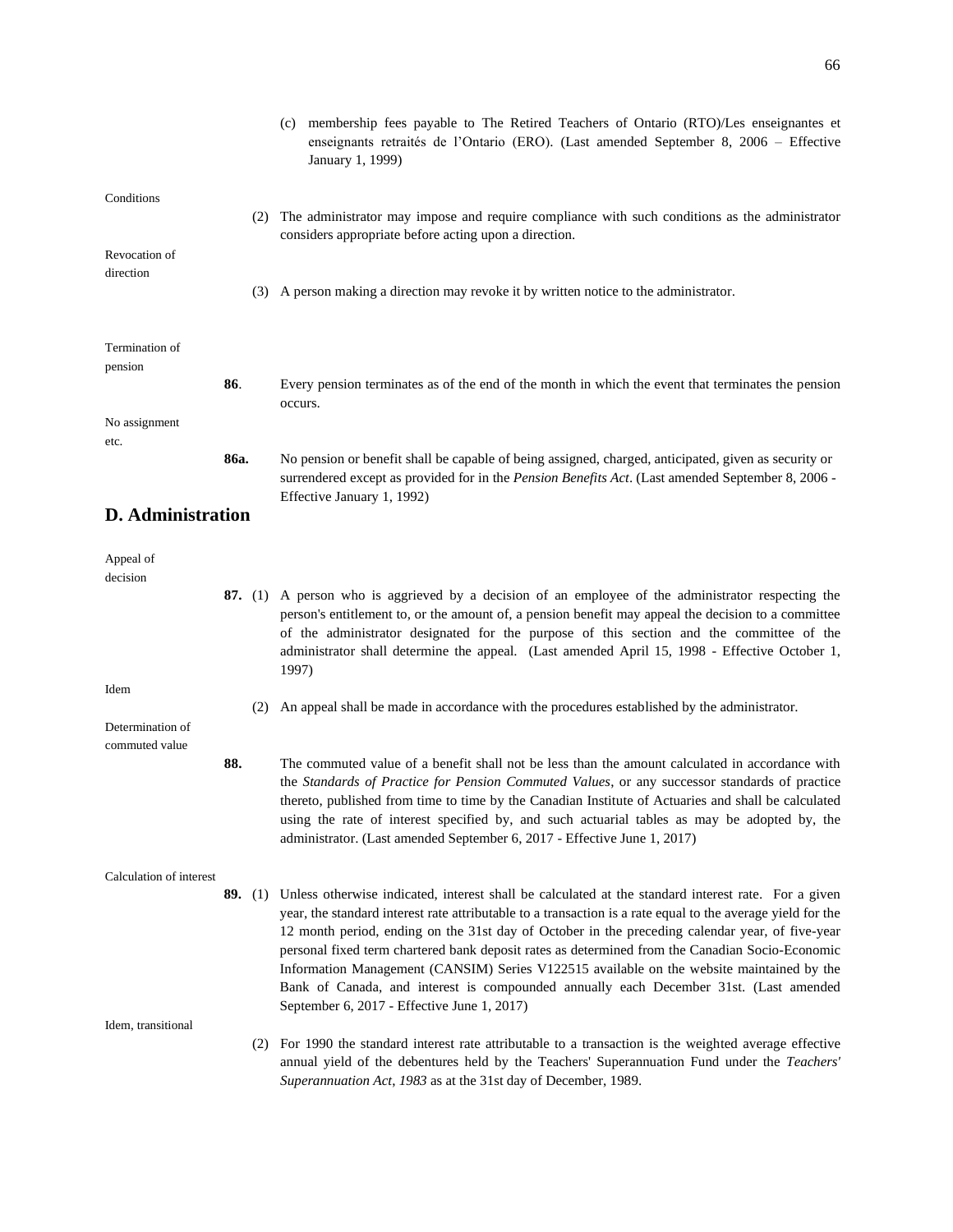(c) membership fees payable to The Retired Teachers of Ontario (RTO)/Les enseignantes et enseignants retraités de l'Ontario (ERO). (Last amended September 8, 2006 – Effective January 1, 1999)

Conditions

(2) The administrator may impose and require compliance with such conditions as the administrator considers appropriate before acting upon a direction.

Revocation of direction

(3) A person making a direction may revoke it by written notice to the administrator.

Termination of pension

**86**. Every pension terminates as of the end of the month in which the event that terminates the pension occurs.

No assignment etc.

**86a.** No pension or benefit shall be capable of being assigned, charged, anticipated, given as security or surrendered except as provided for in the *Pension Benefits Act*. (Last amended September 8, 2006 - Effective January 1, 1992)

## D. Administration

Appeal of decision

**87.** (1) A person who is aggrieved by a decision of an employee of the administrator respecting the person's entitlement to, or the amount of, a pension benefit may appeal the decision to a committee of the administrator designated for the purpose of this section and the committee of the administrator shall determine the appeal. (Last amended April 15, 1998 - Effective October 1, 1997)

Idem

(2) An appeal shall be made in accordance with the procedures established by the administrator.

Determination of commuted value

**88.** The commuted value of a benefit shall not be less than the amount calculated in accordance with the *Standards of Practice for Pension Commuted Values*, or any successor standards of practice thereto, published from time to time by the Canadian Institute of Actuaries and shall be calculated using the rate of interest specified by, and such actuarial tables as may be adopted by, the administrator. (Last amended September 6, 2017 - Effective June 1, 2017)

Calculation of interest

**89.** (1) Unless otherwise indicated, interest shall be calculated at the standard interest rate. For a given year, the standard interest rate attributable to a transaction is a rate equal to the average yield for the 12 month period, ending on the 31st day of October in the preceding calendar year, of five-year personal fixed term chartered bank deposit rates as determined from the Canadian Socio-Economic Information Management (CANSIM) Series V122515 available on the website maintained by the Bank of Canada, and interest is compounded annually each December 31st. (Last amended September 6, 2017 - Effective June 1, 2017)

Idem, transitional

(2) For 1990 the standard interest rate attributable to a transaction is the weighted average effective annual yield of the debentures held by the Teachers' Superannuation Fund under the *Teachers' Superannuation Act, 1983* as at the 31st day of December, 1989.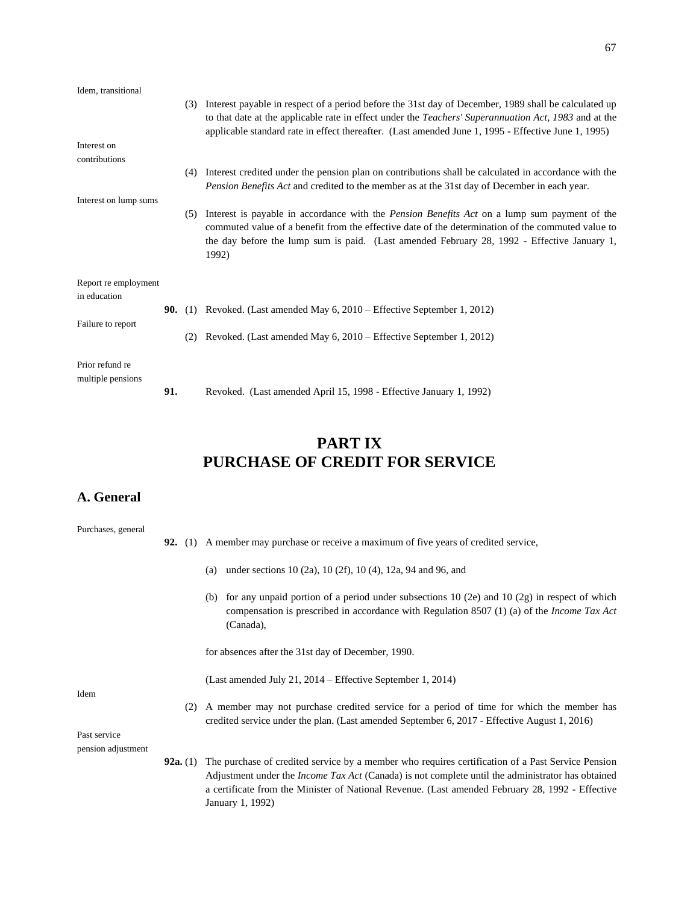Idem, transitional

(3) Interest payable in respect of a period before the 31st day of December, 1989 shall be calculated up to that date at the applicable rate in effect under the *Teachers' Superannuation Act, 1983* and at the applicable standard rate in effect thereafter. (Last amended June 1, 1995 - Effective June 1, 1995)

Interest on contributions

(4) Interest credited under the pension plan on contributions shall be calculated in accordance with the *Pension Benefits Act* and credited to the member as at the 31st day of December in each year.

Interest on lump sums

(5) Interest is payable in accordance with the *Pension Benefits Act* on a lump sum payment of the commuted value of a benefit from the effective date of the determination of the commuted value to the day before the lump sum is paid. (Last amended February 28, 1992 - Effective January 1, 1992)

Report re employment in education

**90.** (1) Revoked. (Last amended May 6, 2010 – Effective September 1, 2012)

Failure to report

(2) Revoked. (Last amended May 6, 2010 – Effective September 1, 2012)

Prior refund re multiple pensions

**91.** Revoked. (Last amended April 15, 1998 - Effective January 1, 1992)

# PART IX
# PURCHASE OF CREDIT FOR SERVICE

## A. General

Purchases, general

**92.** (1) A member may purchase or receive a maximum of five years of credited service,

(a) under sections 10 (2a), 10 (2f), 10 (4), 12a, 94 and 96, and

(b) for any unpaid portion of a period under subsections 10 (2e) and 10 (2g) in respect of which compensation is prescribed in accordance with Regulation 8507 (1) (a) of the *Income Tax Act* (Canada),

for absences after the 31st day of December, 1990.

(Last amended July 21, 2014 – Effective September 1, 2014)

Idem

(2) A member may not purchase credited service for a period of time for which the member has credited service under the plan. (Last amended September 6, 2017 - Effective August 1, 2016)

Past service pension adjustment

**92a.** (1) The purchase of credited service by a member who requires certification of a Past Service Pension Adjustment under the *Income Tax Act* (Canada) is not complete until the administrator has obtained a certificate from the Minister of National Revenue. (Last amended February 28, 1992 - Effective January 1, 1992)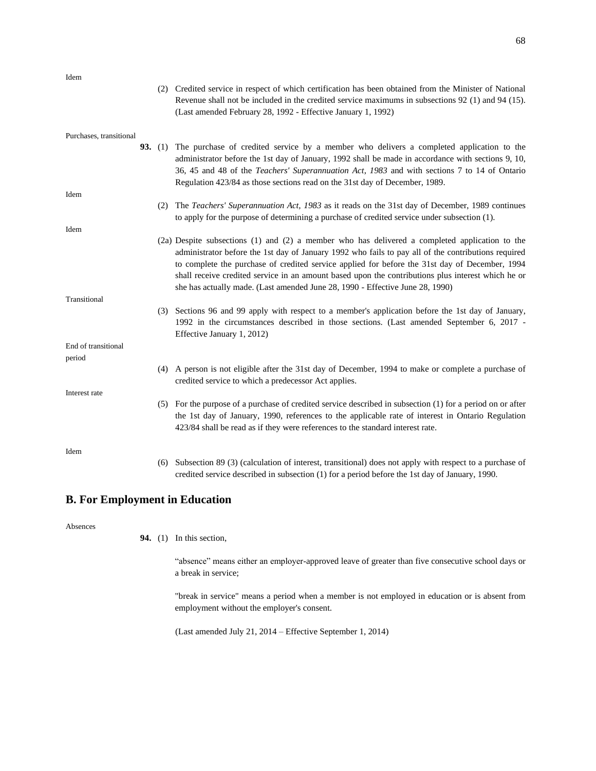Idem

(2) Credited service in respect of which certification has been obtained from the Minister of National Revenue shall not be included in the credited service maximums in subsections 92 (1) and 94 (15). (Last amended February 28, 1992 - Effective January 1, 1992)

Purchases, transitional

**93.** (1) The purchase of credited service by a member who delivers a completed application to the administrator before the 1st day of January, 1992 shall be made in accordance with sections 9, 10, 36, 45 and 48 of the *Teachers' Superannuation Act, 1983* and with sections 7 to 14 of Ontario Regulation 423/84 as those sections read on the 31st day of December, 1989.

Idem

(2) The *Teachers' Superannuation Act, 1983* as it reads on the 31st day of December, 1989 continues to apply for the purpose of determining a purchase of credited service under subsection (1).

Idem

(2a) Despite subsections (1) and (2) a member who has delivered a completed application to the administrator before the 1st day of January 1992 who fails to pay all of the contributions required to complete the purchase of credited service applied for before the 31st day of December, 1994 shall receive credited service in an amount based upon the contributions plus interest which he or she has actually made. (Last amended June 28, 1990 - Effective June 28, 1990)

Transitional

(3) Sections 96 and 99 apply with respect to a member's application before the 1st day of January, 1992 in the circumstances described in those sections. (Last amended September 6, 2017 - Effective January 1, 2012)

End of transitional period

(4) A person is not eligible after the 31st day of December, 1994 to make or complete a purchase of credited service to which a predecessor Act applies.

Interest rate

(5) For the purpose of a purchase of credited service described in subsection (1) for a period on or after the 1st day of January, 1990, references to the applicable rate of interest in Ontario Regulation 423/84 shall be read as if they were references to the standard interest rate.

Idem

(6) Subsection 89 (3) (calculation of interest, transitional) does not apply with respect to a purchase of credited service described in subsection (1) for a period before the 1st day of January, 1990.

## B. For Employment in Education

Absences

**94.** (1) In this section,

"absence" means either an employer-approved leave of greater than five consecutive school days or a break in service;

"break in service" means a period when a member is not employed in education or is absent from employment without the employer's consent.

(Last amended July 21, 2014 – Effective September 1, 2014)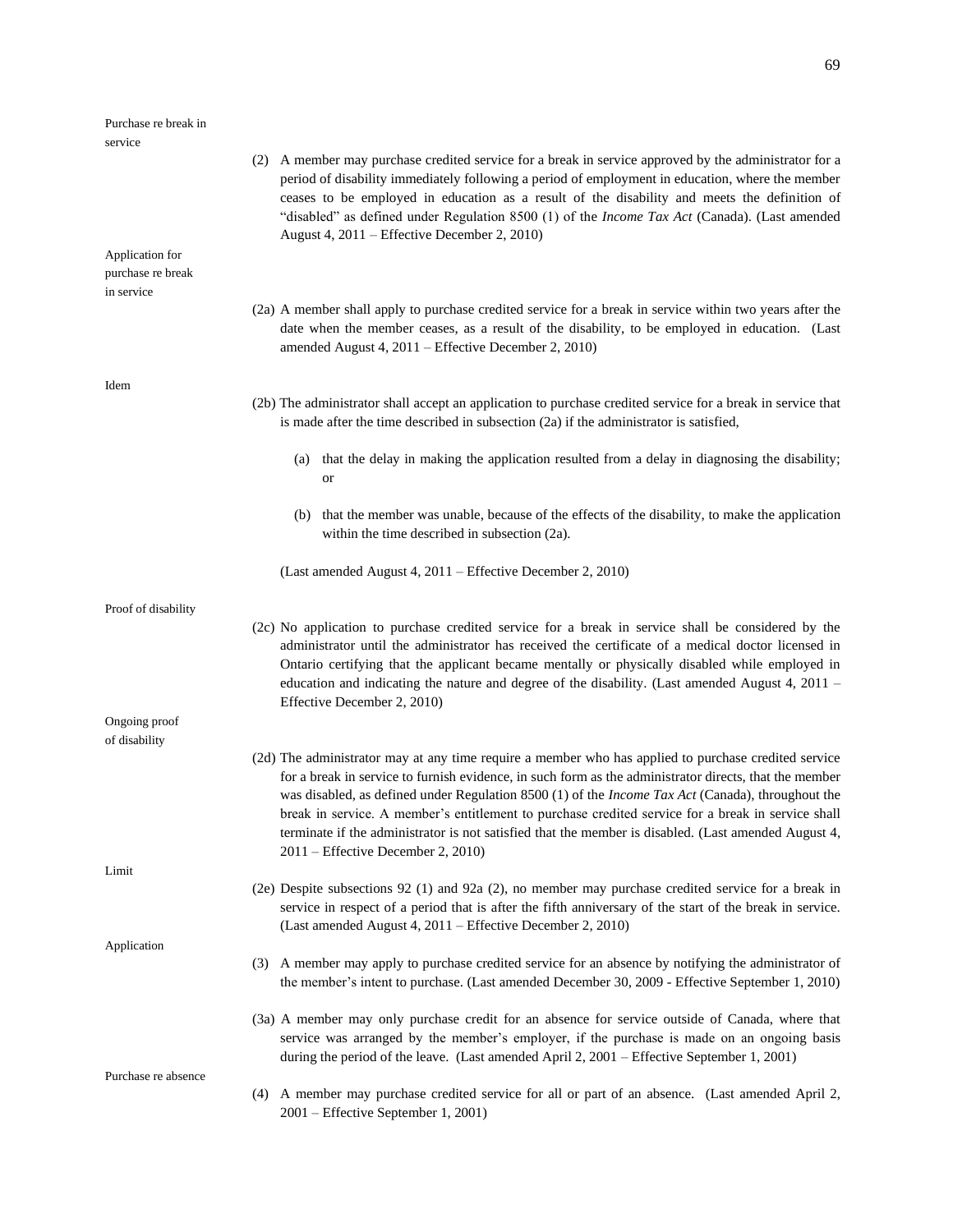Purchase re break in service

(2) A member may purchase credited service for a break in service approved by the administrator for a period of disability immediately following a period of employment in education, where the member ceases to be employed in education as a result of the disability and meets the definition of "disabled" as defined under Regulation 8500 (1) of the *Income Tax Act* (Canada). (Last amended August 4, 2011 – Effective December 2, 2010)

Application for purchase re break in service

(2a) A member shall apply to purchase credited service for a break in service within two years after the date when the member ceases, as a result of the disability, to be employed in education. (Last amended August 4, 2011 – Effective December 2, 2010)

Idem

(2b) The administrator shall accept an application to purchase credited service for a break in service that is made after the time described in subsection (2a) if the administrator is satisfied,

(a) that the delay in making the application resulted from a delay in diagnosing the disability; or

(b) that the member was unable, because of the effects of the disability, to make the application within the time described in subsection (2a).

(Last amended August 4, 2011 – Effective December 2, 2010)

Proof of disability

(2c) No application to purchase credited service for a break in service shall be considered by the administrator until the administrator has received the certificate of a medical doctor licensed in Ontario certifying that the applicant became mentally or physically disabled while employed in education and indicating the nature and degree of the disability. (Last amended August 4, 2011 – Effective December 2, 2010)

Ongoing proof of disability

(2d) The administrator may at any time require a member who has applied to purchase credited service for a break in service to furnish evidence, in such form as the administrator directs, that the member was disabled, as defined under Regulation 8500 (1) of the *Income Tax Act* (Canada), throughout the break in service. A member's entitlement to purchase credited service for a break in service shall terminate if the administrator is not satisfied that the member is disabled. (Last amended August 4, 2011 – Effective December 2, 2010)

Limit

(2e) Despite subsections 92 (1) and 92a (2), no member may purchase credited service for a break in service in respect of a period that is after the fifth anniversary of the start of the break in service. (Last amended August 4, 2011 – Effective December 2, 2010)

Application

(3) A member may apply to purchase credited service for an absence by notifying the administrator of the member's intent to purchase. (Last amended December 30, 2009 - Effective September 1, 2010)

(3a) A member may only purchase credit for an absence for service outside of Canada, where that service was arranged by the member's employer, if the purchase is made on an ongoing basis during the period of the leave. (Last amended April 2, 2001 – Effective September 1, 2001)

Purchase re absence

(4) A member may purchase credited service for all or part of an absence. (Last amended April 2, 2001 – Effective September 1, 2001)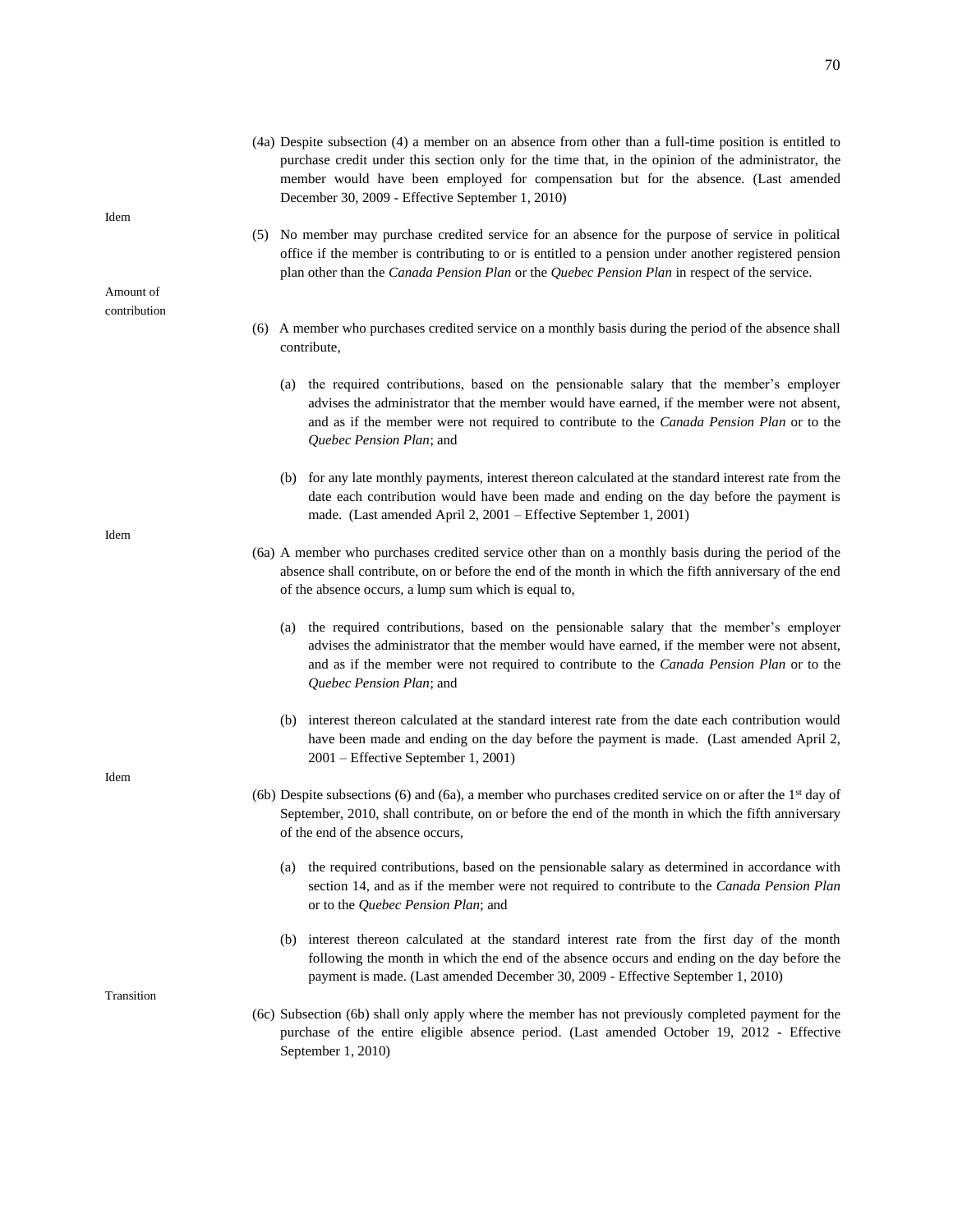(4a) Despite subsection (4) a member on an absence from other than a full-time position is entitled to purchase credit under this section only for the time that, in the opinion of the administrator, the member would have been employed for compensation but for the absence. (Last amended December 30, 2009 - Effective September 1, 2010)

Idem

(5) No member may purchase credited service for an absence for the purpose of service in political office if the member is contributing to or is entitled to a pension under another registered pension plan other than the *Canada Pension Plan* or the *Quebec Pension Plan* in respect of the service.

Amount of contribution

(6) A member who purchases credited service on a monthly basis during the period of the absence shall contribute,

(a) the required contributions, based on the pensionable salary that the member's employer advises the administrator that the member would have earned, if the member were not absent, and as if the member were not required to contribute to the *Canada Pension Plan* or to the *Quebec Pension Plan*; and

(b) for any late monthly payments, interest thereon calculated at the standard interest rate from the date each contribution would have been made and ending on the day before the payment is made. (Last amended April 2, 2001 – Effective September 1, 2001)

Idem

(6a) A member who purchases credited service other than on a monthly basis during the period of the absence shall contribute, on or before the end of the month in which the fifth anniversary of the end of the absence occurs, a lump sum which is equal to,

(a) the required contributions, based on the pensionable salary that the member's employer advises the administrator that the member would have earned, if the member were not absent, and as if the member were not required to contribute to the *Canada Pension Plan* or to the *Quebec Pension Plan*; and

(b) interest thereon calculated at the standard interest rate from the date each contribution would have been made and ending on the day before the payment is made. (Last amended April 2, 2001 – Effective September 1, 2001)

Idem

(6b) Despite subsections (6) and (6a), a member who purchases credited service on or after the 1st day of September, 2010, shall contribute, on or before the end of the month in which the fifth anniversary of the end of the absence occurs,

(a) the required contributions, based on the pensionable salary as determined in accordance with section 14, and as if the member were not required to contribute to the *Canada Pension Plan* or to the *Quebec Pension Plan*; and

(b) interest thereon calculated at the standard interest rate from the first day of the month following the month in which the end of the absence occurs and ending on the day before the payment is made. (Last amended December 30, 2009 - Effective September 1, 2010)

Transition

(6c) Subsection (6b) shall only apply where the member has not previously completed payment for the purchase of the entire eligible absence period. (Last amended October 19, 2012 - Effective September 1, 2010)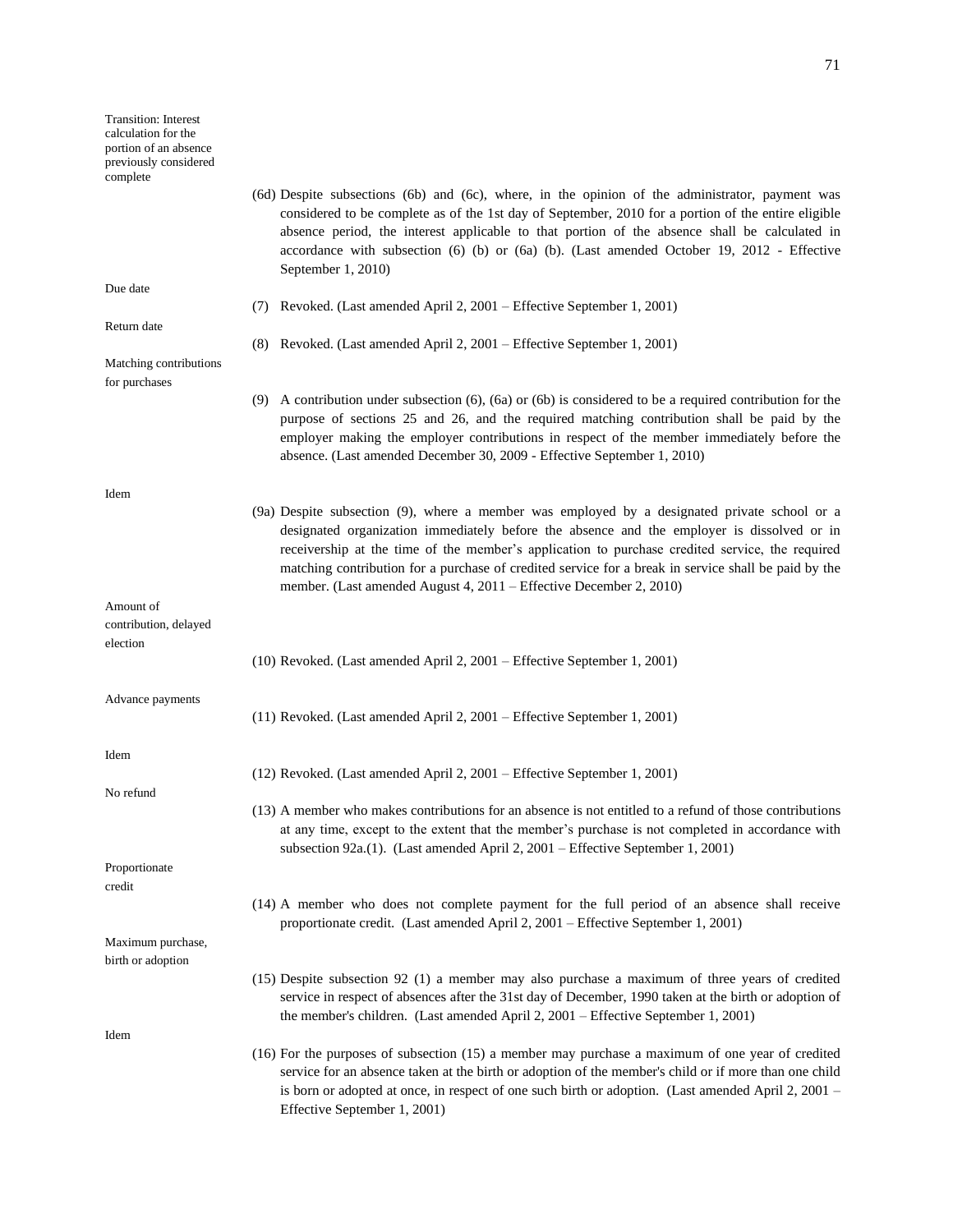Transition: Interest calculation for the portion of an absence previously considered complete

(6d) Despite subsections (6b) and (6c), where, in the opinion of the administrator, payment was considered to be complete as of the 1st day of September, 2010 for a portion of the entire eligible absence period, the interest applicable to that portion of the absence shall be calculated in accordance with subsection (6) (b) or (6a) (b). (Last amended October 19, 2012 - Effective September 1, 2010)

Due date

(7) Revoked. (Last amended April 2, 2001 – Effective September 1, 2001)

Return date

(8) Revoked. (Last amended April 2, 2001 – Effective September 1, 2001)

Matching contributions for purchases

(9) A contribution under subsection (6), (6a) or (6b) is considered to be a required contribution for the purpose of sections 25 and 26, and the required matching contribution shall be paid by the employer making the employer contributions in respect of the member immediately before the absence. (Last amended December 30, 2009 - Effective September 1, 2010)

Idem

(9a) Despite subsection (9), where a member was employed by a designated private school or a designated organization immediately before the absence and the employer is dissolved or in receivership at the time of the member's application to purchase credited service, the required matching contribution for a purchase of credited service for a break in service shall be paid by the member. (Last amended August 4, 2011 – Effective December 2, 2010)

Amount of contribution, delayed election

(10) Revoked. (Last amended April 2, 2001 – Effective September 1, 2001)

Advance payments

(11) Revoked. (Last amended April 2, 2001 – Effective September 1, 2001)

Idem

(12) Revoked. (Last amended April 2, 2001 – Effective September 1, 2001)

No refund

(13) A member who makes contributions for an absence is not entitled to a refund of those contributions at any time, except to the extent that the member's purchase is not completed in accordance with subsection 92a.(1). (Last amended April 2, 2001 – Effective September 1, 2001)

Proportionate credit

(14) A member who does not complete payment for the full period of an absence shall receive proportionate credit. (Last amended April 2, 2001 – Effective September 1, 2001)

Maximum purchase, birth or adoption

(15) Despite subsection 92 (1) a member may also purchase a maximum of three years of credited service in respect of absences after the 31st day of December, 1990 taken at the birth or adoption of the member's children. (Last amended April 2, 2001 – Effective September 1, 2001)

Idem

(16) For the purposes of subsection (15) a member may purchase a maximum of one year of credited service for an absence taken at the birth or adoption of the member's child or if more than one child is born or adopted at once, in respect of one such birth or adoption. (Last amended April 2, 2001 – Effective September 1, 2001)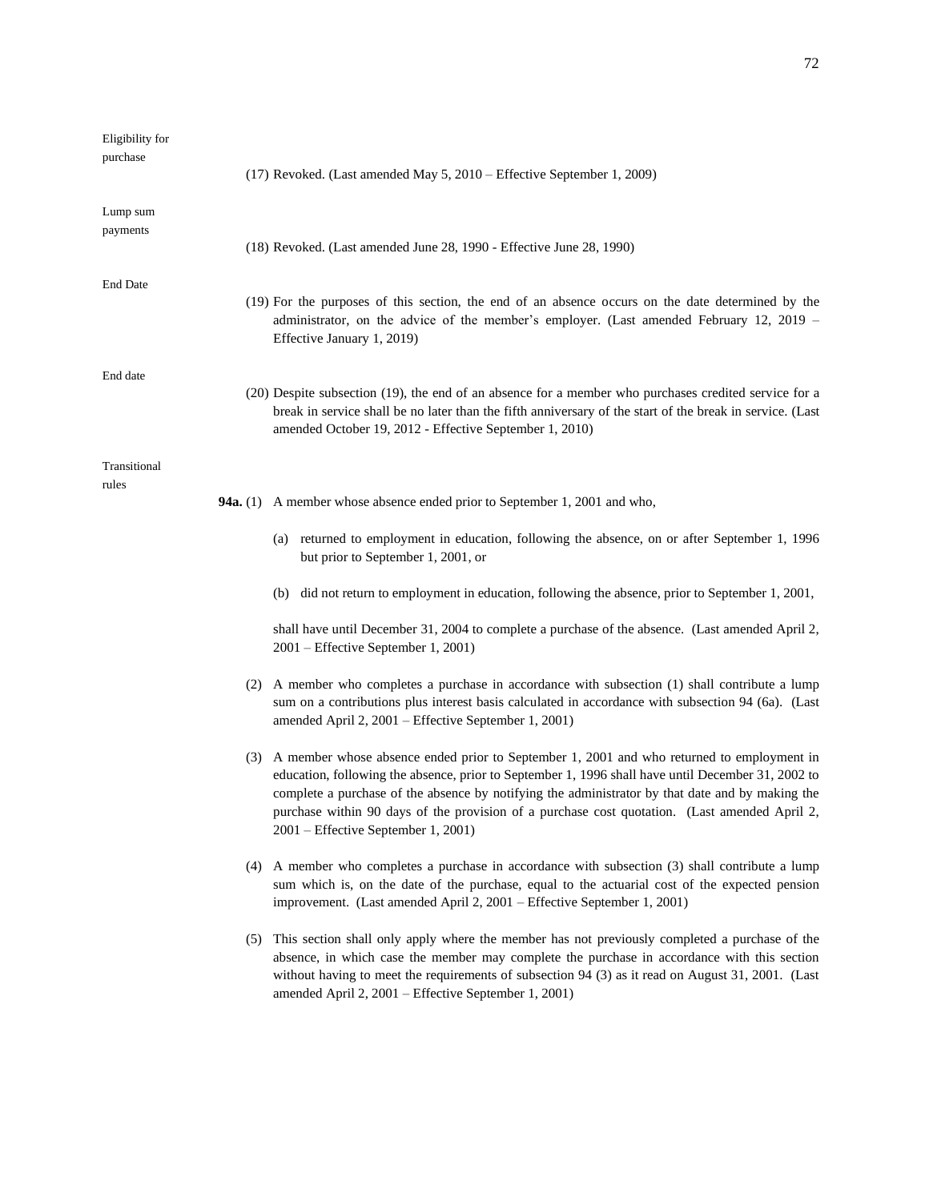Eligibility for purchase

(17) Revoked. (Last amended May 5, 2010 – Effective September 1, 2009)

Lump sum payments

(18) Revoked. (Last amended June 28, 1990 - Effective June 28, 1990)

End Date

(19) For the purposes of this section, the end of an absence occurs on the date determined by the administrator, on the advice of the member's employer. (Last amended February 12, 2019 – Effective January 1, 2019)

End date

(20) Despite subsection (19), the end of an absence for a member who purchases credited service for a break in service shall be no later than the fifth anniversary of the start of the break in service. (Last amended October 19, 2012 - Effective September 1, 2010)

Transitional rules

**94a.** (1) A member whose absence ended prior to September 1, 2001 and who,

(a) returned to employment in education, following the absence, on or after September 1, 1996 but prior to September 1, 2001, or

(b) did not return to employment in education, following the absence, prior to September 1, 2001,

shall have until December 31, 2004 to complete a purchase of the absence. (Last amended April 2, 2001 – Effective September 1, 2001)

(2) A member who completes a purchase in accordance with subsection (1) shall contribute a lump sum on a contributions plus interest basis calculated in accordance with subsection 94 (6a). (Last amended April 2, 2001 – Effective September 1, 2001)

(3) A member whose absence ended prior to September 1, 2001 and who returned to employment in education, following the absence, prior to September 1, 1996 shall have until December 31, 2002 to complete a purchase of the absence by notifying the administrator by that date and by making the purchase within 90 days of the provision of a purchase cost quotation. (Last amended April 2, 2001 – Effective September 1, 2001)

(4) A member who completes a purchase in accordance with subsection (3) shall contribute a lump sum which is, on the date of the purchase, equal to the actuarial cost of the expected pension improvement. (Last amended April 2, 2001 – Effective September 1, 2001)

(5) This section shall only apply where the member has not previously completed a purchase of the absence, in which case the member may complete the purchase in accordance with this section without having to meet the requirements of subsection 94 (3) as it read on August 31, 2001. (Last amended April 2, 2001 – Effective September 1, 2001)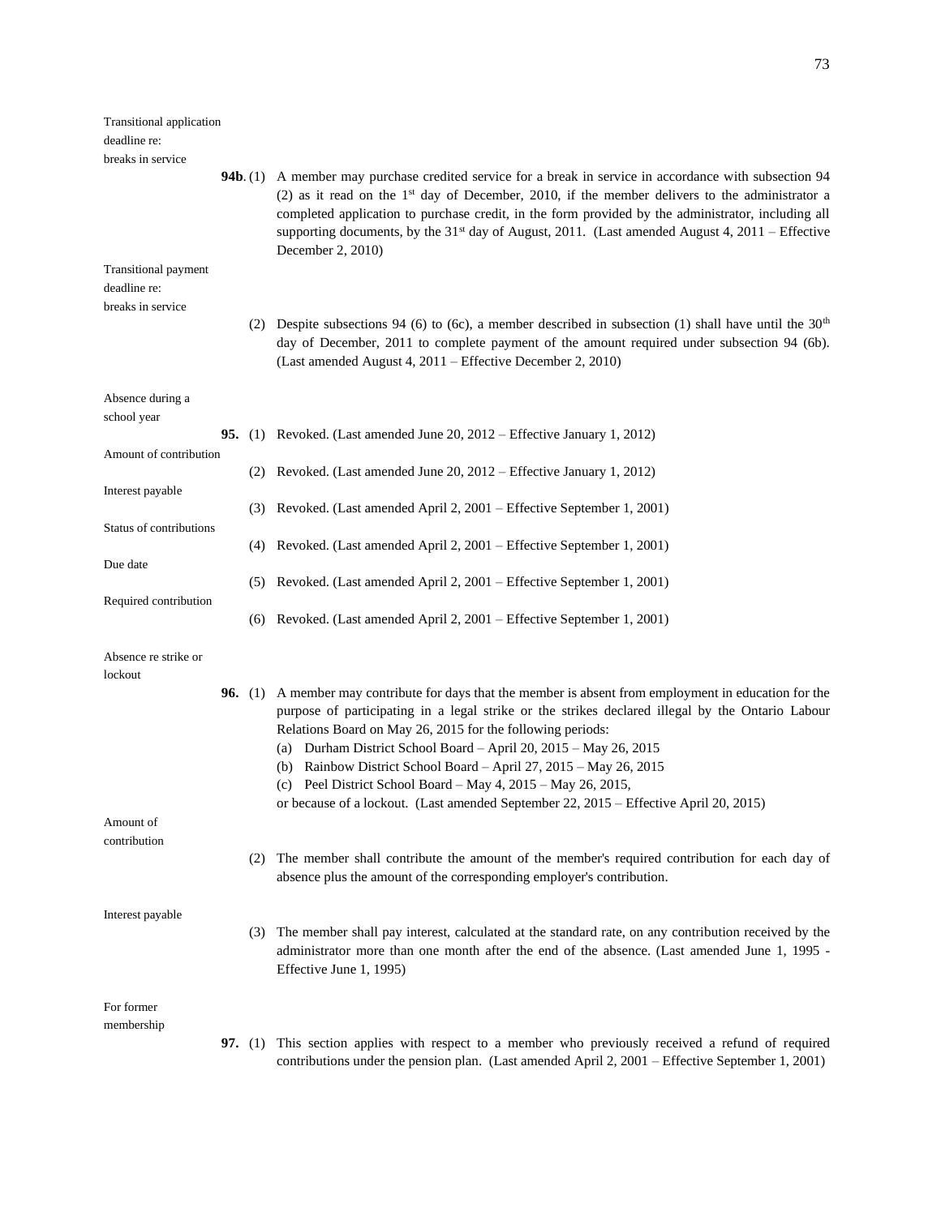Transitional application deadline re: breaks in service

**94b**. (1) A member may purchase credited service for a break in service in accordance with subsection 94 (2) as it read on the 1st day of December, 2010, if the member delivers to the administrator a completed application to purchase credit, in the form provided by the administrator, including all supporting documents, by the 31st day of August, 2011. (Last amended August 4, 2011 – Effective December 2, 2010)

Transitional payment deadline re: breaks in service

(2) Despite subsections 94 (6) to (6c), a member described in subsection (1) shall have until the 30th day of December, 2011 to complete payment of the amount required under subsection 94 (6b). (Last amended August 4, 2011 – Effective December 2, 2010)

Absence during a school year

**95.** (1) Revoked. (Last amended June 20, 2012 – Effective January 1, 2012)

Amount of contribution

(2) Revoked. (Last amended June 20, 2012 – Effective January 1, 2012)

Interest payable

(3) Revoked. (Last amended April 2, 2001 – Effective September 1, 2001)

Status of contributions

(4) Revoked. (Last amended April 2, 2001 – Effective September 1, 2001)

Due date

(5) Revoked. (Last amended April 2, 2001 – Effective September 1, 2001)

Required contribution

(6) Revoked. (Last amended April 2, 2001 – Effective September 1, 2001)

Absence re strike or lockout

**96.** (1) A member may contribute for days that the member is absent from employment in education for the purpose of participating in a legal strike or the strikes declared illegal by the Ontario Labour Relations Board on May 26, 2015 for the following periods:

(a) Durham District School Board – April 20, 2015 – May 26, 2015

(b) Rainbow District School Board – April 27, 2015 – May 26, 2015

(c) Peel District School Board – May 4, 2015 – May 26, 2015,

or because of a lockout. (Last amended September 22, 2015 – Effective April 20, 2015)

Amount of contribution

(2) The member shall contribute the amount of the member's required contribution for each day of absence plus the amount of the corresponding employer's contribution.

Interest payable

(3) The member shall pay interest, calculated at the standard rate, on any contribution received by the administrator more than one month after the end of the absence. (Last amended June 1, 1995 - Effective June 1, 1995)

For former membership

**97.** (1) This section applies with respect to a member who previously received a refund of required contributions under the pension plan. (Last amended April 2, 2001 – Effective September 1, 2001)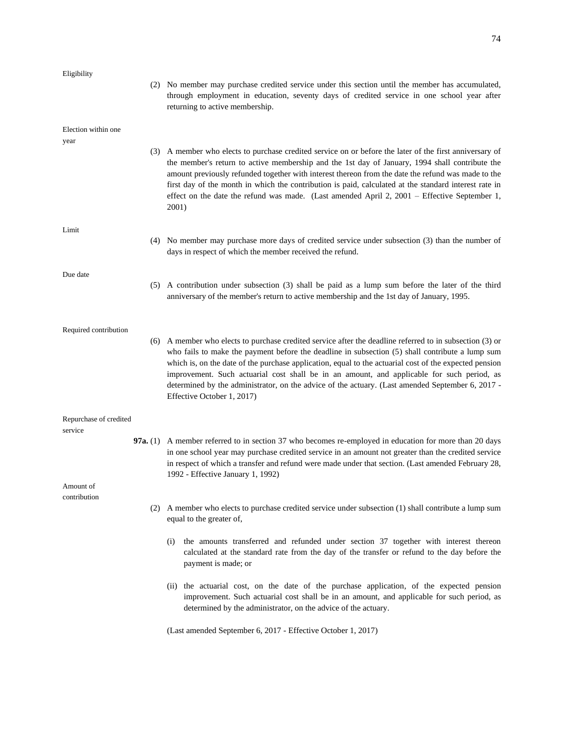Eligibility

(2) No member may purchase credited service under this section until the member has accumulated, through employment in education, seventy days of credited service in one school year after returning to active membership.

Election within one year

(3) A member who elects to purchase credited service on or before the later of the first anniversary of the member's return to active membership and the 1st day of January, 1994 shall contribute the amount previously refunded together with interest thereon from the date the refund was made to the first day of the month in which the contribution is paid, calculated at the standard interest rate in effect on the date the refund was made. (Last amended April 2, 2001 – Effective September 1, 2001)

Limit

(4) No member may purchase more days of credited service under subsection (3) than the number of days in respect of which the member received the refund.

Due date

(5) A contribution under subsection (3) shall be paid as a lump sum before the later of the third anniversary of the member's return to active membership and the 1st day of January, 1995.

Required contribution

(6) A member who elects to purchase credited service after the deadline referred to in subsection (3) or who fails to make the payment before the deadline in subsection (5) shall contribute a lump sum which is, on the date of the purchase application, equal to the actuarial cost of the expected pension improvement. Such actuarial cost shall be in an amount, and applicable for such period, as determined by the administrator, on the advice of the actuary. (Last amended September 6, 2017 - Effective October 1, 2017)

Repurchase of credited service

**97a.** (1) A member referred to in section 37 who becomes re-employed in education for more than 20 days in one school year may purchase credited service in an amount not greater than the credited service in respect of which a transfer and refund were made under that section. (Last amended February 28, 1992 - Effective January 1, 1992)

Amount of contribution

(2) A member who elects to purchase credited service under subsection (1) shall contribute a lump sum equal to the greater of,

(i) the amounts transferred and refunded under section 37 together with interest thereon calculated at the standard rate from the day of the transfer or refund to the day before the payment is made; or

(ii) the actuarial cost, on the date of the purchase application, of the expected pension improvement. Such actuarial cost shall be in an amount, and applicable for such period, as determined by the administrator, on the advice of the actuary.

(Last amended September 6, 2017 - Effective October 1, 2017)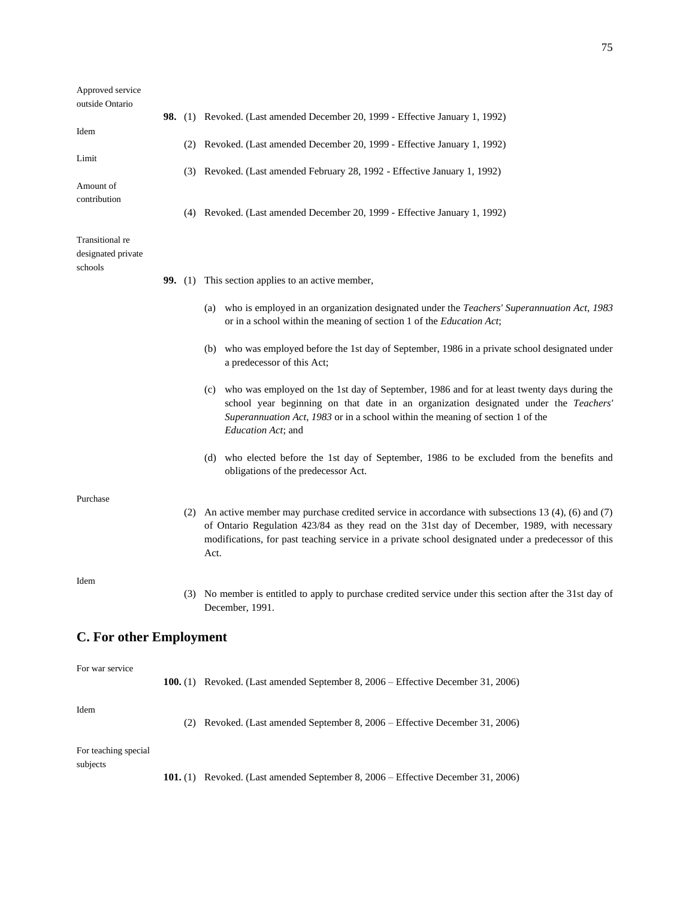Approved service outside Ontario

**98.** (1) Revoked. (Last amended December 20, 1999 - Effective January 1, 1992)

Idem

(2) Revoked. (Last amended December 20, 1999 - Effective January 1, 1992)

Limit

(3) Revoked. (Last amended February 28, 1992 - Effective January 1, 1992)

Amount of contribution

(4) Revoked. (Last amended December 20, 1999 - Effective January 1, 1992)

Transitional re designated private schools

**99.** (1) This section applies to an active member,

(a) who is employed in an organization designated under the *Teachers' Superannuation Act, 1983* or in a school within the meaning of section 1 of the *Education Act*;

(b) who was employed before the 1st day of September, 1986 in a private school designated under a predecessor of this Act;

(c) who was employed on the 1st day of September, 1986 and for at least twenty days during the school year beginning on that date in an organization designated under the *Teachers' Superannuation Act, 1983* or in a school within the meaning of section 1 of the *Education Act*; and

(d) who elected before the 1st day of September, 1986 to be excluded from the benefits and obligations of the predecessor Act.

Purchase

(2) An active member may purchase credited service in accordance with subsections 13 (4), (6) and (7) of Ontario Regulation 423/84 as they read on the 31st day of December, 1989, with necessary modifications, for past teaching service in a private school designated under a predecessor of this Act.

Idem

(3) No member is entitled to apply to purchase credited service under this section after the 31st day of December, 1991.

## C. For other Employment

For war service

**100.** (1) Revoked. (Last amended September 8, 2006 – Effective December 31, 2006)

Idem

(2) Revoked. (Last amended September 8, 2006 – Effective December 31, 2006)

For teaching special subjects

**101.** (1) Revoked. (Last amended September 8, 2006 – Effective December 31, 2006)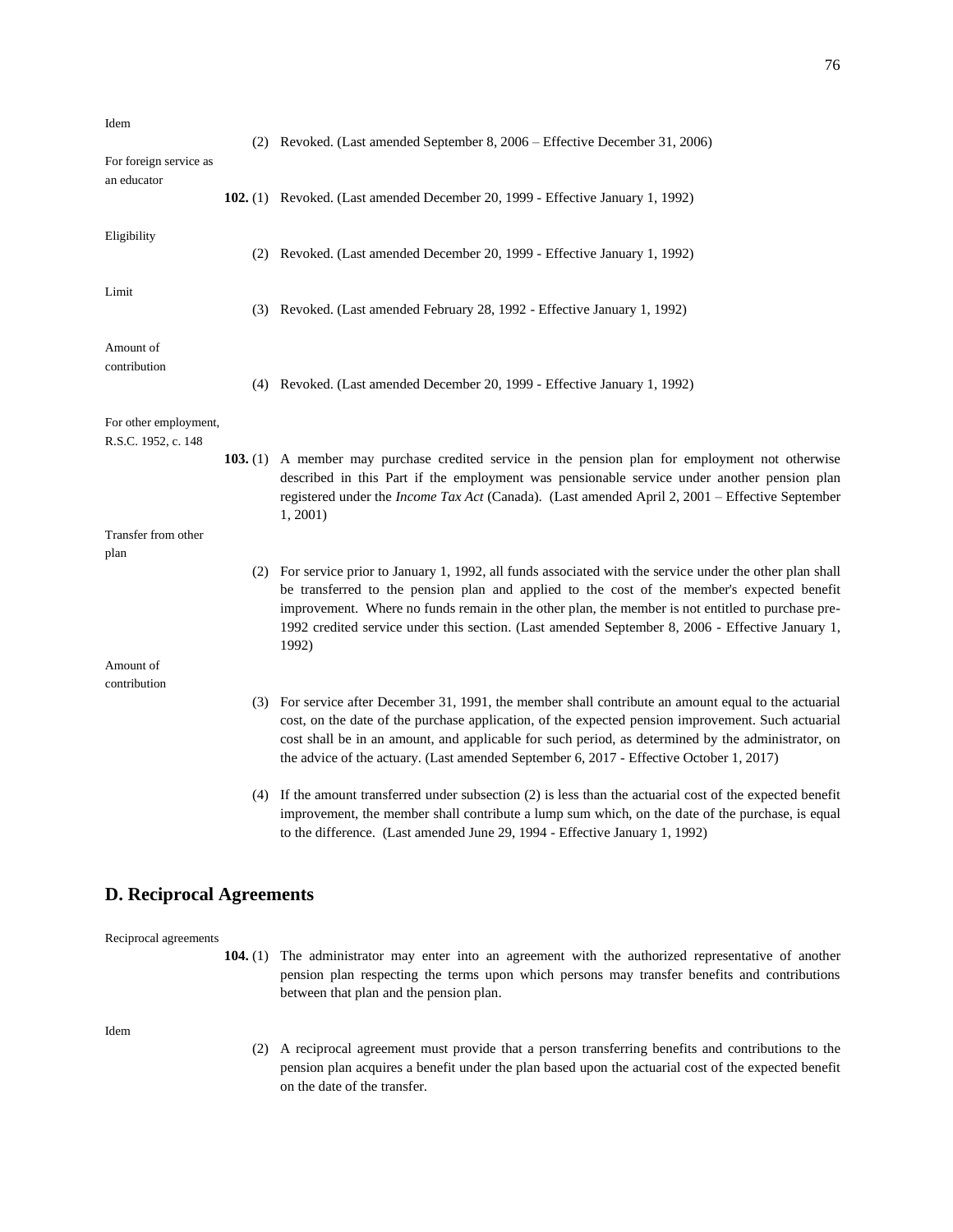Idem

(2) Revoked. (Last amended September 8, 2006 – Effective December 31, 2006)

For foreign service as an educator

**102.** (1) Revoked. (Last amended December 20, 1999 - Effective January 1, 1992)

Eligibility

(2) Revoked. (Last amended December 20, 1999 - Effective January 1, 1992)

Limit

(3) Revoked. (Last amended February 28, 1992 - Effective January 1, 1992)

Amount of contribution

(4) Revoked. (Last amended December 20, 1999 - Effective January 1, 1992)

For other employment, R.S.C. 1952, c. 148

**103.** (1) A member may purchase credited service in the pension plan for employment not otherwise described in this Part if the employment was pensionable service under another pension plan registered under the *Income Tax Act* (Canada). (Last amended April 2, 2001 – Effective September 1, 2001)

Transfer from other plan

(2) For service prior to January 1, 1992, all funds associated with the service under the other plan shall be transferred to the pension plan and applied to the cost of the member's expected benefit improvement. Where no funds remain in the other plan, the member is not entitled to purchase pre-1992 credited service under this section. (Last amended September 8, 2006 - Effective January 1, 1992)

Amount of contribution

(3) For service after December 31, 1991, the member shall contribute an amount equal to the actuarial cost, on the date of the purchase application, of the expected pension improvement. Such actuarial cost shall be in an amount, and applicable for such period, as determined by the administrator, on the advice of the actuary. (Last amended September 6, 2017 - Effective October 1, 2017)

(4) If the amount transferred under subsection (2) is less than the actuarial cost of the expected benefit improvement, the member shall contribute a lump sum which, on the date of the purchase, is equal to the difference. (Last amended June 29, 1994 - Effective January 1, 1992)

## D. Reciprocal Agreements

Reciprocal agreements

**104.** (1) The administrator may enter into an agreement with the authorized representative of another pension plan respecting the terms upon which persons may transfer benefits and contributions between that plan and the pension plan.

Idem

(2) A reciprocal agreement must provide that a person transferring benefits and contributions to the pension plan acquires a benefit under the plan based upon the actuarial cost of the expected benefit on the date of the transfer.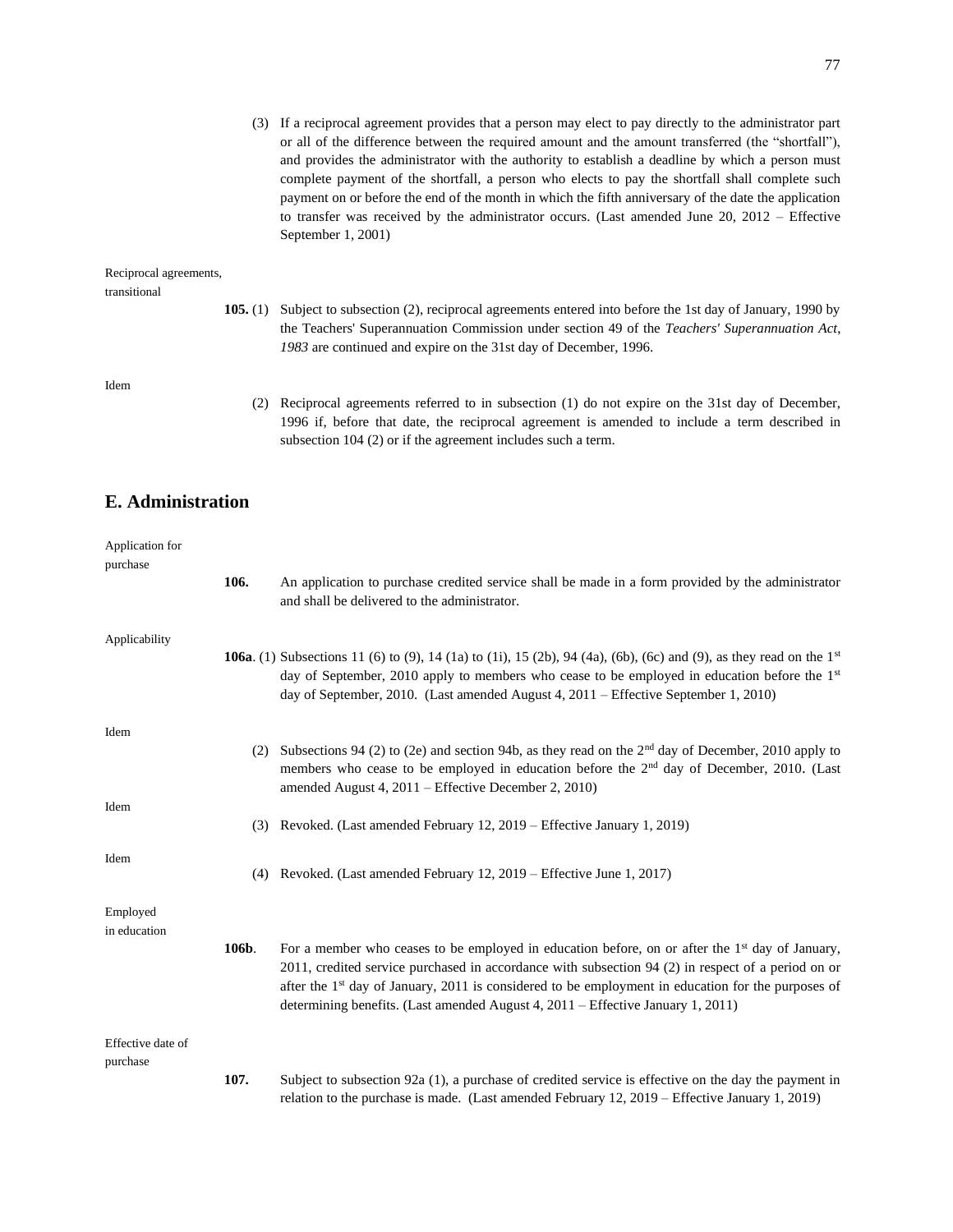(3) If a reciprocal agreement provides that a person may elect to pay directly to the administrator part or all of the difference between the required amount and the amount transferred (the "shortfall"), and provides the administrator with the authority to establish a deadline by which a person must complete payment of the shortfall, a person who elects to pay the shortfall shall complete such payment on or before the end of the month in which the fifth anniversary of the date the application to transfer was received by the administrator occurs. (Last amended June 20, 2012 – Effective September 1, 2001)

Reciprocal agreements, transitional

**105.** (1) Subject to subsection (2), reciprocal agreements entered into before the 1st day of January, 1990 by the Teachers' Superannuation Commission under section 49 of the *Teachers' Superannuation Act, 1983* are continued and expire on the 31st day of December, 1996.

Idem

(2) Reciprocal agreements referred to in subsection (1) do not expire on the 31st day of December, 1996 if, before that date, the reciprocal agreement is amended to include a term described in subsection 104 (2) or if the agreement includes such a term.

## E. Administration

Application for purchase

**106.** An application to purchase credited service shall be made in a form provided by the administrator and shall be delivered to the administrator.

Applicability

**106a**. (1) Subsections 11 (6) to (9), 14 (1a) to (1i), 15 (2b), 94 (4a), (6b), (6c) and (9), as they read on the 1st day of September, 2010 apply to members who cease to be employed in education before the 1st day of September, 2010. (Last amended August 4, 2011 – Effective September 1, 2010)

Idem

(2) Subsections 94 (2) to (2e) and section 94b, as they read on the 2nd day of December, 2010 apply to members who cease to be employed in education before the 2nd day of December, 2010. (Last amended August 4, 2011 – Effective December 2, 2010)

Idem

(3) Revoked. (Last amended February 12, 2019 – Effective January 1, 2019)

Idem

(4) Revoked. (Last amended February 12, 2019 – Effective June 1, 2017)

Employed in education

**106b**. For a member who ceases to be employed in education before, on or after the 1st day of January, 2011, credited service purchased in accordance with subsection 94 (2) in respect of a period on or after the 1st day of January, 2011 is considered to be employment in education for the purposes of determining benefits. (Last amended August 4, 2011 – Effective January 1, 2011)

Effective date of purchase

**107.** Subject to subsection 92a (1), a purchase of credited service is effective on the day the payment in relation to the purchase is made. (Last amended February 12, 2019 – Effective January 1, 2019)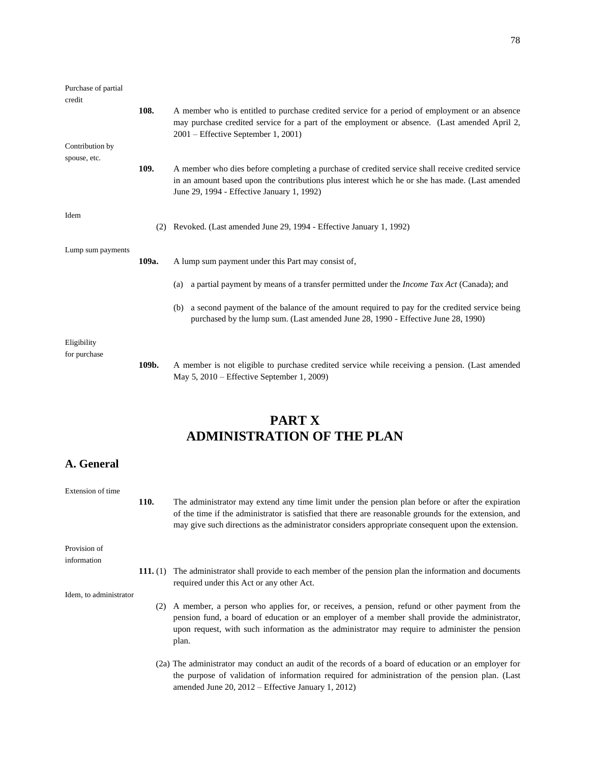Purchase of partial credit

**108.** A member who is entitled to purchase credited service for a period of employment or an absence may purchase credited service for a part of the employment or absence. (Last amended April 2, 2001 – Effective September 1, 2001)

Contribution by spouse, etc.

**109.** A member who dies before completing a purchase of credited service shall receive credited service in an amount based upon the contributions plus interest which he or she has made. (Last amended June 29, 1994 - Effective January 1, 1992)

Idem

(2) Revoked. (Last amended June 29, 1994 - Effective January 1, 1992)

Lump sum payments

**109a.** A lump sum payment under this Part may consist of,

(a) a partial payment by means of a transfer permitted under the *Income Tax Act* (Canada); and

(b) a second payment of the balance of the amount required to pay for the credited service being purchased by the lump sum. (Last amended June 28, 1990 - Effective June 28, 1990)

Eligibility for purchase

**109b.** A member is not eligible to purchase credited service while receiving a pension. (Last amended May 5, 2010 – Effective September 1, 2009)

# PART X ADMINISTRATION OF THE PLAN

## A. General

Extension of time

**110.** The administrator may extend any time limit under the pension plan before or after the expiration of the time if the administrator is satisfied that there are reasonable grounds for the extension, and may give such directions as the administrator considers appropriate consequent upon the extension.

Provision of information

**111.** (1) The administrator shall provide to each member of the pension plan the information and documents required under this Act or any other Act.

Idem, to administrator

(2) A member, a person who applies for, or receives, a pension, refund or other payment from the pension fund, a board of education or an employer of a member shall provide the administrator, upon request, with such information as the administrator may require to administer the pension plan.

(2a) The administrator may conduct an audit of the records of a board of education or an employer for the purpose of validation of information required for administration of the pension plan. (Last amended June 20, 2012 – Effective January 1, 2012)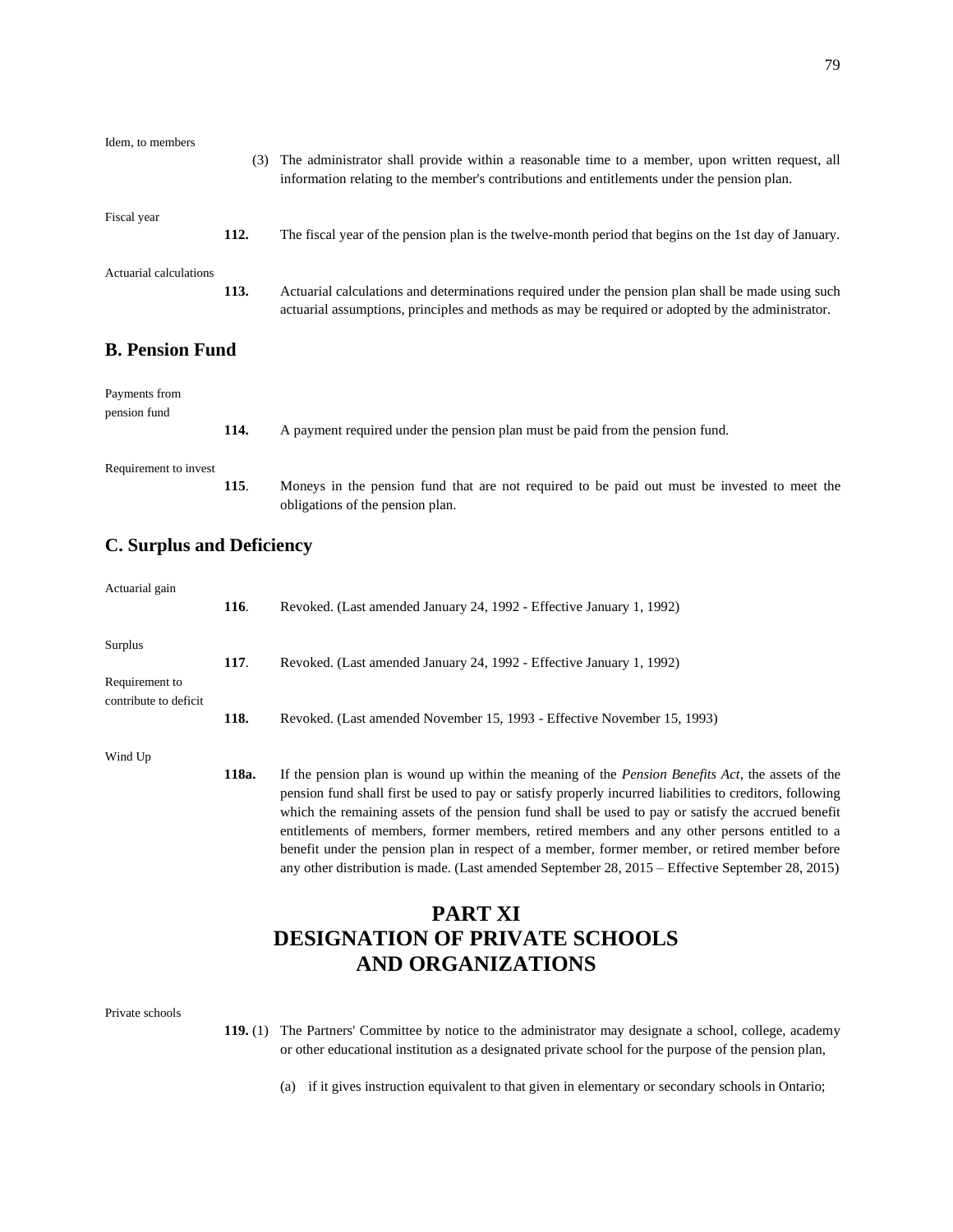Idem, to members

(3) The administrator shall provide within a reasonable time to a member, upon written request, all information relating to the member's contributions and entitlements under the pension plan.

Fiscal year

**112.** The fiscal year of the pension plan is the twelve-month period that begins on the 1st day of January.

Actuarial calculations

**113.** Actuarial calculations and determinations required under the pension plan shall be made using such actuarial assumptions, principles and methods as may be required or adopted by the administrator.

## B. Pension Fund

Payments from pension fund

**114.** A payment required under the pension plan must be paid from the pension fund.

Requirement to invest

**115**. Moneys in the pension fund that are not required to be paid out must be invested to meet the obligations of the pension plan.

## C. Surplus and Deficiency

Actuarial gain

**116**. Revoked. (Last amended January 24, 1992 - Effective January 1, 1992)

Surplus

**117**. Revoked. (Last amended January 24, 1992 - Effective January 1, 1992)

Requirement to contribute to deficit

**118.** Revoked. (Last amended November 15, 1993 - Effective November 15, 1993)

Wind Up

**118a.** If the pension plan is wound up within the meaning of the *Pension Benefits Act*, the assets of the pension fund shall first be used to pay or satisfy properly incurred liabilities to creditors, following which the remaining assets of the pension fund shall be used to pay or satisfy the accrued benefit entitlements of members, former members, retired members and any other persons entitled to a benefit under the pension plan in respect of a member, former member, or retired member before any other distribution is made. (Last amended September 28, 2015 – Effective September 28, 2015)

# PART XI
# DESIGNATION OF PRIVATE SCHOOLS AND ORGANIZATIONS

Private schools

**119.** (1) The Partners' Committee by notice to the administrator may designate a school, college, academy or other educational institution as a designated private school for the purpose of the pension plan,

(a) if it gives instruction equivalent to that given in elementary or secondary schools in Ontario;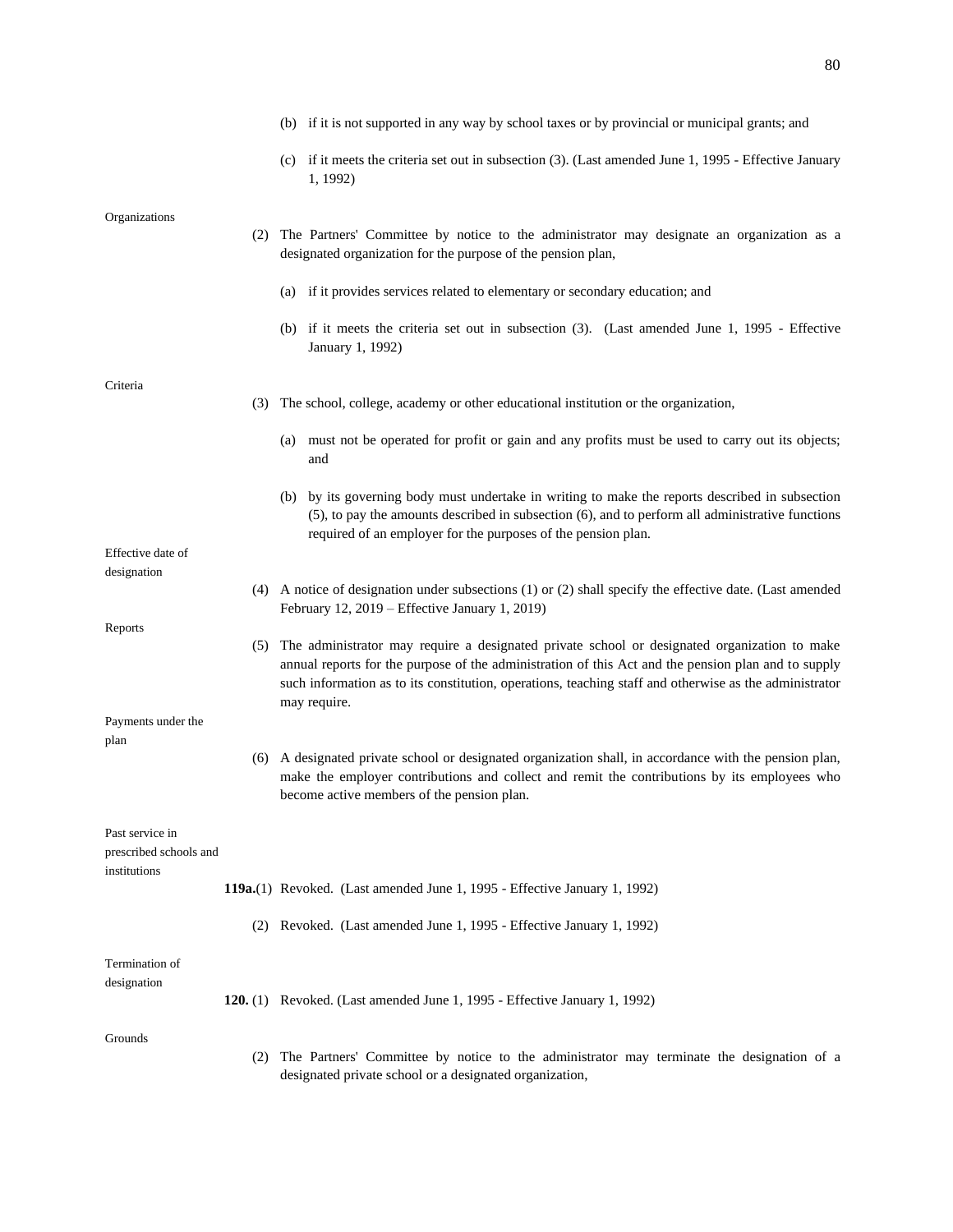(b) if it is not supported in any way by school taxes or by provincial or municipal grants; and

(c) if it meets the criteria set out in subsection (3). (Last amended June 1, 1995 - Effective January 1, 1992)

Organizations

(2) The Partners' Committee by notice to the administrator may designate an organization as a designated organization for the purpose of the pension plan,

(a) if it provides services related to elementary or secondary education; and

(b) if it meets the criteria set out in subsection (3). (Last amended June 1, 1995 - Effective January 1, 1992)

Criteria

(3) The school, college, academy or other educational institution or the organization,

(a) must not be operated for profit or gain and any profits must be used to carry out its objects; and

(b) by its governing body must undertake in writing to make the reports described in subsection (5), to pay the amounts described in subsection (6), and to perform all administrative functions required of an employer for the purposes of the pension plan.

Effective date of designation

(4) A notice of designation under subsections (1) or (2) shall specify the effective date. (Last amended February 12, 2019 – Effective January 1, 2019)

Reports

(5) The administrator may require a designated private school or designated organization to make annual reports for the purpose of the administration of this Act and the pension plan and to supply such information as to its constitution, operations, teaching staff and otherwise as the administrator may require.

Payments under the plan

(6) A designated private school or designated organization shall, in accordance with the pension plan, make the employer contributions and collect and remit the contributions by its employees who become active members of the pension plan.

Past service in prescribed schools and institutions

**119a.**(1) Revoked. (Last amended June 1, 1995 - Effective January 1, 1992)

(2) Revoked. (Last amended June 1, 1995 - Effective January 1, 1992)

Termination of designation

**120.** (1) Revoked. (Last amended June 1, 1995 - Effective January 1, 1992)

Grounds

(2) The Partners' Committee by notice to the administrator may terminate the designation of a designated private school or a designated organization,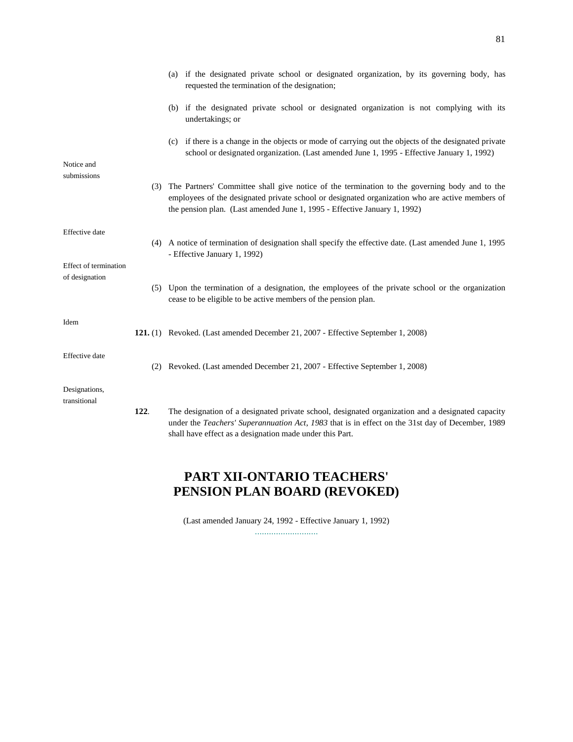(a) if the designated private school or designated organization, by its governing body, has requested the termination of the designation;

(b) if the designated private school or designated organization is not complying with its undertakings; or

(c) if there is a change in the objects or mode of carrying out the objects of the designated private school or designated organization. (Last amended June 1, 1995 - Effective January 1, 1992)

Notice and submissions

(3) The Partners' Committee shall give notice of the termination to the governing body and to the employees of the designated private school or designated organization who are active members of the pension plan. (Last amended June 1, 1995 - Effective January 1, 1992)

Effective date

(4) A notice of termination of designation shall specify the effective date. (Last amended June 1, 1995 - Effective January 1, 1992)

Effect of termination of designation

(5) Upon the termination of a designation, the employees of the private school or the organization cease to be eligible to be active members of the pension plan.

Idem

**121.** (1) Revoked. (Last amended December 21, 2007 - Effective September 1, 2008)

Effective date

(2) Revoked. (Last amended December 21, 2007 - Effective September 1, 2008)

Designations, transitional

**122**. The designation of a designated private school, designated organization and a designated capacity under the *Teachers' Superannuation Act, 1983* that is in effect on the 31st day of December, 1989 shall have effect as a designation made under this Part.

# PART XII-ONTARIO TEACHERS' PENSION PLAN BOARD (REVOKED)

(Last amended January 24, 1992 - Effective January 1, 1992)

...........................